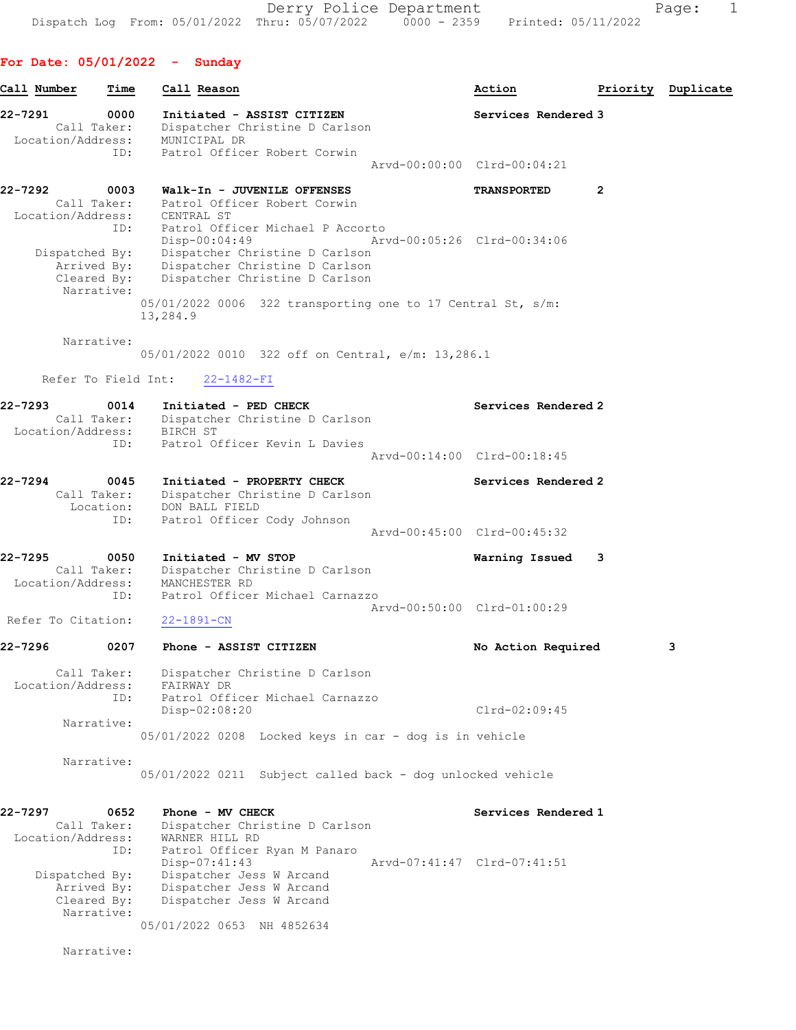Derry Police Department

Dispatch Log From: 05/01/2022 Thru: 05/07/2022 0000 - 2359 Printed: 05/11/2022

## For Date: 05/01/2022 - Sunday

| Call Number | Time | Call Reason | Action | Priority | Duplicate |
|---|---|---|---|---|---|

**22-7291** 0000 **Initiated - ASSIST CITIZEN** — Services Rendered 3

Call Taker: Dispatcher Christine D Carlson
Location/Address: MUNICIPAL DR
ID: Patrol Officer Robert Corwin
Arvd-00:00:00 Clrd-00:04:21

**22-7292** 0003 **Walk-In - JUVENILE OFFENSES** — TRANSPORTED 2

Call Taker: Patrol Officer Robert Corwin
Location/Address: CENTRAL ST
ID: Patrol Officer Michael P Accorto
Disp-00:04:49 Arvd-00:05:26 Clrd-00:34:06
Dispatched By: Dispatcher Christine D Carlson
Arrived By: Dispatcher Christine D Carlson
Cleared By: Dispatcher Christine D Carlson
Narrative:
05/01/2022 0006 322 transporting one to 17 Central St, s/m: 13,284.9

Narrative:
05/01/2022 0010 322 off on Central, e/m: 13,286.1

Refer To Field Int: 22-1482-FI

**22-7293** 0014 **Initiated - PED CHECK** — Services Rendered 2

Call Taker: Dispatcher Christine D Carlson
Location/Address: BIRCH ST
ID: Patrol Officer Kevin L Davies
Arvd-00:14:00 Clrd-00:18:45

**22-7294** 0045 **Initiated - PROPERTY CHECK** — Services Rendered 2

Call Taker: Dispatcher Christine D Carlson
Location: DON BALL FIELD
ID: Patrol Officer Cody Johnson
Arvd-00:45:00 Clrd-00:45:32

**22-7295** 0050 **Initiated - MV STOP** — Warning Issued 3

Call Taker: Dispatcher Christine D Carlson
Location/Address: MANCHESTER RD
ID: Patrol Officer Michael Carnazzo
Arvd-00:50:00 Clrd-01:00:29
Refer To Citation: 22-1891-CN

**22-7296** 0207 **Phone - ASSIST CITIZEN** — No Action Required 3

Call Taker: Dispatcher Christine D Carlson
Location/Address: FAIRWAY DR
ID: Patrol Officer Michael Carnazzo
Disp-02:08:20 Clrd-02:09:45
Narrative:
05/01/2022 0208 Locked keys in car - dog is in vehicle

Narrative:
05/01/2022 0211 Subject called back - dog unlocked vehicle

**22-7297** 0652 **Phone - MV CHECK** — Services Rendered 1

Call Taker: Dispatcher Christine D Carlson
Location/Address: WARNER HILL RD
ID: Patrol Officer Ryan M Panaro
Disp-07:41:43 Arvd-07:41:47 Clrd-07:41:51
Dispatched By: Dispatcher Jess W Arcand
Arrived By: Dispatcher Jess W Arcand
Cleared By: Dispatcher Jess W Arcand
Narrative:
05/01/2022 0653 NH 4852634

Narrative: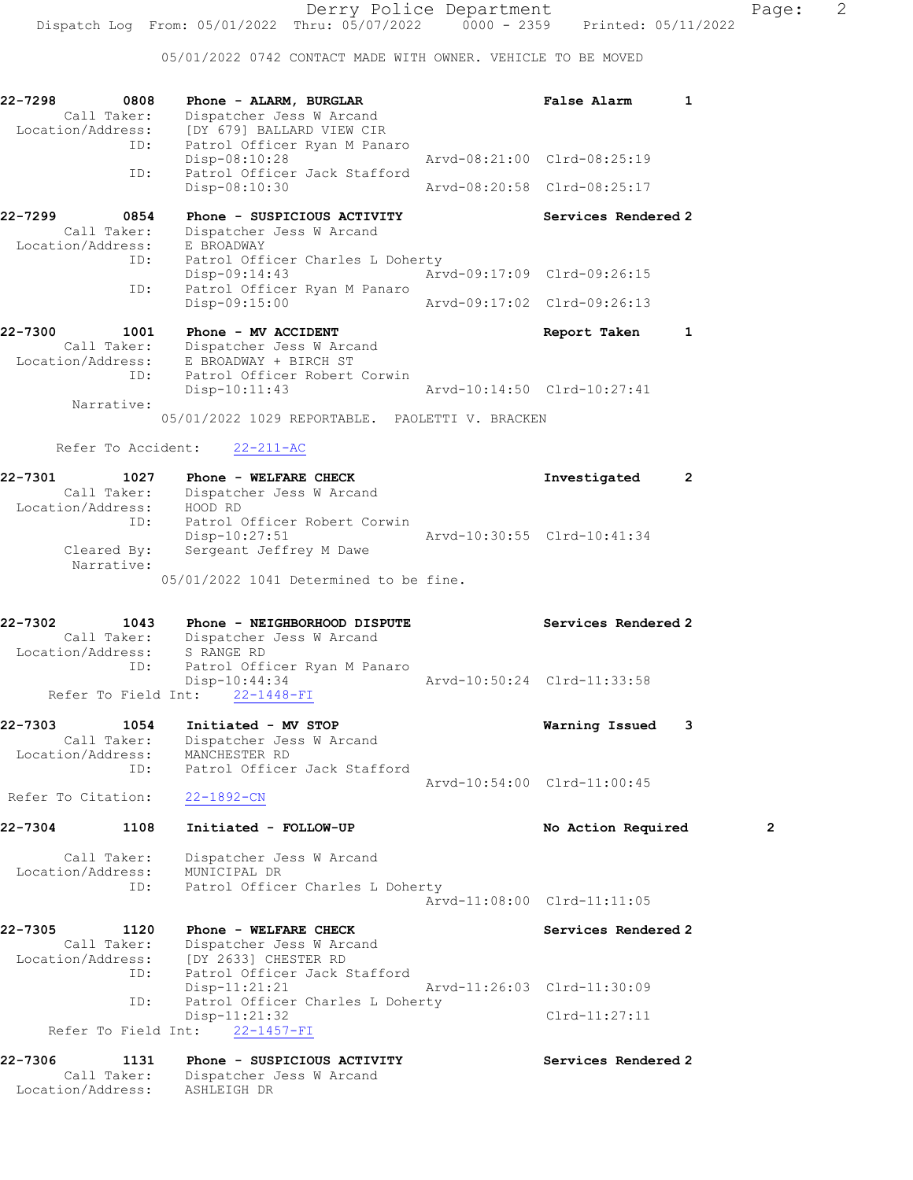05/01/2022 0742 CONTACT MADE WITH OWNER. VEHICLE TO BE MOVED

```
22-7298        0808    Phone - ALARM, BURGLAR                    False Alarm      1
      Call Taker:      Dispatcher Jess W Arcand
  Location/Address:    [DY 679] BALLARD VIEW CIR
               ID:     Patrol Officer Ryan M Panaro
                       Disp-08:10:28              Arvd-08:21:00  Clrd-08:25:19
               ID:     Patrol Officer Jack Stafford
                       Disp-08:10:30              Arvd-08:20:58  Clrd-08:25:17

22-7299        0854    Phone - SUSPICIOUS ACTIVITY               Services Rendered 2
      Call Taker:      Dispatcher Jess W Arcand
  Location/Address:    E BROADWAY
               ID:     Patrol Officer Charles L Doherty
                       Disp-09:14:43              Arvd-09:17:09  Clrd-09:26:15
               ID:     Patrol Officer Ryan M Panaro
                       Disp-09:15:00              Arvd-09:17:02  Clrd-09:26:13

22-7300        1001    Phone - MV ACCIDENT                       Report Taken     1
      Call Taker:      Dispatcher Jess W Arcand
  Location/Address:    E BROADWAY + BIRCH ST
               ID:     Patrol Officer Robert Corwin
                       Disp-10:11:43              Arvd-10:14:50  Clrd-10:27:41
       Narrative:
                  05/01/2022 1029 REPORTABLE.  PAOLETTI V. BRACKEN

      Refer To Accident:    22-211-AC

22-7301        1027    Phone - WELFARE CHECK                     Investigated     2
      Call Taker:      Dispatcher Jess W Arcand
  Location/Address:    HOOD RD
               ID:     Patrol Officer Robert Corwin
                       Disp-10:27:51              Arvd-10:30:55  Clrd-10:41:34
      Cleared By:      Sergeant Jeffrey M Dawe
       Narrative:
                  05/01/2022 1041 Determined to be fine.

22-7302        1043    Phone - NEIGHBORHOOD DISPUTE              Services Rendered 2
      Call Taker:      Dispatcher Jess W Arcand
  Location/Address:    S RANGE RD
               ID:     Patrol Officer Ryan M Panaro
                       Disp-10:44:34              Arvd-10:50:24  Clrd-11:33:58
     Refer To Field Int:    22-1448-FI

22-7303        1054    Initiated - MV STOP                       Warning Issued   3
      Call Taker:      Dispatcher Jess W Arcand
  Location/Address:    MANCHESTER RD
               ID:     Patrol Officer Jack Stafford
                                                  Arvd-10:54:00  Clrd-11:00:45
 Refer To Citation:    22-1892-CN

22-7304        1108    Initiated - FOLLOW-UP                     No Action Required        2

      Call Taker:      Dispatcher Jess W Arcand
  Location/Address:    MUNICIPAL DR
               ID:     Patrol Officer Charles L Doherty
                                                  Arvd-11:08:00  Clrd-11:11:05

22-7305        1120    Phone - WELFARE CHECK                     Services Rendered 2
      Call Taker:      Dispatcher Jess W Arcand
  Location/Address:    [DY 2633] CHESTER RD
               ID:     Patrol Officer Jack Stafford
                       Disp-11:21:21              Arvd-11:26:03  Clrd-11:30:09
               ID:     Patrol Officer Charles L Doherty
                       Disp-11:21:32                             Clrd-11:27:11
     Refer To Field Int:    22-1457-FI

22-7306        1131    Phone - SUSPICIOUS ACTIVITY               Services Rendered 2
      Call Taker:      Dispatcher Jess W Arcand
  Location/Address:    ASHLEIGH DR
```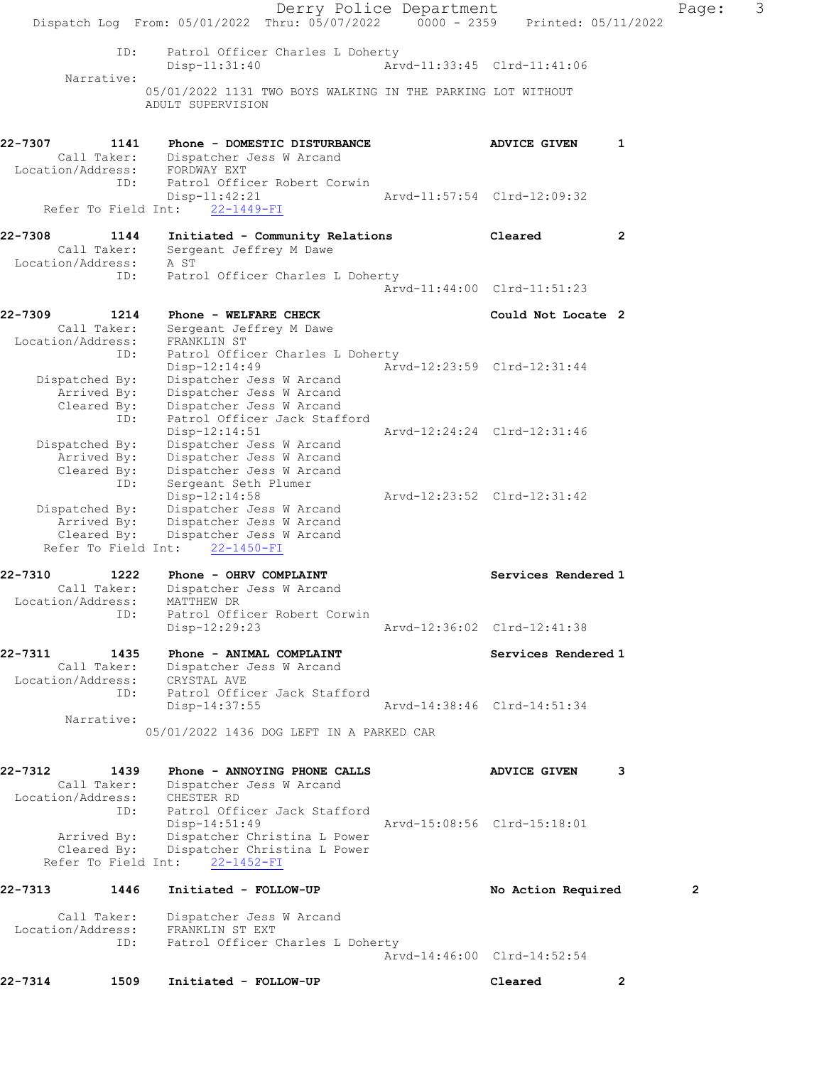```
            ID:     Patrol Officer Charles L Doherty
                    Disp-11:31:40                   Arvd-11:33:45  Clrd-11:41:06
        Narrative:
                   05/01/2022 1131 TWO BOYS WALKING IN THE PARKING LOT WITHOUT
                   ADULT SUPERVISION

22-7307        1141    Phone - DOMESTIC DISTURBANCE                ADVICE GIVEN        1
        Call Taker:    Dispatcher Jess W Arcand
  Location/Address:    FORDWAY EXT
                ID:    Patrol Officer Robert Corwin
                       Disp-11:42:21                   Arvd-11:57:54  Clrd-12:09:32
    Refer To Field Int:     22-1449-FI

22-7308        1144    Initiated - Community Relations             Cleared             2
        Call Taker:    Sergeant Jeffrey M Dawe
  Location/Address:    A ST
                ID:    Patrol Officer Charles L Doherty
                                                       Arvd-11:44:00  Clrd-11:51:23

22-7309        1214    Phone - WELFARE CHECK                       Could Not Locate  2
        Call Taker:    Sergeant Jeffrey M Dawe
  Location/Address:    FRANKLIN ST
                ID:    Patrol Officer Charles L Doherty
                       Disp-12:14:49                   Arvd-12:23:59  Clrd-12:31:44
     Dispatched By:    Dispatcher Jess W Arcand
        Arrived By:    Dispatcher Jess W Arcand
        Cleared By:    Dispatcher Jess W Arcand
                ID:    Patrol Officer Jack Stafford
                       Disp-12:14:51                   Arvd-12:24:24  Clrd-12:31:46
     Dispatched By:    Dispatcher Jess W Arcand
        Arrived By:    Dispatcher Jess W Arcand
        Cleared By:    Dispatcher Jess W Arcand
                ID:    Sergeant Seth Plumer
                       Disp-12:14:58                   Arvd-12:23:52  Clrd-12:31:42
     Dispatched By:    Dispatcher Jess W Arcand
        Arrived By:    Dispatcher Jess W Arcand
        Cleared By:    Dispatcher Jess W Arcand
    Refer To Field Int:     22-1450-FI

22-7310        1222    Phone - OHRV COMPLAINT                      Services Rendered 1
        Call Taker:    Dispatcher Jess W Arcand
  Location/Address:    MATTHEW DR
                ID:    Patrol Officer Robert Corwin
                       Disp-12:29:23                   Arvd-12:36:02  Clrd-12:41:38

22-7311        1435    Phone - ANIMAL COMPLAINT                    Services Rendered 1
        Call Taker:    Dispatcher Jess W Arcand
  Location/Address:    CRYSTAL AVE
                ID:    Patrol Officer Jack Stafford
                       Disp-14:37:55                   Arvd-14:38:46  Clrd-14:51:34
        Narrative:
                   05/01/2022 1436 DOG LEFT IN A PARKED CAR

22-7312        1439    Phone - ANNOYING PHONE CALLS                ADVICE GIVEN        3
        Call Taker:    Dispatcher Jess W Arcand
  Location/Address:    CHESTER RD
                ID:    Patrol Officer Jack Stafford
                       Disp-14:51:49                   Arvd-15:08:56  Clrd-15:18:01
        Arrived By:    Dispatcher Christina L Power
        Cleared By:    Dispatcher Christina L Power
    Refer To Field Int:     22-1452-FI

22-7313        1446    Initiated - FOLLOW-UP                       No Action Required          2

        Call Taker:    Dispatcher Jess W Arcand
  Location/Address:    FRANKLIN ST EXT
                ID:    Patrol Officer Charles L Doherty
                                                       Arvd-14:46:00  Clrd-14:52:54

22-7314        1509    Initiated - FOLLOW-UP                       Cleared             2
```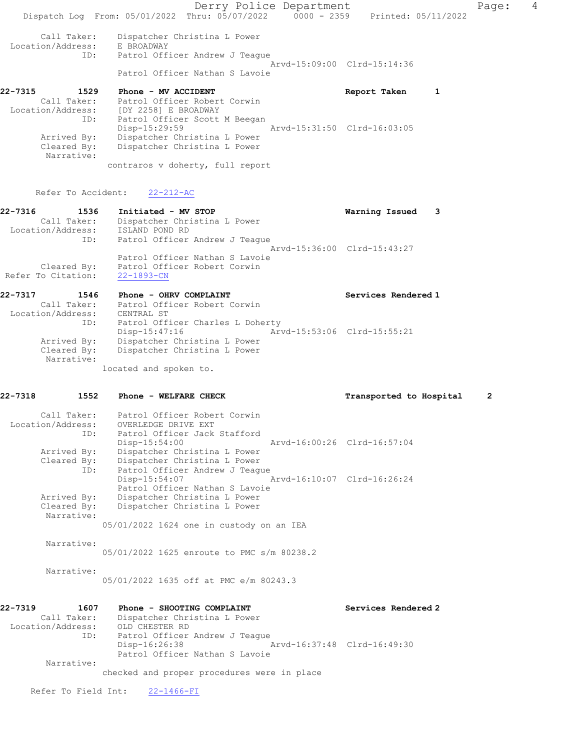Call Taker: Dispatcher Christina L Power
Location/Address: E BROADWAY
ID: Patrol Officer Andrew J Teague
Arvd-15:09:00 Clrd-15:14:36
Patrol Officer Nathan S Lavoie

**22-7315 1529 Phone - MV ACCIDENT** Report Taken 1
Call Taker: Patrol Officer Robert Corwin
Location/Address: [DY 2258] E BROADWAY
ID: Patrol Officer Scott M Beegan
Disp-15:29:59 Arvd-15:31:50 Clrd-16:03:05
Arrived By: Dispatcher Christina L Power
Cleared By: Dispatcher Christina L Power
Narrative:
contraros v doherty, full report

Refer To Accident: 22-212-AC

**22-7316 1536 Initiated - MV STOP** Warning Issued 3
Call Taker: Dispatcher Christina L Power
Location/Address: ISLAND POND RD
ID: Patrol Officer Andrew J Teague
Arvd-15:36:00 Clrd-15:43:27
Patrol Officer Nathan S Lavoie
Cleared By: Patrol Officer Robert Corwin
Refer To Citation: 22-1893-CN

**22-7317 1546 Phone - OHRV COMPLAINT** Services Rendered 1
Call Taker: Patrol Officer Robert Corwin
Location/Address: CENTRAL ST
ID: Patrol Officer Charles L Doherty
Disp-15:47:16 Arvd-15:53:06 Clrd-15:55:21
Arrived By: Dispatcher Christina L Power
Cleared By: Dispatcher Christina L Power
Narrative:
located and spoken to.

**22-7318 1552 Phone - WELFARE CHECK** Transported to Hospital 2
Call Taker: Patrol Officer Robert Corwin
Location/Address: OVERLEDGE DRIVE EXT
ID: Patrol Officer Jack Stafford
Disp-15:54:00 Arvd-16:00:26 Clrd-16:57:04
Arrived By: Dispatcher Christina L Power
Cleared By: Dispatcher Christina L Power
ID: Patrol Officer Andrew J Teague
Disp-15:54:07 Arvd-16:10:07 Clrd-16:26:24
Patrol Officer Nathan S Lavoie
Arrived By: Dispatcher Christina L Power
Cleared By: Dispatcher Christina L Power
Narrative:
05/01/2022 1624 one in custody on an IEA

Narrative:
05/01/2022 1625 enroute to PMC s/m 80238.2

Narrative:
05/01/2022 1635 off at PMC e/m 80243.3

**22-7319 1607 Phone - SHOOTING COMPLAINT** Services Rendered 2
Call Taker: Dispatcher Christina L Power
Location/Address: OLD CHESTER RD
ID: Patrol Officer Andrew J Teague
Disp-16:26:38 Arvd-16:37:48 Clrd-16:49:30
Patrol Officer Nathan S Lavoie
Narrative:
checked and proper procedures were in place

Refer To Field Int: 22-1466-FI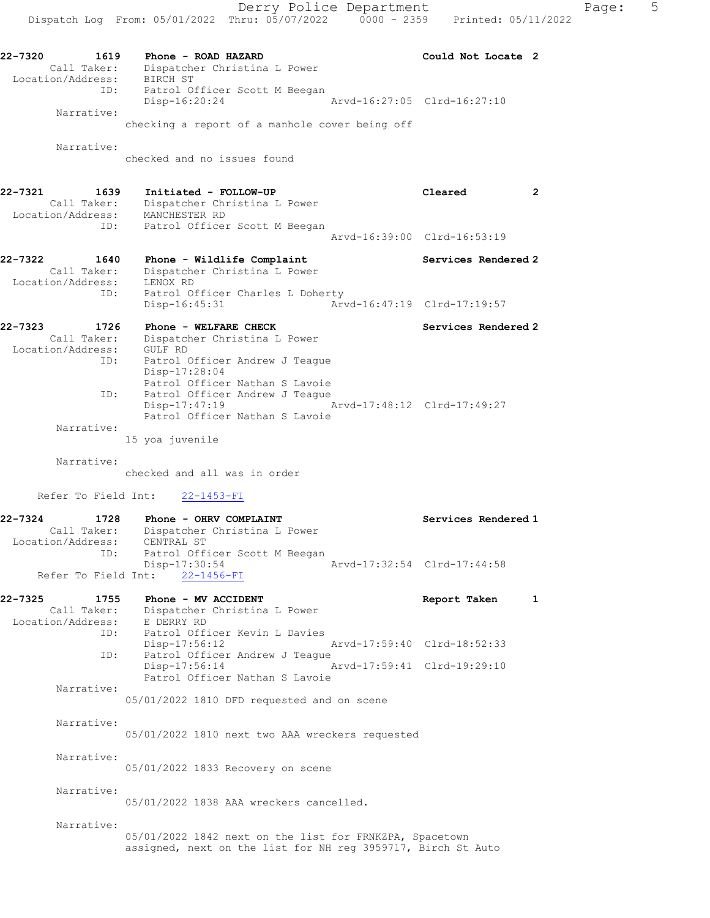22-7320 1619 Phone - ROAD HAZARD Could Not Locate 2
Call Taker: Dispatcher Christina L Power
Location/Address: BIRCH ST
ID: Patrol Officer Scott M Beegan
Disp-16:20:24 Arvd-16:27:05 Clrd-16:27:10
Narrative:
checking a report of a manhole cover being off

Narrative:
checked and no issues found

22-7321 1639 Initiated - FOLLOW-UP Cleared 2
Call Taker: Dispatcher Christina L Power
Location/Address: MANCHESTER RD
ID: Patrol Officer Scott M Beegan
Arvd-16:39:00 Clrd-16:53:19

22-7322 1640 Phone - Wildlife Complaint Services Rendered 2
Call Taker: Dispatcher Christina L Power
Location/Address: LENOX RD
ID: Patrol Officer Charles L Doherty
Disp-16:45:31 Arvd-16:47:19 Clrd-17:19:57

22-7323 1726 Phone - WELFARE CHECK Services Rendered 2
Call Taker: Dispatcher Christina L Power
Location/Address: GULF RD
ID: Patrol Officer Andrew J Teague
Disp-17:28:04
Patrol Officer Nathan S Lavoie
ID: Patrol Officer Andrew J Teague
Disp-17:47:19 Arvd-17:48:12 Clrd-17:49:27
Patrol Officer Nathan S Lavoie
Narrative:
15 yoa juvenile

Narrative:
checked and all was in order

Refer To Field Int: 22-1453-FI

22-7324 1728 Phone - OHRV COMPLAINT Services Rendered 1
Call Taker: Dispatcher Christina L Power
Location/Address: CENTRAL ST
ID: Patrol Officer Scott M Beegan
Disp-17:30:54 Arvd-17:32:54 Clrd-17:44:58
Refer To Field Int: 22-1456-FI

22-7325 1755 Phone - MV ACCIDENT Report Taken 1
Call Taker: Dispatcher Christina L Power
Location/Address: E DERRY RD
ID: Patrol Officer Kevin L Davies
Disp-17:56:12 Arvd-17:59:40 Clrd-18:52:33
ID: Patrol Officer Andrew J Teague
Disp-17:56:14 Arvd-17:59:41 Clrd-19:29:10
Patrol Officer Nathan S Lavoie
Narrative:
05/01/2022 1810 DFD requested and on scene

Narrative:
05/01/2022 1810 next two AAA wreckers requested

Narrative:
05/01/2022 1833 Recovery on scene

Narrative:
05/01/2022 1838 AAA wreckers cancelled.

Narrative:
05/01/2022 1842 next on the list for FRNKZPA, Spacetown assigned, next on the list for NH reg 3959717, Birch St Auto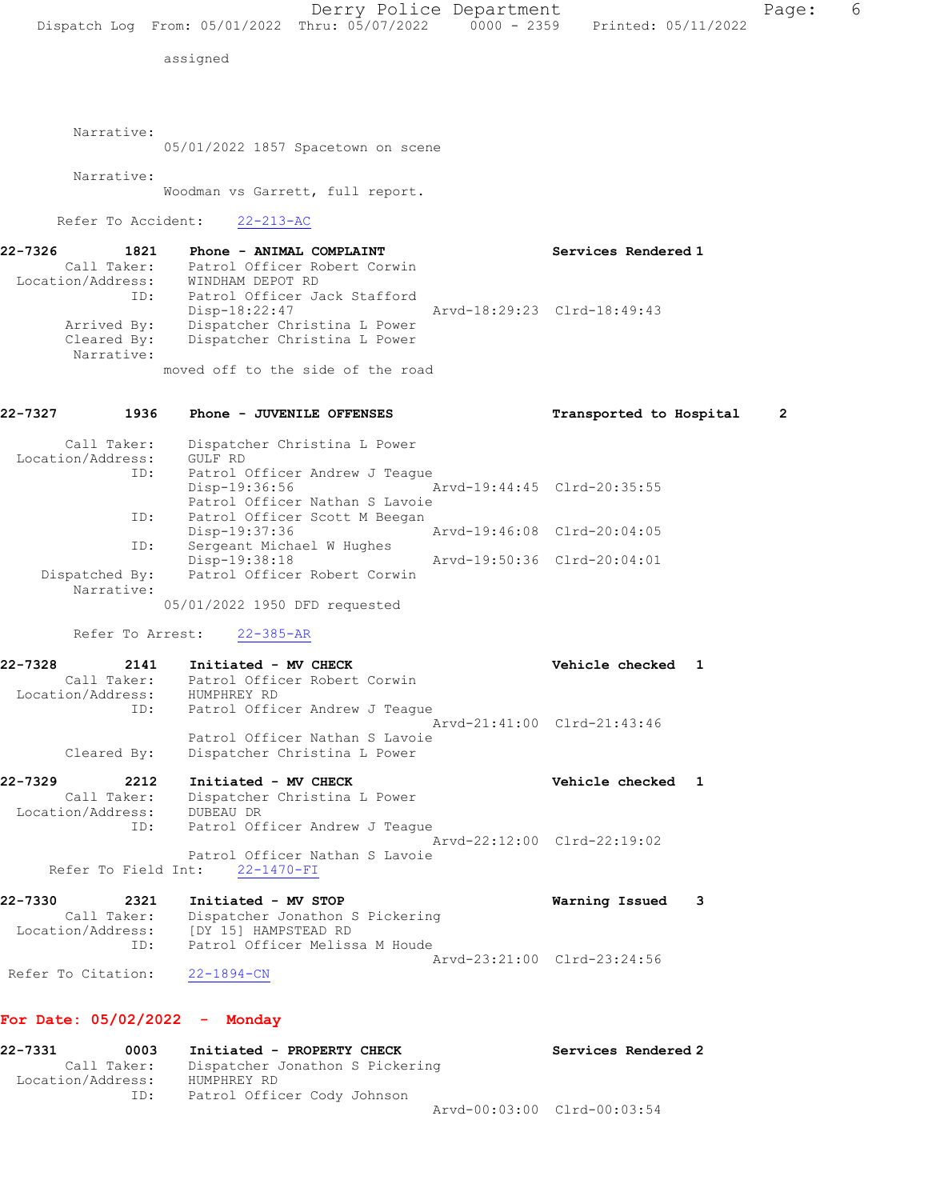assigned

Narrative:
05/01/2022 1857 Spacetown on scene

Narrative:
Woodman vs Garrett, full report.

Refer To Accident: 22-213-AC

**22-7326 1821 Phone - ANIMAL COMPLAINT** **Services Rendered 1**
Call Taker: Patrol Officer Robert Corwin
Location/Address: WINDHAM DEPOT RD
ID: Patrol Officer Jack Stafford
Disp-18:22:47 Arvd-18:29:23 Clrd-18:49:43
Arrived By: Dispatcher Christina L Power
Cleared By: Dispatcher Christina L Power
Narrative:
moved off to the side of the road

**22-7327 1936 Phone - JUVENILE OFFENSES** **Transported to Hospital 2**
Call Taker: Dispatcher Christina L Power
Location/Address: GULF RD
ID: Patrol Officer Andrew J Teague
Disp-19:36:56 Arvd-19:44:45 Clrd-20:35:55
Patrol Officer Nathan S Lavoie
ID: Patrol Officer Scott M Beegan
Disp-19:37:36 Arvd-19:46:08 Clrd-20:04:05
ID: Sergeant Michael W Hughes
Disp-19:38:18 Arvd-19:50:36 Clrd-20:04:01
Dispatched By: Patrol Officer Robert Corwin
Narrative:
05/01/2022 1950 DFD requested

Refer To Arrest: 22-385-AR

**22-7328 2141 Initiated - MV CHECK** **Vehicle checked 1**
Call Taker: Patrol Officer Robert Corwin
Location/Address: HUMPHREY RD
ID: Patrol Officer Andrew J Teague
Arvd-21:41:00 Clrd-21:43:46
Patrol Officer Nathan S Lavoie
Cleared By: Dispatcher Christina L Power

**22-7329 2212 Initiated - MV CHECK** **Vehicle checked 1**
Call Taker: Dispatcher Christina L Power
Location/Address: DUBEAU DR
ID: Patrol Officer Andrew J Teague
Arvd-22:12:00 Clrd-22:19:02
Patrol Officer Nathan S Lavoie
Refer To Field Int: 22-1470-FI

**22-7330 2321 Initiated - MV STOP** **Warning Issued 3**
Call Taker: Dispatcher Jonathon S Pickering
Location/Address: [DY 15] HAMPSTEAD RD
ID: Patrol Officer Melissa M Houde
Arvd-23:21:00 Clrd-23:24:56
Refer To Citation: 22-1894-CN

## For Date: 05/02/2022 - Monday

**22-7331 0003 Initiated - PROPERTY CHECK** **Services Rendered 2**
Call Taker: Dispatcher Jonathon S Pickering
Location/Address: HUMPHREY RD
ID: Patrol Officer Cody Johnson
Arvd-00:03:00 Clrd-00:03:54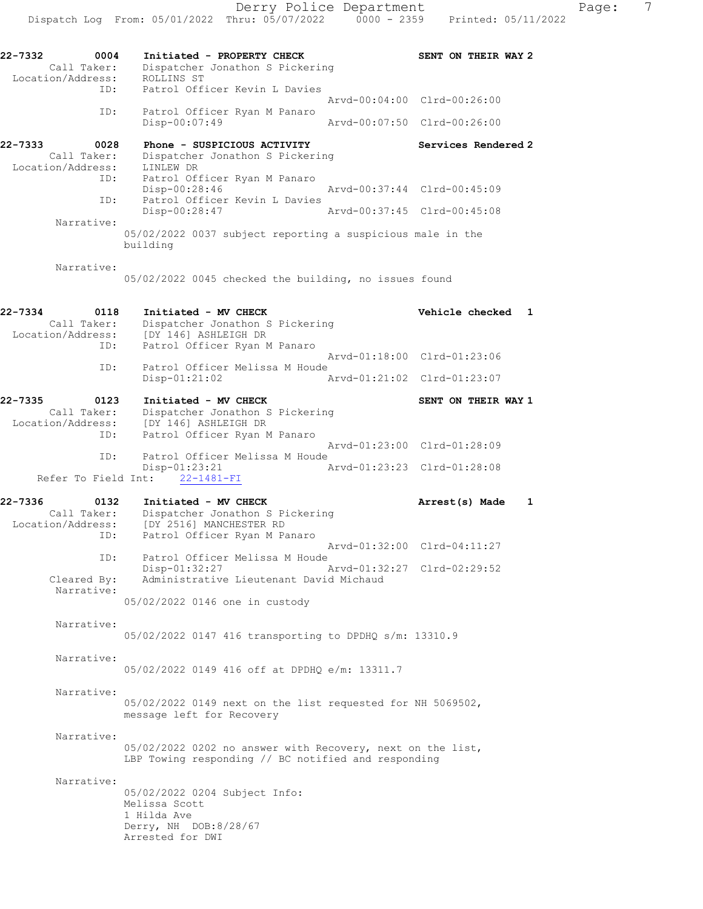22-7332 0004 Initiated - PROPERTY CHECK SENT ON THEIR WAY 2
Call Taker: Dispatcher Jonathon S Pickering
Location/Address: ROLLINS ST
ID: Patrol Officer Kevin L Davies
Arvd-00:04:00 Clrd-00:26:00
ID: Patrol Officer Ryan M Panaro
Disp-00:07:49 Arvd-00:07:50 Clrd-00:26:00

22-7333 0028 Phone - SUSPICIOUS ACTIVITY Services Rendered 2
Call Taker: Dispatcher Jonathon S Pickering
Location/Address: LINLEW DR
ID: Patrol Officer Ryan M Panaro
Disp-00:28:46 Arvd-00:37:44 Clrd-00:45:09
ID: Patrol Officer Kevin L Davies
Disp-00:28:47 Arvd-00:37:45 Clrd-00:45:08
Narrative:
05/02/2022 0037 subject reporting a suspicious male in the building

Narrative:
05/02/2022 0045 checked the building, no issues found

22-7334 0118 Initiated - MV CHECK Vehicle checked 1
Call Taker: Dispatcher Jonathon S Pickering
Location/Address: [DY 146] ASHLEIGH DR
ID: Patrol Officer Ryan M Panaro
Arvd-01:18:00 Clrd-01:23:06
ID: Patrol Officer Melissa M Houde
Disp-01:21:02 Arvd-01:21:02 Clrd-01:23:07

22-7335 0123 Initiated - MV CHECK SENT ON THEIR WAY 1
Call Taker: Dispatcher Jonathon S Pickering
Location/Address: [DY 146] ASHLEIGH DR
ID: Patrol Officer Ryan M Panaro
Arvd-01:23:00 Clrd-01:28:09
ID: Patrol Officer Melissa M Houde
Disp-01:23:21 Arvd-01:23:23 Clrd-01:28:08
Refer To Field Int: 22-1481-FI

22-7336 0132 Initiated - MV CHECK Arrest(s) Made 1
Call Taker: Dispatcher Jonathon S Pickering
Location/Address: [DY 2516] MANCHESTER RD
ID: Patrol Officer Ryan M Panaro
Arvd-01:32:00 Clrd-04:11:27
ID: Patrol Officer Melissa M Houde
Disp-01:32:27 Arvd-01:32:27 Clrd-02:29:52
Cleared By: Administrative Lieutenant David Michaud
Narrative:
05/02/2022 0146 one in custody

Narrative:
05/02/2022 0147 416 transporting to DPDHQ s/m: 13310.9

Narrative:
05/02/2022 0149 416 off at DPDHQ e/m: 13311.7

Narrative:
05/02/2022 0149 next on the list requested for NH 5069502, message left for Recovery

Narrative:
05/02/2022 0202 no answer with Recovery, next on the list, LBP Towing responding // BC notified and responding

Narrative:
05/02/2022 0204 Subject Info:
Melissa Scott
1 Hilda Ave
Derry, NH DOB:8/28/67
Arrested for DWI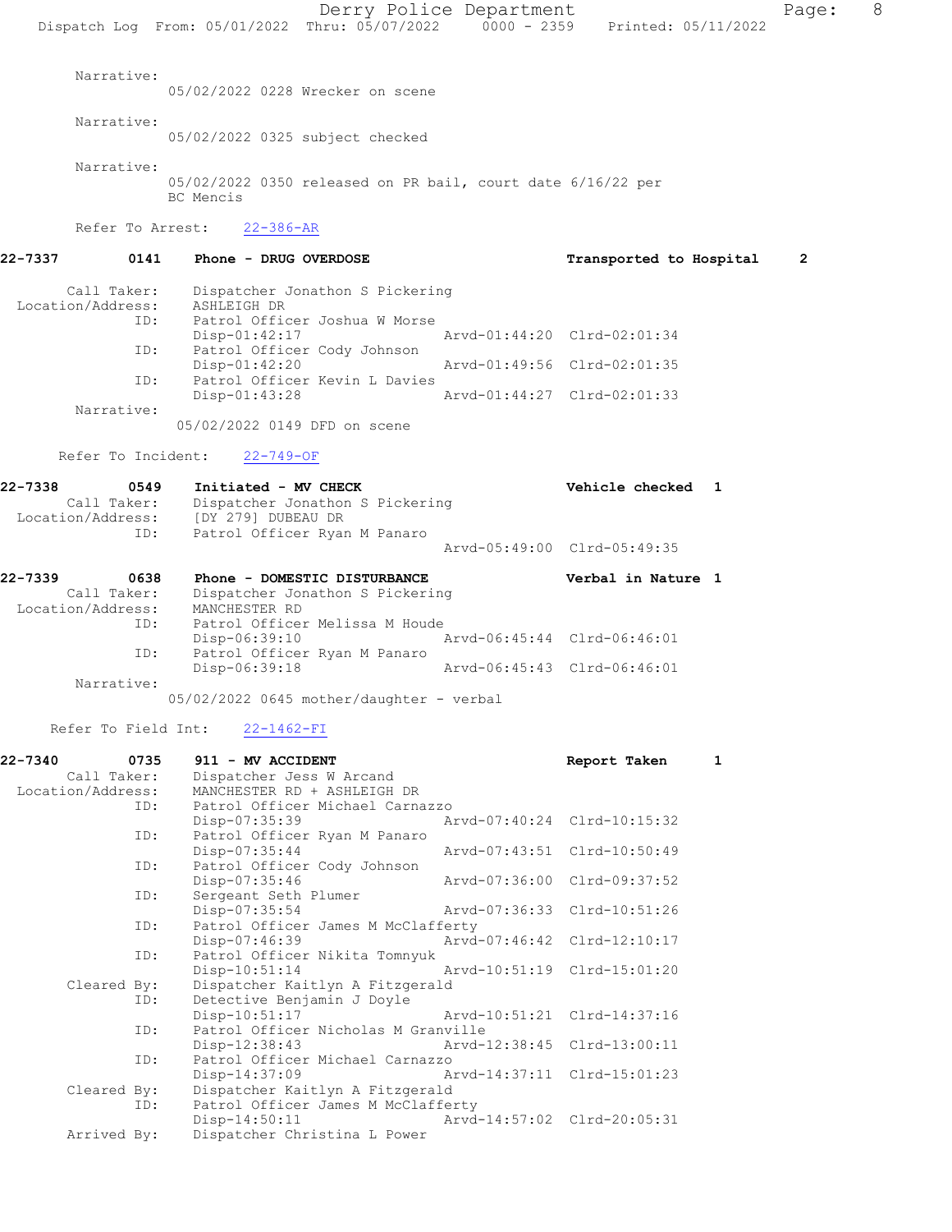Narrative:
05/02/2022 0228 Wrecker on scene

Narrative:
05/02/2022 0325 subject checked

Narrative:
05/02/2022 0350 released on PR bail, court date 6/16/22 per BC Mencis

Refer To Arrest: 22-386-AR

**22-7337 0141 Phone - DRUG OVERDOSE** — Transported to Hospital 2

Call Taker: Dispatcher Jonathon S Pickering
Location/Address: ASHLEIGH DR
ID: Patrol Officer Joshua W Morse
Disp-01:42:17 Arvd-01:44:20 Clrd-02:01:34
ID: Patrol Officer Cody Johnson
Disp-01:42:20 Arvd-01:49:56 Clrd-02:01:35
ID: Patrol Officer Kevin L Davies
Disp-01:43:28 Arvd-01:44:27 Clrd-02:01:33
Narrative:
05/02/2022 0149 DFD on scene

Refer To Incident: 22-749-OF

**22-7338 0549 Initiated - MV CHECK** — Vehicle checked 1

Call Taker: Dispatcher Jonathon S Pickering
Location/Address: [DY 279] DUBEAU DR
ID: Patrol Officer Ryan M Panaro
Arvd-05:49:00 Clrd-05:49:35

**22-7339 0638 Phone - DOMESTIC DISTURBANCE** — Verbal in Nature 1

Call Taker: Dispatcher Jonathon S Pickering
Location/Address: MANCHESTER RD
ID: Patrol Officer Melissa M Houde
Disp-06:39:10 Arvd-06:45:44 Clrd-06:46:01
ID: Patrol Officer Ryan M Panaro
Disp-06:39:18 Arvd-06:45:43 Clrd-06:46:01
Narrative:
05/02/2022 0645 mother/daughter - verbal

Refer To Field Int: 22-1462-FI

**22-7340 0735 911 - MV ACCIDENT** — Report Taken 1

Call Taker: Dispatcher Jess W Arcand
Location/Address: MANCHESTER RD + ASHLEIGH DR
ID: Patrol Officer Michael Carnazzo
Disp-07:35:39 Arvd-07:40:24 Clrd-10:15:32
ID: Patrol Officer Ryan M Panaro
Disp-07:35:44 Arvd-07:43:51 Clrd-10:50:49
ID: Patrol Officer Cody Johnson
Disp-07:35:46 Arvd-07:36:00 Clrd-09:37:52
ID: Sergeant Seth Plumer
Disp-07:35:54 Arvd-07:36:33 Clrd-10:51:26
ID: Patrol Officer James M McClafferty
Disp-07:46:39 Arvd-07:46:42 Clrd-12:10:17
ID: Patrol Officer Nikita Tomnyuk
Disp-10:51:14 Arvd-10:51:19 Clrd-15:01:20
Cleared By: Dispatcher Kaitlyn A Fitzgerald
ID: Detective Benjamin J Doyle
Disp-10:51:17 Arvd-10:51:21 Clrd-14:37:16
ID: Patrol Officer Nicholas M Granville
Disp-12:38:43 Arvd-12:38:45 Clrd-13:00:11
ID: Patrol Officer Michael Carnazzo
Disp-14:37:09 Arvd-14:37:11 Clrd-15:01:23
Cleared By: Dispatcher Kaitlyn A Fitzgerald
ID: Patrol Officer James M McClafferty
Disp-14:50:11 Arvd-14:57:02 Clrd-20:05:31
Arrived By: Dispatcher Christina L Power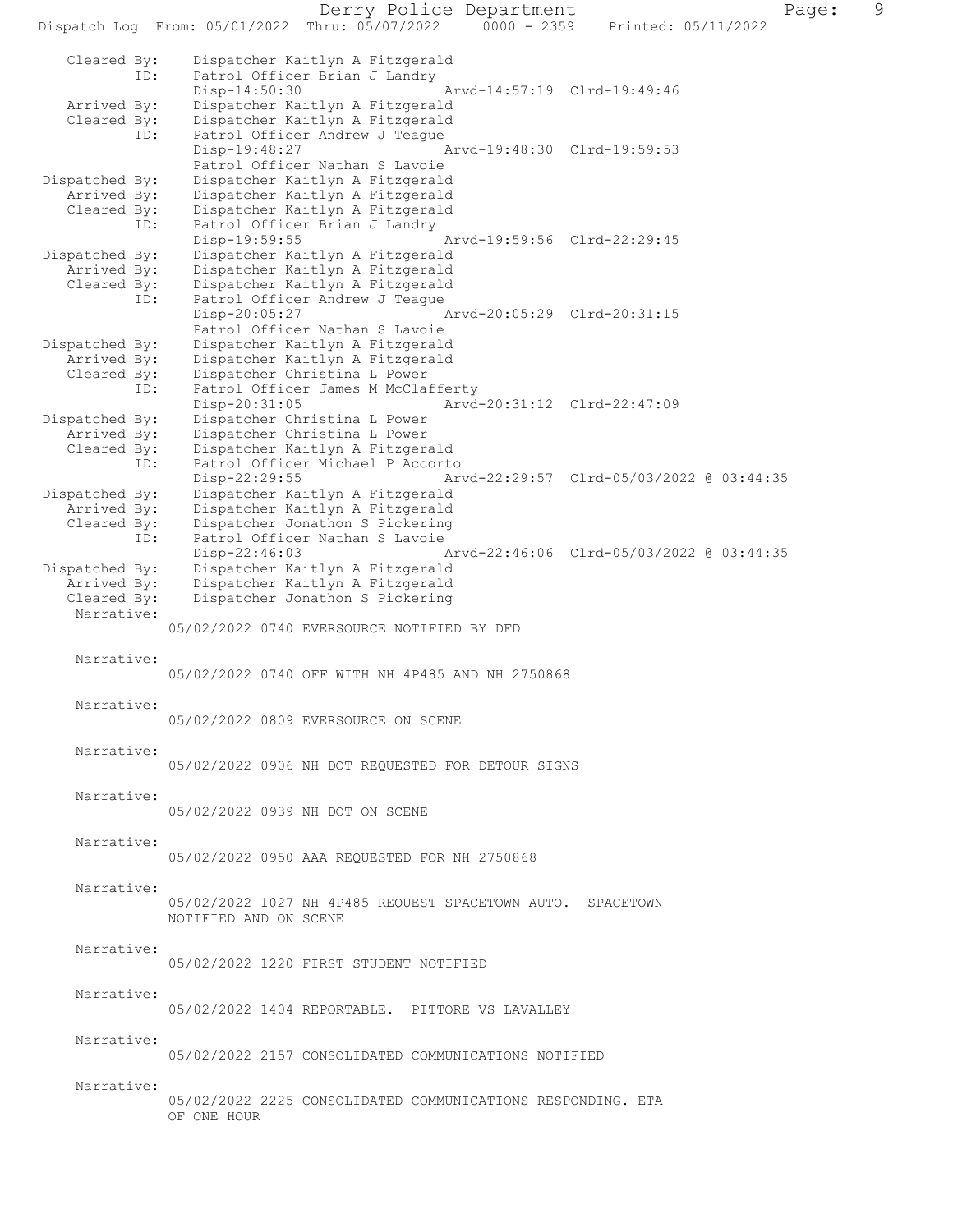```
    Cleared By:     Dispatcher Kaitlyn A Fitzgerald
           ID:      Patrol Officer Brian J Landry
                    Disp-14:50:30              Arvd-14:57:19  Clrd-19:49:46
   Arrived By:      Dispatcher Kaitlyn A Fitzgerald
   Cleared By:      Dispatcher Kaitlyn A Fitzgerald
           ID:      Patrol Officer Andrew J Teague
                    Disp-19:48:27              Arvd-19:48:30  Clrd-19:59:53
                    Patrol Officer Nathan S Lavoie
Dispatched By:      Dispatcher Kaitlyn A Fitzgerald
   Arrived By:      Dispatcher Kaitlyn A Fitzgerald
   Cleared By:      Dispatcher Kaitlyn A Fitzgerald
           ID:      Patrol Officer Brian J Landry
                    Disp-19:59:55              Arvd-19:59:56  Clrd-22:29:45
Dispatched By:      Dispatcher Kaitlyn A Fitzgerald
   Arrived By:      Dispatcher Kaitlyn A Fitzgerald
   Cleared By:      Dispatcher Kaitlyn A Fitzgerald
           ID:      Patrol Officer Andrew J Teague
                    Disp-20:05:27              Arvd-20:05:29  Clrd-20:31:15
                    Patrol Officer Nathan S Lavoie
Dispatched By:      Dispatcher Kaitlyn A Fitzgerald
   Arrived By:      Dispatcher Kaitlyn A Fitzgerald
   Cleared By:      Dispatcher Christina L Power
           ID:      Patrol Officer James M McClafferty
                    Disp-20:31:05              Arvd-20:31:12  Clrd-22:47:09
Dispatched By:      Dispatcher Christina L Power
   Arrived By:      Dispatcher Christina L Power
   Cleared By:      Dispatcher Kaitlyn A Fitzgerald
           ID:      Patrol Officer Michael P Accorto
                    Disp-22:29:55              Arvd-22:29:57  Clrd-05/03/2022 @ 03:44:35
Dispatched By:      Dispatcher Kaitlyn A Fitzgerald
   Arrived By:      Dispatcher Kaitlyn A Fitzgerald
   Cleared By:      Dispatcher Jonathon S Pickering
           ID:      Patrol Officer Nathan S Lavoie
                    Disp-22:46:03              Arvd-22:46:06  Clrd-05/03/2022 @ 03:44:35
Dispatched By:      Dispatcher Kaitlyn A Fitzgerald
   Arrived By:      Dispatcher Kaitlyn A Fitzgerald
   Cleared By:      Dispatcher Jonathon S Pickering
    Narrative:
                    05/02/2022 0740 EVERSOURCE NOTIFIED BY DFD

    Narrative:
                    05/02/2022 0740 OFF WITH NH 4P485 AND NH 2750868

    Narrative:
                    05/02/2022 0809 EVERSOURCE ON SCENE

    Narrative:
                    05/02/2022 0906 NH DOT REQUESTED FOR DETOUR SIGNS

    Narrative:
                    05/02/2022 0939 NH DOT ON SCENE

    Narrative:
                    05/02/2022 0950 AAA REQUESTED FOR NH 2750868

    Narrative:
                    05/02/2022 1027 NH 4P485 REQUEST SPACETOWN AUTO.  SPACETOWN
                    NOTIFIED AND ON SCENE

    Narrative:
                    05/02/2022 1220 FIRST STUDENT NOTIFIED

    Narrative:
                    05/02/2022 1404 REPORTABLE.  PITTORE VS LAVALLEY

    Narrative:
                    05/02/2022 2157 CONSOLIDATED COMMUNICATIONS NOTIFIED

    Narrative:
                    05/02/2022 2225 CONSOLIDATED COMMUNICATIONS RESPONDING. ETA
                    OF ONE HOUR
```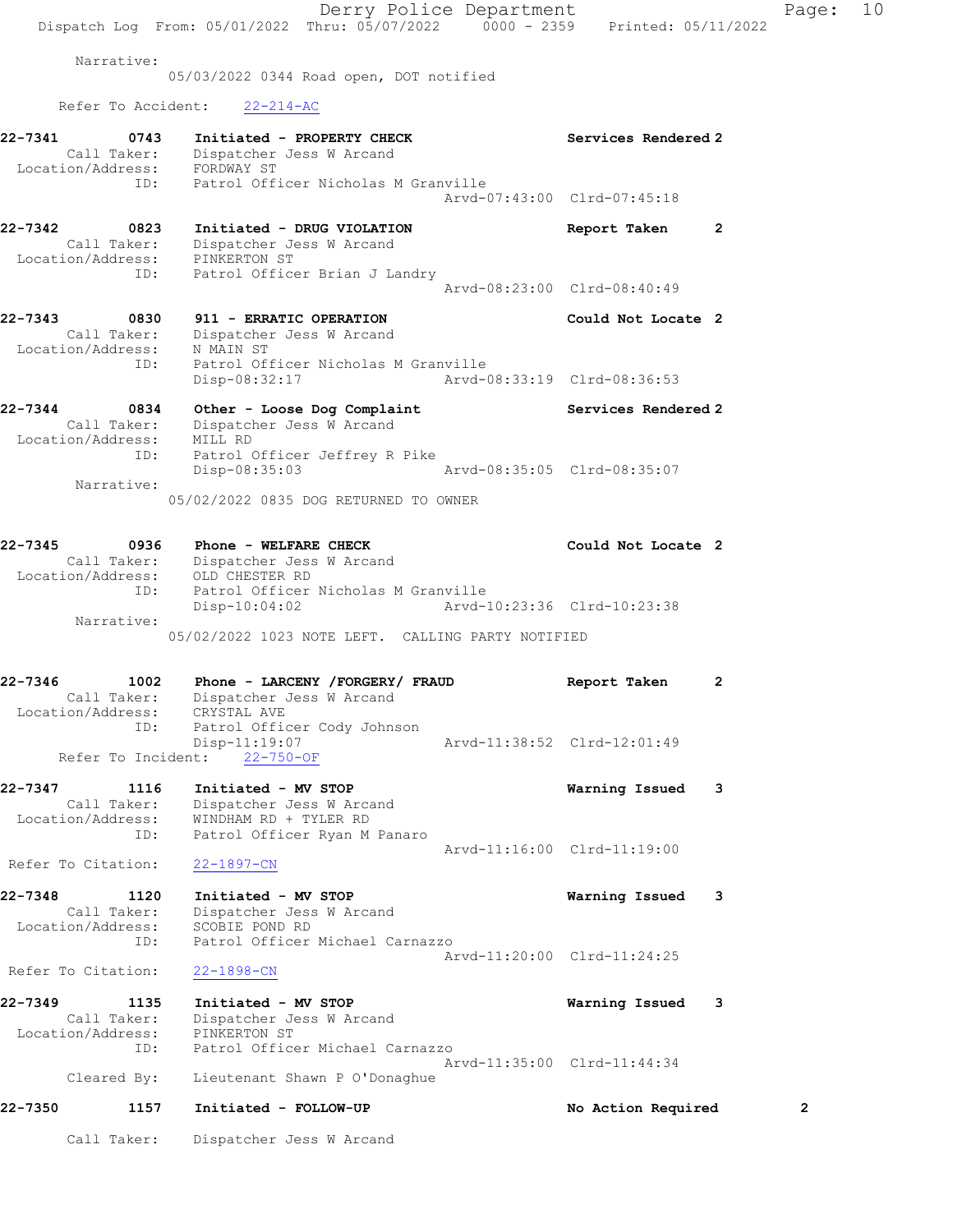Narrative:
05/03/2022 0344 Road open, DOT notified

Refer To Accident: 22-214-AC

22-7341 0743 Initiated - PROPERTY CHECK Services Rendered 2
Call Taker: Dispatcher Jess W Arcand
Location/Address: FORDWAY ST
ID: Patrol Officer Nicholas M Granville
Arvd-07:43:00 Clrd-07:45:18

22-7342 0823 Initiated - DRUG VIOLATION Report Taken 2
Call Taker: Dispatcher Jess W Arcand
Location/Address: PINKERTON ST
ID: Patrol Officer Brian J Landry
Arvd-08:23:00 Clrd-08:40:49

22-7343 0830 911 - ERRATIC OPERATION Could Not Locate 2
Call Taker: Dispatcher Jess W Arcand
Location/Address: N MAIN ST
ID: Patrol Officer Nicholas M Granville
Disp-08:32:17 Arvd-08:33:19 Clrd-08:36:53

22-7344 0834 Other - Loose Dog Complaint Services Rendered 2
Call Taker: Dispatcher Jess W Arcand
Location/Address: MILL RD
ID: Patrol Officer Jeffrey R Pike
Disp-08:35:03 Arvd-08:35:05 Clrd-08:35:07
Narrative:
05/02/2022 0835 DOG RETURNED TO OWNER

22-7345 0936 Phone - WELFARE CHECK Could Not Locate 2
Call Taker: Dispatcher Jess W Arcand
Location/Address: OLD CHESTER RD
ID: Patrol Officer Nicholas M Granville
Disp-10:04:02 Arvd-10:23:36 Clrd-10:23:38
Narrative:
05/02/2022 1023 NOTE LEFT. CALLING PARTY NOTIFIED

22-7346 1002 Phone - LARCENY /FORGERY/ FRAUD Report Taken 2
Call Taker: Dispatcher Jess W Arcand
Location/Address: CRYSTAL AVE
ID: Patrol Officer Cody Johnson
Disp-11:19:07 Arvd-11:38:52 Clrd-12:01:49
Refer To Incident: 22-750-OF

22-7347 1116 Initiated - MV STOP Warning Issued 3
Call Taker: Dispatcher Jess W Arcand
Location/Address: WINDHAM RD + TYLER RD
ID: Patrol Officer Ryan M Panaro
Arvd-11:16:00 Clrd-11:19:00
Refer To Citation: 22-1897-CN

22-7348 1120 Initiated - MV STOP Warning Issued 3
Call Taker: Dispatcher Jess W Arcand
Location/Address: SCOBIE POND RD
ID: Patrol Officer Michael Carnazzo
Arvd-11:20:00 Clrd-11:24:25
Refer To Citation: 22-1898-CN

22-7349 1135 Initiated - MV STOP Warning Issued 3
Call Taker: Dispatcher Jess W Arcand
Location/Address: PINKERTON ST
ID: Patrol Officer Michael Carnazzo
Arvd-11:35:00 Clrd-11:44:34
Cleared By: Lieutenant Shawn P O'Donaghue

22-7350 1157 Initiated - FOLLOW-UP No Action Required 2

Call Taker: Dispatcher Jess W Arcand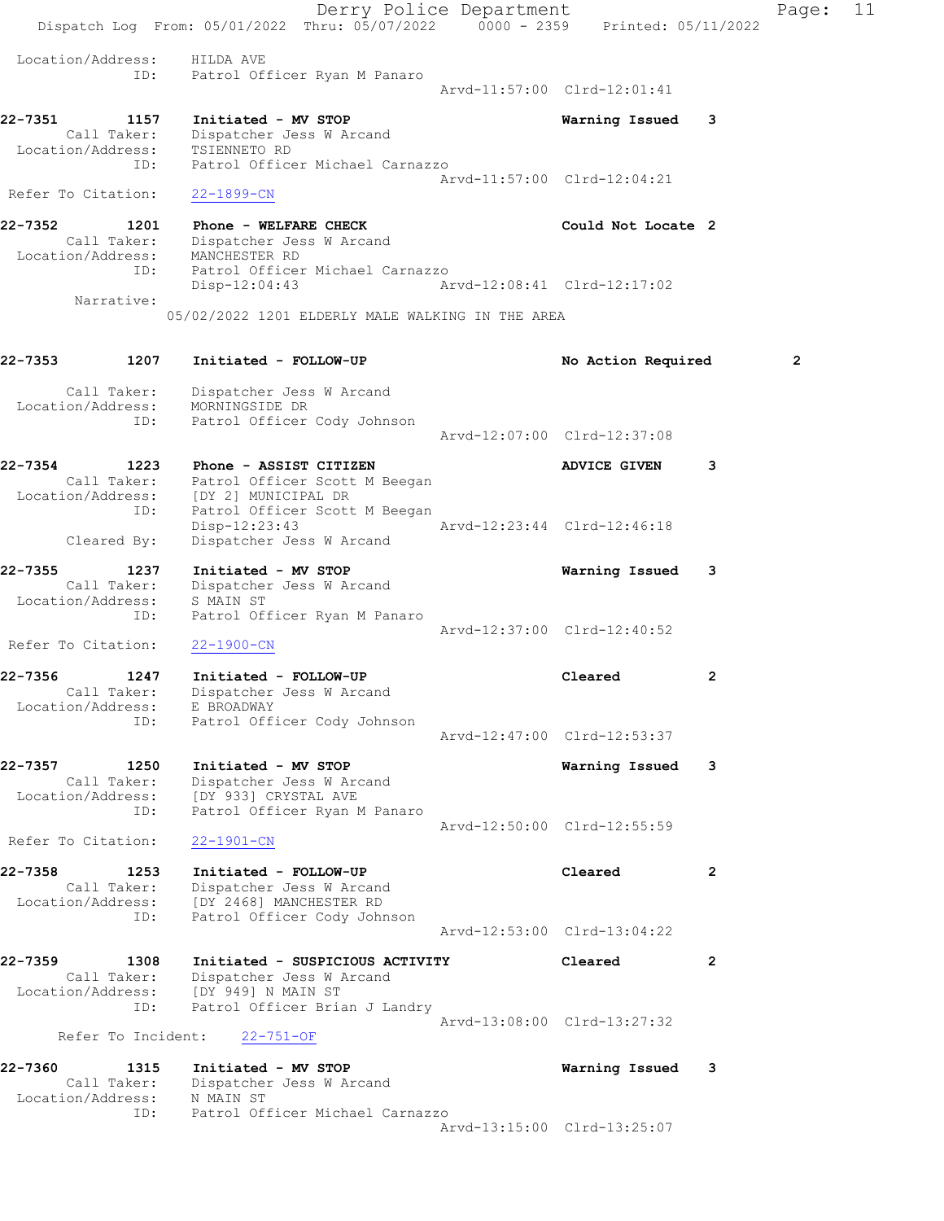Location/Address: HILDA AVE
ID: Patrol Officer Ryan M Panaro
Arvd-11:57:00 Clrd-12:01:41

**22-7351 1157 Initiated - MV STOP** Warning Issued 3
Call Taker: Dispatcher Jess W Arcand
Location/Address: TSIENNETO RD
ID: Patrol Officer Michael Carnazzo
Arvd-11:57:00 Clrd-12:04:21
Refer To Citation: 22-1899-CN

**22-7352 1201 Phone - WELFARE CHECK** Could Not Locate 2
Call Taker: Dispatcher Jess W Arcand
Location/Address: MANCHESTER RD
ID: Patrol Officer Michael Carnazzo
Disp-12:04:43 Arvd-12:08:41 Clrd-12:17:02
Narrative:
05/02/2022 1201 ELDERLY MALE WALKING IN THE AREA

**22-7353 1207 Initiated - FOLLOW-UP** No Action Required 2
Call Taker: Dispatcher Jess W Arcand
Location/Address: MORNINGSIDE DR
ID: Patrol Officer Cody Johnson
Arvd-12:07:00 Clrd-12:37:08

**22-7354 1223 Phone - ASSIST CITIZEN** ADVICE GIVEN 3
Call Taker: Patrol Officer Scott M Beegan
Location/Address: [DY 2] MUNICIPAL DR
ID: Patrol Officer Scott M Beegan
Disp-12:23:43 Arvd-12:23:44 Clrd-12:46:18
Cleared By: Dispatcher Jess W Arcand

**22-7355 1237 Initiated - MV STOP** Warning Issued 3
Call Taker: Dispatcher Jess W Arcand
Location/Address: S MAIN ST
ID: Patrol Officer Ryan M Panaro
Arvd-12:37:00 Clrd-12:40:52
Refer To Citation: 22-1900-CN

**22-7356 1247 Initiated - FOLLOW-UP** Cleared 2
Call Taker: Dispatcher Jess W Arcand
Location/Address: E BROADWAY
ID: Patrol Officer Cody Johnson
Arvd-12:47:00 Clrd-12:53:37

**22-7357 1250 Initiated - MV STOP** Warning Issued 3
Call Taker: Dispatcher Jess W Arcand
Location/Address: [DY 933] CRYSTAL AVE
ID: Patrol Officer Ryan M Panaro
Arvd-12:50:00 Clrd-12:55:59
Refer To Citation: 22-1901-CN

**22-7358 1253 Initiated - FOLLOW-UP** Cleared 2
Call Taker: Dispatcher Jess W Arcand
Location/Address: [DY 2468] MANCHESTER RD
ID: Patrol Officer Cody Johnson
Arvd-12:53:00 Clrd-13:04:22

**22-7359 1308 Initiated - SUSPICIOUS ACTIVITY** Cleared 2
Call Taker: Dispatcher Jess W Arcand
Location/Address: [DY 949] N MAIN ST
ID: Patrol Officer Brian J Landry
Arvd-13:08:00 Clrd-13:27:32
Refer To Incident: 22-751-OF

**22-7360 1315 Initiated - MV STOP** Warning Issued 3
Call Taker: Dispatcher Jess W Arcand
Location/Address: N MAIN ST
ID: Patrol Officer Michael Carnazzo
Arvd-13:15:00 Clrd-13:25:07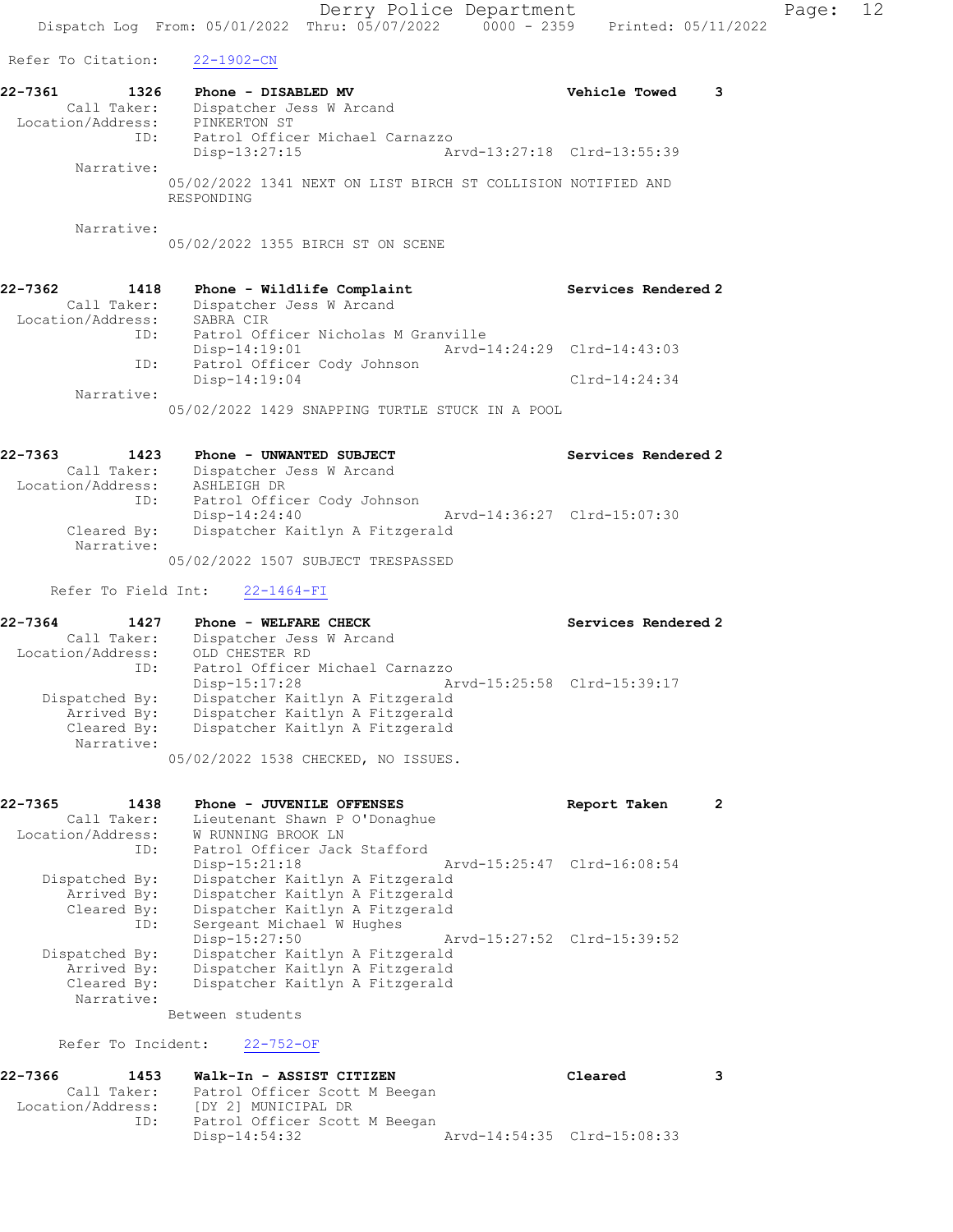Refer To Citation: 22-1902-CN

**22-7361 1326 Phone - DISABLED MV** — Vehicle Towed 3

Call Taker: Dispatcher Jess W Arcand
Location/Address: PINKERTON ST
ID: Patrol Officer Michael Carnazzo
Disp-13:27:15 Arvd-13:27:18 Clrd-13:55:39

Narrative:
05/02/2022 1341 NEXT ON LIST BIRCH ST COLLISION NOTIFIED AND RESPONDING

Narrative:
05/02/2022 1355 BIRCH ST ON SCENE

**22-7362 1418 Phone - Wildlife Complaint** — Services Rendered 2

Call Taker: Dispatcher Jess W Arcand
Location/Address: SABRA CIR
ID: Patrol Officer Nicholas M Granville
Disp-14:19:01 Arvd-14:24:29 Clrd-14:43:03
ID: Patrol Officer Cody Johnson
Disp-14:19:04 Clrd-14:24:34

Narrative:
05/02/2022 1429 SNAPPING TURTLE STUCK IN A POOL

**22-7363 1423 Phone - UNWANTED SUBJECT** — Services Rendered 2

Call Taker: Dispatcher Jess W Arcand
Location/Address: ASHLEIGH DR
ID: Patrol Officer Cody Johnson
Disp-14:24:40 Arvd-14:36:27 Clrd-15:07:30
Cleared By: Dispatcher Kaitlyn A Fitzgerald

Narrative:
05/02/2022 1507 SUBJECT TRESPASSED

Refer To Field Int: 22-1464-FI

**22-7364 1427 Phone - WELFARE CHECK** — Services Rendered 2

Call Taker: Dispatcher Jess W Arcand
Location/Address: OLD CHESTER RD
ID: Patrol Officer Michael Carnazzo
Disp-15:17:28 Arvd-15:25:58 Clrd-15:39:17
Dispatched By: Dispatcher Kaitlyn A Fitzgerald
Arrived By: Dispatcher Kaitlyn A Fitzgerald
Cleared By: Dispatcher Kaitlyn A Fitzgerald

Narrative:
05/02/2022 1538 CHECKED, NO ISSUES.

**22-7365 1438 Phone - JUVENILE OFFENSES** — Report Taken 2

Call Taker: Lieutenant Shawn P O'Donaghue
Location/Address: W RUNNING BROOK LN
ID: Patrol Officer Jack Stafford
Disp-15:21:18 Arvd-15:25:47 Clrd-16:08:54
Dispatched By: Dispatcher Kaitlyn A Fitzgerald
Arrived By: Dispatcher Kaitlyn A Fitzgerald
Cleared By: Dispatcher Kaitlyn A Fitzgerald
ID: Sergeant Michael W Hughes
Disp-15:27:50 Arvd-15:27:52 Clrd-15:39:52
Dispatched By: Dispatcher Kaitlyn A Fitzgerald
Arrived By: Dispatcher Kaitlyn A Fitzgerald
Cleared By: Dispatcher Kaitlyn A Fitzgerald

Narrative:
Between students

Refer To Incident: 22-752-OF

**22-7366 1453 Walk-In - ASSIST CITIZEN** — Cleared 3

Call Taker: Patrol Officer Scott M Beegan
Location/Address: [DY 2] MUNICIPAL DR
ID: Patrol Officer Scott M Beegan
Disp-14:54:32 Arvd-14:54:35 Clrd-15:08:33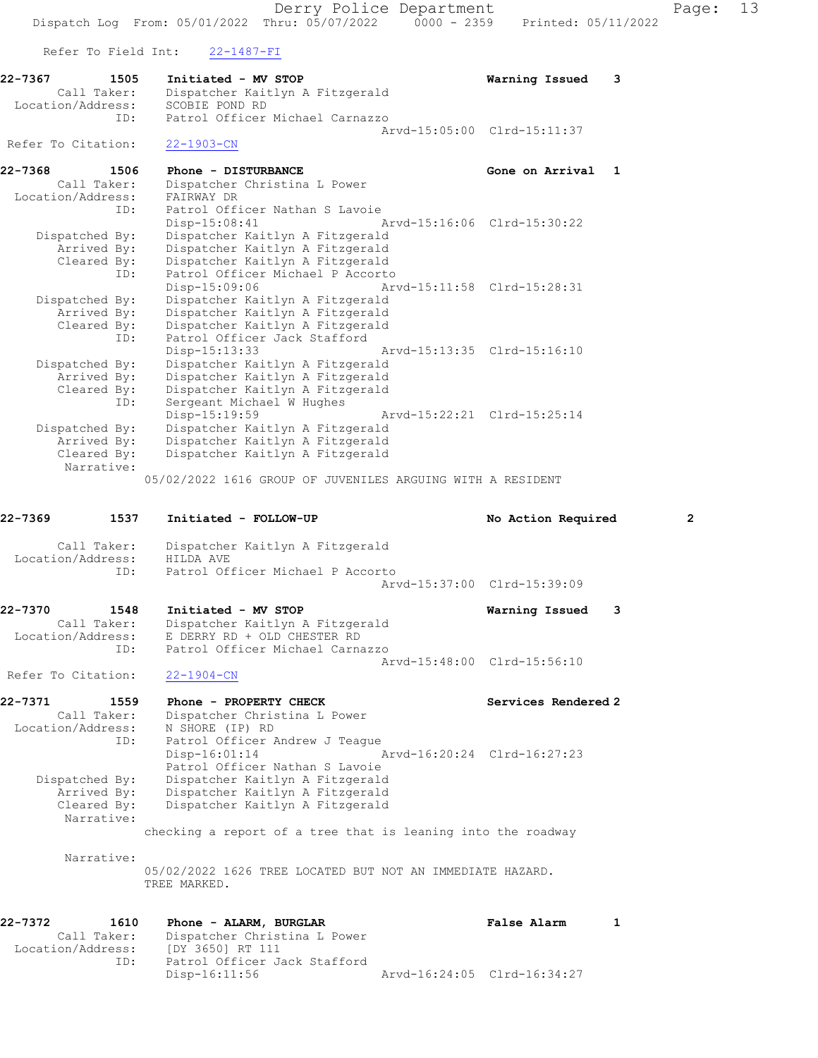Refer To Field Int: 22-1487-FI

```
22-7367        1505    Initiated - MV STOP                          Warning Issued    3
       Call Taker:     Dispatcher Kaitlyn A Fitzgerald
 Location/Address:     SCOBIE POND RD
               ID:     Patrol Officer Michael Carnazzo
                                             Arvd-15:05:00  Clrd-15:11:37
Refer To Citation:     22-1903-CN

22-7368        1506    Phone - DISTURBANCE                          Gone on Arrival   1
       Call Taker:     Dispatcher Christina L Power
 Location/Address:     FAIRWAY DR
               ID:     Patrol Officer Nathan S Lavoie
                       Disp-15:08:41         Arvd-15:16:06  Clrd-15:30:22
    Dispatched By:     Dispatcher Kaitlyn A Fitzgerald
       Arrived By:     Dispatcher Kaitlyn A Fitzgerald
       Cleared By:     Dispatcher Kaitlyn A Fitzgerald
               ID:     Patrol Officer Michael P Accorto
                       Disp-15:09:06         Arvd-15:11:58  Clrd-15:28:31
    Dispatched By:     Dispatcher Kaitlyn A Fitzgerald
       Arrived By:     Dispatcher Kaitlyn A Fitzgerald
       Cleared By:     Dispatcher Kaitlyn A Fitzgerald
               ID:     Patrol Officer Jack Stafford
                       Disp-15:13:33         Arvd-15:13:35  Clrd-15:16:10
    Dispatched By:     Dispatcher Kaitlyn A Fitzgerald
       Arrived By:     Dispatcher Kaitlyn A Fitzgerald
       Cleared By:     Dispatcher Kaitlyn A Fitzgerald
               ID:     Sergeant Michael W Hughes
                       Disp-15:19:59         Arvd-15:22:21  Clrd-15:25:14
    Dispatched By:     Dispatcher Kaitlyn A Fitzgerald
       Arrived By:     Dispatcher Kaitlyn A Fitzgerald
       Cleared By:     Dispatcher Kaitlyn A Fitzgerald
        Narrative:
                     05/02/2022 1616 GROUP OF JUVENILES ARGUING WITH A RESIDENT

22-7369        1537    Initiated - FOLLOW-UP                        No Action Required      2

       Call Taker:     Dispatcher Kaitlyn A Fitzgerald
 Location/Address:     HILDA AVE
               ID:     Patrol Officer Michael P Accorto
                                             Arvd-15:37:00  Clrd-15:39:09

22-7370        1548    Initiated - MV STOP                          Warning Issued    3
       Call Taker:     Dispatcher Kaitlyn A Fitzgerald
 Location/Address:     E DERRY RD + OLD CHESTER RD
               ID:     Patrol Officer Michael Carnazzo
                                             Arvd-15:48:00  Clrd-15:56:10
Refer To Citation:     22-1904-CN

22-7371        1559    Phone - PROPERTY CHECK                       Services Rendered 2
       Call Taker:     Dispatcher Christina L Power
 Location/Address:     N SHORE (IP) RD
               ID:     Patrol Officer Andrew J Teague
                       Disp-16:01:14         Arvd-16:20:24  Clrd-16:27:23
                       Patrol Officer Nathan S Lavoie
    Dispatched By:     Dispatcher Kaitlyn A Fitzgerald
       Arrived By:     Dispatcher Kaitlyn A Fitzgerald
       Cleared By:     Dispatcher Kaitlyn A Fitzgerald
        Narrative:
                     checking a report of a tree that is leaning into the roadway

        Narrative:
                     05/02/2022 1626 TREE LOCATED BUT NOT AN IMMEDIATE HAZARD.
                     TREE MARKED.

22-7372        1610    Phone - ALARM, BURGLAR                       False Alarm       1
       Call Taker:     Dispatcher Christina L Power
 Location/Address:     [DY 3650] RT 111
               ID:     Patrol Officer Jack Stafford
                       Disp-16:11:56         Arvd-16:24:05  Clrd-16:34:27
```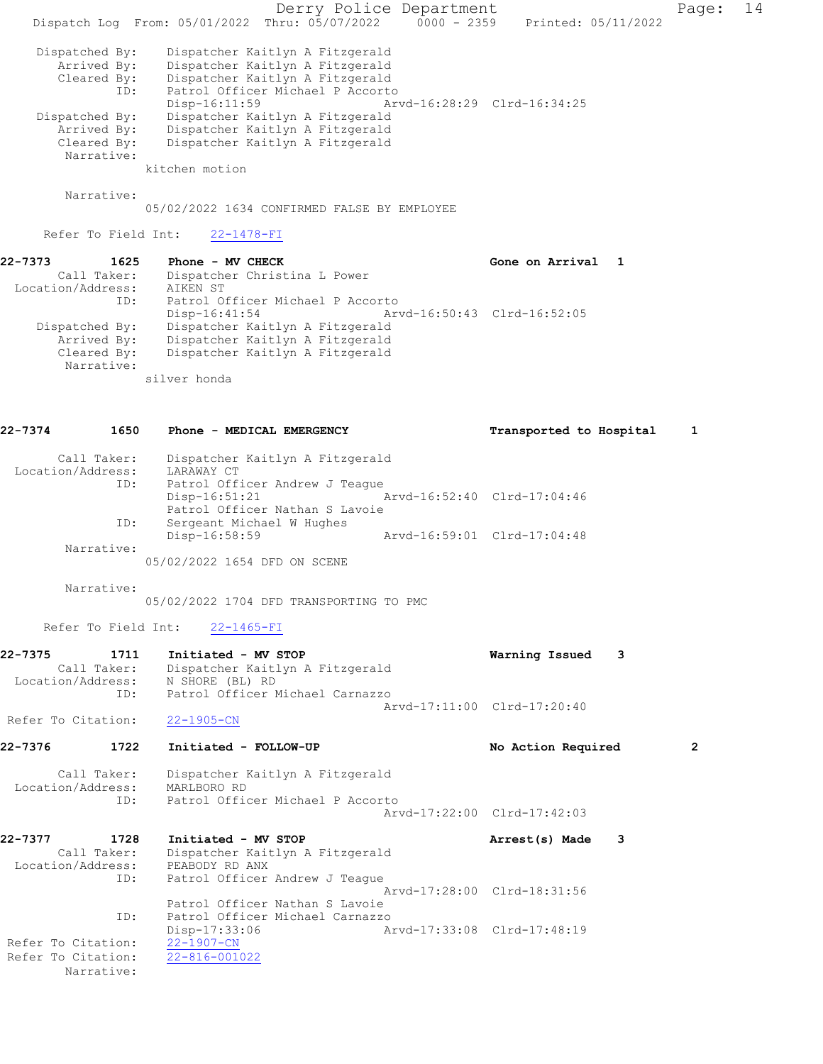Dispatched By: Dispatcher Kaitlyn A Fitzgerald
Arrived By: Dispatcher Kaitlyn A Fitzgerald
Cleared By: Dispatcher Kaitlyn A Fitzgerald
ID: Patrol Officer Michael P Accorto
Disp-16:11:59 Arvd-16:28:29 Clrd-16:34:25
Dispatched By: Dispatcher Kaitlyn A Fitzgerald
Arrived By: Dispatcher Kaitlyn A Fitzgerald
Cleared By: Dispatcher Kaitlyn A Fitzgerald
Narrative:
kitchen motion

Narrative:
05/02/2022 1634 CONFIRMED FALSE BY EMPLOYEE

Refer To Field Int: 22-1478-FI

**22-7373 1625 Phone - MV CHECK Gone on Arrival 1**
Call Taker: Dispatcher Christina L Power
Location/Address: AIKEN ST
ID: Patrol Officer Michael P Accorto
Disp-16:41:54 Arvd-16:50:43 Clrd-16:52:05
Dispatched By: Dispatcher Kaitlyn A Fitzgerald
Arrived By: Dispatcher Kaitlyn A Fitzgerald
Cleared By: Dispatcher Kaitlyn A Fitzgerald
Narrative:
silver honda

**22-7374 1650 Phone - MEDICAL EMERGENCY Transported to Hospital 1**
Call Taker: Dispatcher Kaitlyn A Fitzgerald
Location/Address: LARAWAY CT
ID: Patrol Officer Andrew J Teague
Disp-16:51:21 Arvd-16:52:40 Clrd-17:04:46
Patrol Officer Nathan S Lavoie
ID: Sergeant Michael W Hughes
Disp-16:58:59 Arvd-16:59:01 Clrd-17:04:48
Narrative:
05/02/2022 1654 DFD ON SCENE

Narrative:
05/02/2022 1704 DFD TRANSPORTING TO PMC

Refer To Field Int: 22-1465-FI

**22-7375 1711 Initiated - MV STOP Warning Issued 3**
Call Taker: Dispatcher Kaitlyn A Fitzgerald
Location/Address: N SHORE (BL) RD
ID: Patrol Officer Michael Carnazzo
Arvd-17:11:00 Clrd-17:20:40
Refer To Citation: 22-1905-CN

**22-7376 1722 Initiated - FOLLOW-UP No Action Required 2**
Call Taker: Dispatcher Kaitlyn A Fitzgerald
Location/Address: MARLBORO RD
ID: Patrol Officer Michael P Accorto
Arvd-17:22:00 Clrd-17:42:03

**22-7377 1728 Initiated - MV STOP Arrest(s) Made 3**
Call Taker: Dispatcher Kaitlyn A Fitzgerald
Location/Address: PEABODY RD ANX
ID: Patrol Officer Andrew J Teague
Arvd-17:28:00 Clrd-18:31:56
Patrol Officer Nathan S Lavoie
ID: Patrol Officer Michael Carnazzo
Disp-17:33:06 Arvd-17:33:08 Clrd-17:48:19
Refer To Citation: 22-1907-CN
Refer To Citation: 22-816-001022
Narrative: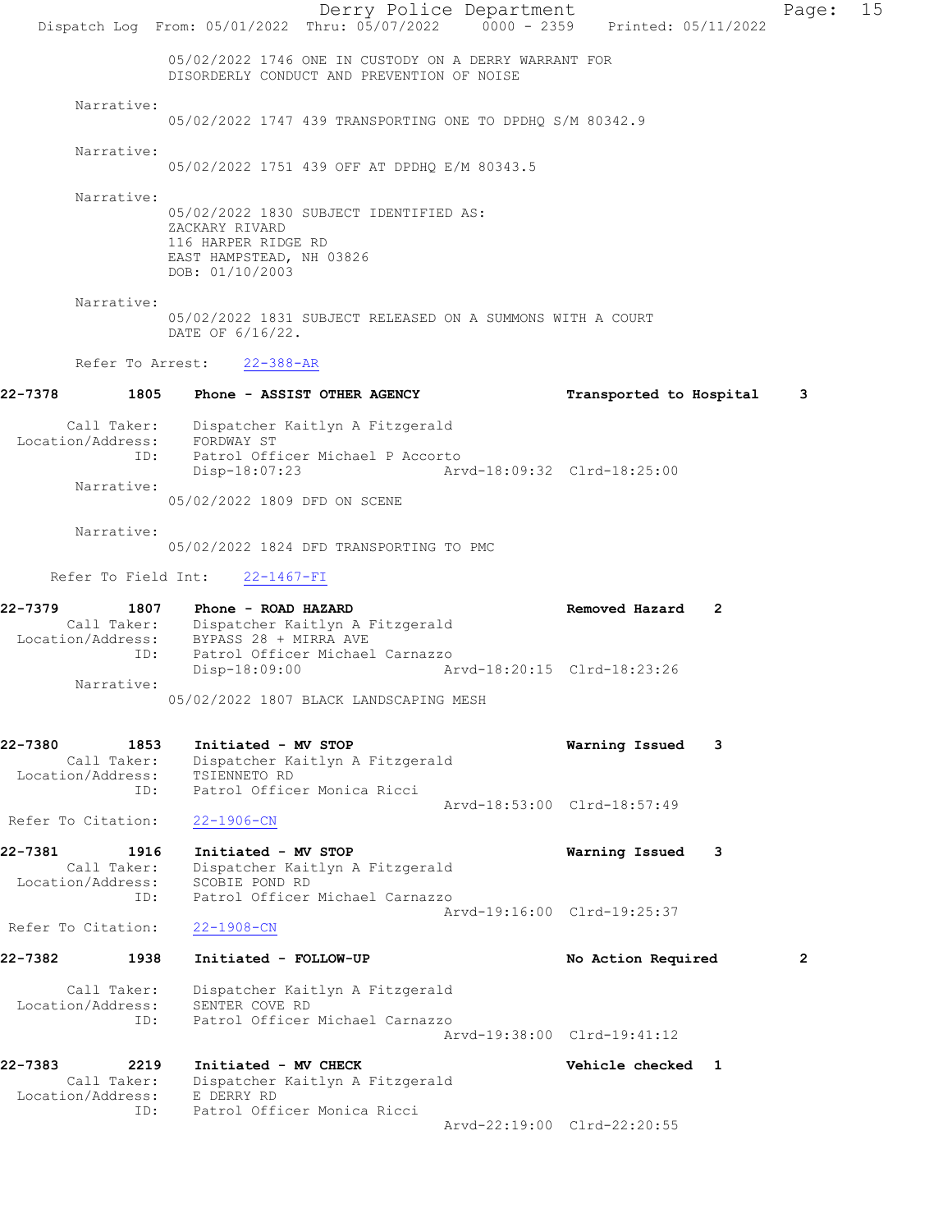05/02/2022 1746 ONE IN CUSTODY ON A DERRY WARRANT FOR DISORDERLY CONDUCT AND PREVENTION OF NOISE

Narrative:
05/02/2022 1747 439 TRANSPORTING ONE TO DPDHQ S/M 80342.9

Narrative:
05/02/2022 1751 439 OFF AT DPDHQ E/M 80343.5

Narrative:
05/02/2022 1830 SUBJECT IDENTIFIED AS:
ZACKARY RIVARD
116 HARPER RIDGE RD
EAST HAMPSTEAD, NH 03826
DOB: 01/10/2003

Narrative:
05/02/2022 1831 SUBJECT RELEASED ON A SUMMONS WITH A COURT DATE OF 6/16/22.

Refer To Arrest: 22-388-AR

**22-7378 1805 Phone - ASSIST OTHER AGENCY** Transported to Hospital 3

Call Taker: Dispatcher Kaitlyn A Fitzgerald
Location/Address: FORDWAY ST
ID: Patrol Officer Michael P Accorto
Disp-18:07:23 Arvd-18:09:32 Clrd-18:25:00

Narrative:
05/02/2022 1809 DFD ON SCENE

Narrative:
05/02/2022 1824 DFD TRANSPORTING TO PMC

Refer To Field Int: 22-1467-FI

**22-7379 1807 Phone - ROAD HAZARD** Removed Hazard 2

Call Taker: Dispatcher Kaitlyn A Fitzgerald
Location/Address: BYPASS 28 + MIRRA AVE
ID: Patrol Officer Michael Carnazzo
Disp-18:09:00 Arvd-18:20:15 Clrd-18:23:26

Narrative:
05/02/2022 1807 BLACK LANDSCAPING MESH

**22-7380 1853 Initiated - MV STOP** Warning Issued 3

Call Taker: Dispatcher Kaitlyn A Fitzgerald
Location/Address: TSIENNETO RD
ID: Patrol Officer Monica Ricci
Arvd-18:53:00 Clrd-18:57:49

Refer To Citation: 22-1906-CN

**22-7381 1916 Initiated - MV STOP** Warning Issued 3

Call Taker: Dispatcher Kaitlyn A Fitzgerald
Location/Address: SCOBIE POND RD
ID: Patrol Officer Michael Carnazzo
Arvd-19:16:00 Clrd-19:25:37

Refer To Citation: 22-1908-CN

**22-7382 1938 Initiated - FOLLOW-UP** No Action Required 2

Call Taker: Dispatcher Kaitlyn A Fitzgerald
Location/Address: SENTER COVE RD
ID: Patrol Officer Michael Carnazzo
Arvd-19:38:00 Clrd-19:41:12

**22-7383 2219 Initiated - MV CHECK** Vehicle checked 1

Call Taker: Dispatcher Kaitlyn A Fitzgerald
Location/Address: E DERRY RD
ID: Patrol Officer Monica Ricci
Arvd-22:19:00 Clrd-22:20:55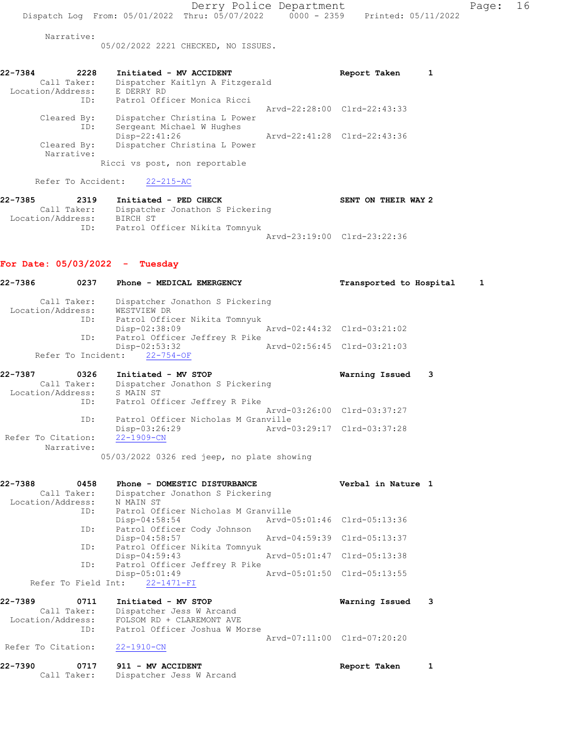Narrative:
05/02/2022 2221 CHECKED, NO ISSUES.

**22-7384 2228 Initiated - MV ACCIDENT Report Taken 1**
Call Taker: Dispatcher Kaitlyn A Fitzgerald
Location/Address: E DERRY RD
ID: Patrol Officer Monica Ricci
Arvd-22:28:00 Clrd-22:43:33
Cleared By: Dispatcher Christina L Power
ID: Sergeant Michael W Hughes
Disp-22:41:26 Arvd-22:41:28 Clrd-22:43:36
Cleared By: Dispatcher Christina L Power
Narrative:
Ricci vs post, non reportable

Refer To Accident: 22-215-AC

**22-7385 2319 Initiated - PED CHECK SENT ON THEIR WAY 2**
Call Taker: Dispatcher Jonathon S Pickering
Location/Address: BIRCH ST
ID: Patrol Officer Nikita Tomnyuk
Arvd-23:19:00 Clrd-23:22:36

## For Date: 05/03/2022 - Tuesday

**22-7386 0237 Phone - MEDICAL EMERGENCY Transported to Hospital 1**
Call Taker: Dispatcher Jonathon S Pickering
Location/Address: WESTVIEW DR
ID: Patrol Officer Nikita Tomnyuk
Disp-02:38:09 Arvd-02:44:32 Clrd-03:21:02
ID: Patrol Officer Jeffrey R Pike
Disp-02:53:32 Arvd-02:56:45 Clrd-03:21:03
Refer To Incident: 22-754-OF

**22-7387 0326 Initiated - MV STOP Warning Issued 3**
Call Taker: Dispatcher Jonathon S Pickering
Location/Address: S MAIN ST
ID: Patrol Officer Jeffrey R Pike
Arvd-03:26:00 Clrd-03:37:27
ID: Patrol Officer Nicholas M Granville
Disp-03:26:29 Arvd-03:29:17 Clrd-03:37:28
Refer To Citation: 22-1909-CN
Narrative:
05/03/2022 0326 red jeep, no plate showing

**22-7388 0458 Phone - DOMESTIC DISTURBANCE Verbal in Nature 1**
Call Taker: Dispatcher Jonathon S Pickering
Location/Address: N MAIN ST
ID: Patrol Officer Nicholas M Granville
Disp-04:58:54 Arvd-05:01:46 Clrd-05:13:36
ID: Patrol Officer Cody Johnson
Disp-04:58:57 Arvd-04:59:39 Clrd-05:13:37
ID: Patrol Officer Nikita Tomnyuk
Disp-04:59:43 Arvd-05:01:47 Clrd-05:13:38
ID: Patrol Officer Jeffrey R Pike
Disp-05:01:49 Arvd-05:01:50 Clrd-05:13:55
Refer To Field Int: 22-1471-FI

**22-7389 0711 Initiated - MV STOP Warning Issued 3**
Call Taker: Dispatcher Jess W Arcand
Location/Address: FOLSOM RD + CLAREMONT AVE
ID: Patrol Officer Joshua W Morse
Arvd-07:11:00 Clrd-07:20:20
Refer To Citation: 22-1910-CN

**22-7390 0717 911 - MV ACCIDENT Report Taken 1**
Call Taker: Dispatcher Jess W Arcand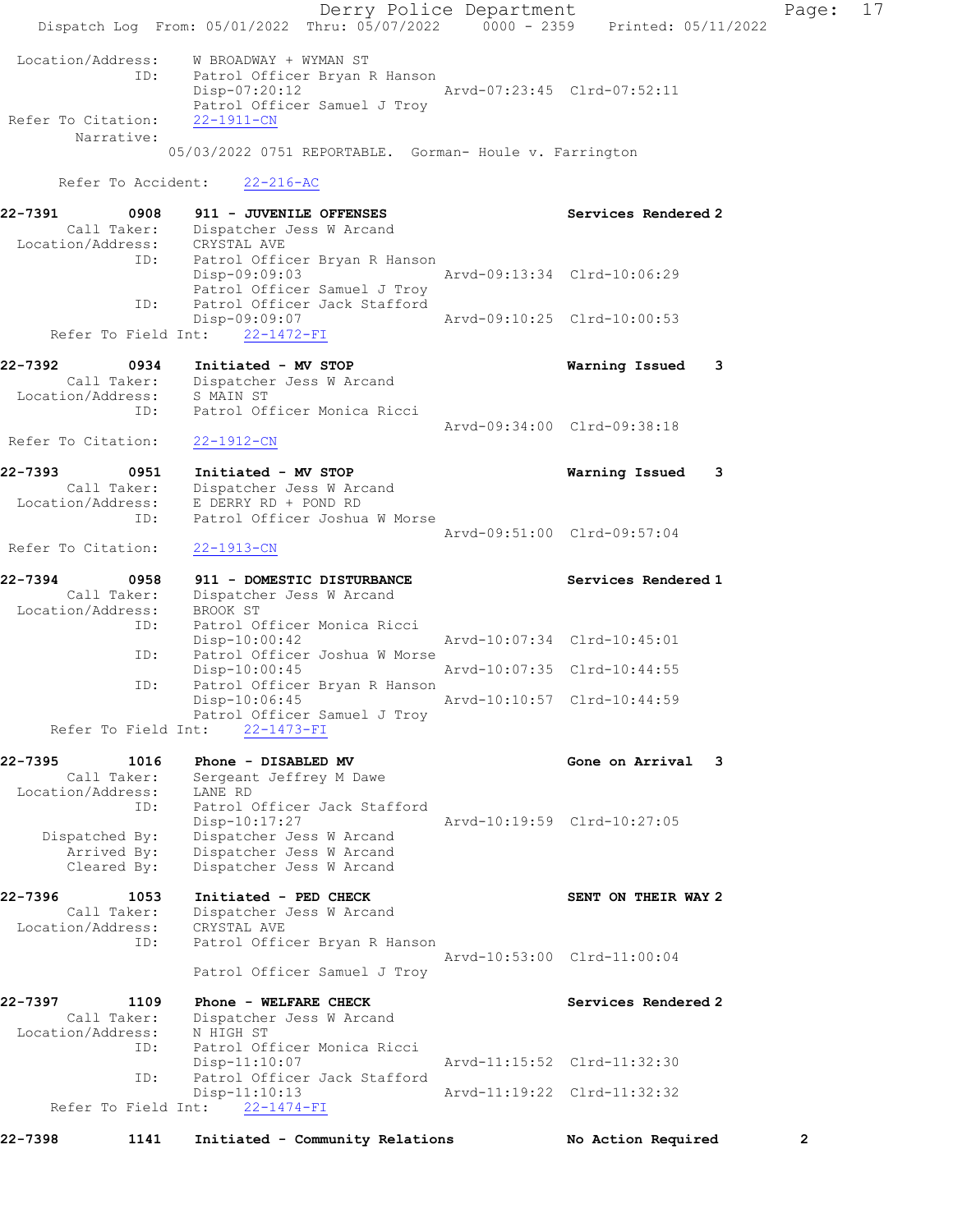Location/Address: W BROADWAY + WYMAN ST
ID: Patrol Officer Bryan R Hanson
Disp-07:20:12 Arvd-07:23:45 Clrd-07:52:11
Patrol Officer Samuel J Troy
Refer To Citation: 22-1911-CN
Narrative:
05/03/2022 0751 REPORTABLE. Gorman- Houle v. Farrington

Refer To Accident: 22-216-AC

**22-7391** 0908 **911 - JUVENILE OFFENSES** **Services Rendered 2**
Call Taker: Dispatcher Jess W Arcand
Location/Address: CRYSTAL AVE
ID: Patrol Officer Bryan R Hanson
Disp-09:09:03 Arvd-09:13:34 Clrd-10:06:29
Patrol Officer Samuel J Troy
ID: Patrol Officer Jack Stafford
Disp-09:09:07 Arvd-09:10:25 Clrd-10:00:53
Refer To Field Int: 22-1472-FI

**22-7392** 0934 **Initiated - MV STOP** **Warning Issued 3**
Call Taker: Dispatcher Jess W Arcand
Location/Address: S MAIN ST
ID: Patrol Officer Monica Ricci
Arvd-09:34:00 Clrd-09:38:18
Refer To Citation: 22-1912-CN

**22-7393** 0951 **Initiated - MV STOP** **Warning Issued 3**
Call Taker: Dispatcher Jess W Arcand
Location/Address: E DERRY RD + POND RD
ID: Patrol Officer Joshua W Morse
Arvd-09:51:00 Clrd-09:57:04
Refer To Citation: 22-1913-CN

**22-7394** 0958 **911 - DOMESTIC DISTURBANCE** **Services Rendered 1**
Call Taker: Dispatcher Jess W Arcand
Location/Address: BROOK ST
ID: Patrol Officer Monica Ricci
Disp-10:00:42 Arvd-10:07:34 Clrd-10:45:01
ID: Patrol Officer Joshua W Morse
Disp-10:00:45 Arvd-10:07:35 Clrd-10:44:55
ID: Patrol Officer Bryan R Hanson
Disp-10:06:45 Arvd-10:10:57 Clrd-10:44:59
Patrol Officer Samuel J Troy
Refer To Field Int: 22-1473-FI

**22-7395** 1016 **Phone - DISABLED MV** **Gone on Arrival 3**
Call Taker: Sergeant Jeffrey M Dawe
Location/Address: LANE RD
ID: Patrol Officer Jack Stafford
Disp-10:17:27 Arvd-10:19:59 Clrd-10:27:05
Dispatched By: Dispatcher Jess W Arcand
Arrived By: Dispatcher Jess W Arcand
Cleared By: Dispatcher Jess W Arcand

**22-7396** 1053 **Initiated - PED CHECK** **SENT ON THEIR WAY 2**
Call Taker: Dispatcher Jess W Arcand
Location/Address: CRYSTAL AVE
ID: Patrol Officer Bryan R Hanson
Arvd-10:53:00 Clrd-11:00:04
Patrol Officer Samuel J Troy

**22-7397** 1109 **Phone - WELFARE CHECK** **Services Rendered 2**
Call Taker: Dispatcher Jess W Arcand
Location/Address: N HIGH ST
ID: Patrol Officer Monica Ricci
Disp-11:10:07 Arvd-11:15:52 Clrd-11:32:30
ID: Patrol Officer Jack Stafford
Disp-11:10:13 Arvd-11:19:22 Clrd-11:32:32
Refer To Field Int: 22-1474-FI

**22-7398** 1141 **Initiated - Community Relations** **No Action Required 2**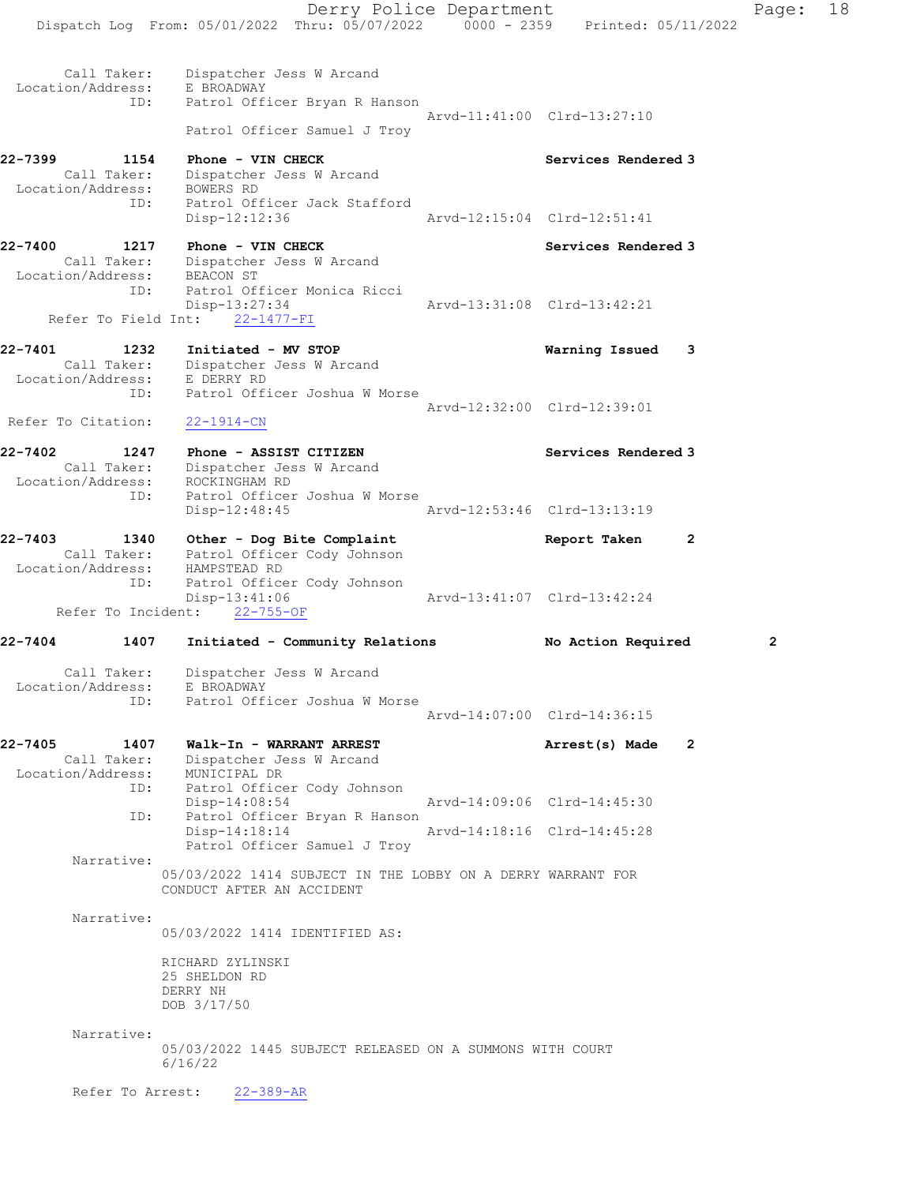Call Taker: Dispatcher Jess W Arcand
Location/Address: E BROADWAY
ID: Patrol Officer Bryan R Hanson
Arvd-11:41:00 Clrd-13:27:10
Patrol Officer Samuel J Troy

**22-7399 1154 Phone - VIN CHECK** Services Rendered 3
Call Taker: Dispatcher Jess W Arcand
Location/Address: BOWERS RD
ID: Patrol Officer Jack Stafford
Disp-12:12:36 Arvd-12:15:04 Clrd-12:51:41

**22-7400 1217 Phone - VIN CHECK** Services Rendered 3
Call Taker: Dispatcher Jess W Arcand
Location/Address: BEACON ST
ID: Patrol Officer Monica Ricci
Disp-13:27:34 Arvd-13:31:08 Clrd-13:42:21
Refer To Field Int: 22-1477-FI

**22-7401 1232 Initiated - MV STOP** Warning Issued 3
Call Taker: Dispatcher Jess W Arcand
Location/Address: E DERRY RD
ID: Patrol Officer Joshua W Morse
Arvd-12:32:00 Clrd-12:39:01
Refer To Citation: 22-1914-CN

**22-7402 1247 Phone - ASSIST CITIZEN** Services Rendered 3
Call Taker: Dispatcher Jess W Arcand
Location/Address: ROCKINGHAM RD
ID: Patrol Officer Joshua W Morse
Disp-12:48:45 Arvd-12:53:46 Clrd-13:13:19

**22-7403 1340 Other - Dog Bite Complaint** Report Taken 2
Call Taker: Patrol Officer Cody Johnson
Location/Address: HAMPSTEAD RD
ID: Patrol Officer Cody Johnson
Disp-13:41:06 Arvd-13:41:07 Clrd-13:42:24
Refer To Incident: 22-755-OF

**22-7404 1407 Initiated - Community Relations** No Action Required 2
Call Taker: Dispatcher Jess W Arcand
Location/Address: E BROADWAY
ID: Patrol Officer Joshua W Morse
Arvd-14:07:00 Clrd-14:36:15

**22-7405 1407 Walk-In - WARRANT ARREST** Arrest(s) Made 2
Call Taker: Dispatcher Jess W Arcand
Location/Address: MUNICIPAL DR
ID: Patrol Officer Cody Johnson
Disp-14:08:54 Arvd-14:09:06 Clrd-14:45:30
ID: Patrol Officer Bryan R Hanson
Disp-14:18:14 Arvd-14:18:16 Clrd-14:45:28
Patrol Officer Samuel J Troy

Narrative:
05/03/2022 1414 SUBJECT IN THE LOBBY ON A DERRY WARRANT FOR CONDUCT AFTER AN ACCIDENT

Narrative:
05/03/2022 1414 IDENTIFIED AS:

RICHARD ZYLINSKI
25 SHELDON RD
DERRY NH
DOB 3/17/50

Narrative:
05/03/2022 1445 SUBJECT RELEASED ON A SUMMONS WITH COURT 6/16/22

Refer To Arrest: 22-389-AR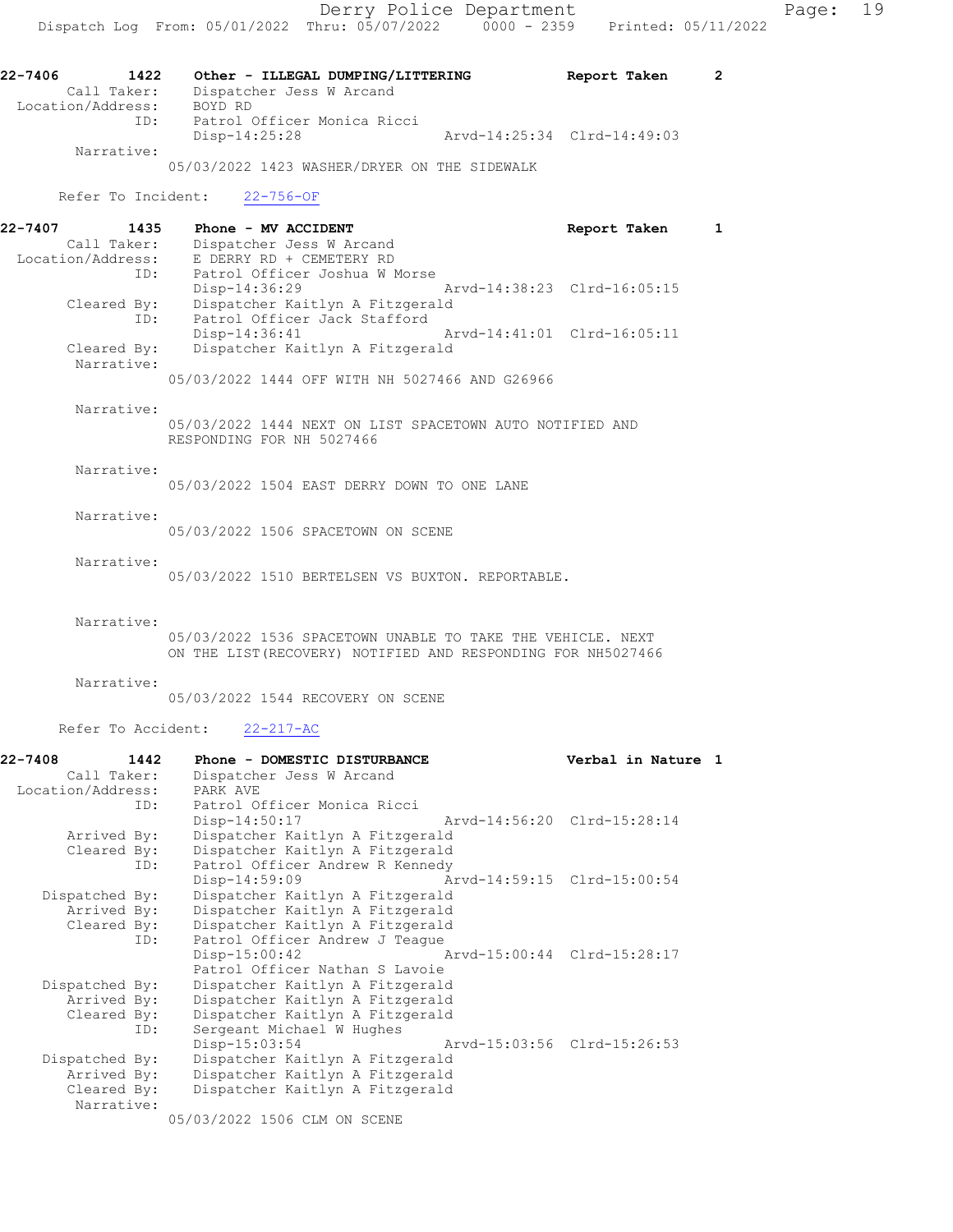**22-7406** 1422 **Other - ILLEGAL DUMPING/LITTERING** **Report Taken** 2

Call Taker: Dispatcher Jess W Arcand
Location/Address: BOYD RD
ID: Patrol Officer Monica Ricci
Disp-14:25:28 Arvd-14:25:34 Clrd-14:49:03
Narrative:
05/03/2022 1423 WASHER/DRYER ON THE SIDEWALK

Refer To Incident: 22-756-OF

**22-7407** 1435 **Phone - MV ACCIDENT** **Report Taken** 1

Call Taker: Dispatcher Jess W Arcand
Location/Address: E DERRY RD + CEMETERY RD
ID: Patrol Officer Joshua W Morse
Disp-14:36:29 Arvd-14:38:23 Clrd-16:05:15
Cleared By: Dispatcher Kaitlyn A Fitzgerald
ID: Patrol Officer Jack Stafford
Disp-14:36:41 Arvd-14:41:01 Clrd-16:05:11
Cleared By: Dispatcher Kaitlyn A Fitzgerald
Narrative:
05/03/2022 1444 OFF WITH NH 5027466 AND G26966

Narrative:
05/03/2022 1444 NEXT ON LIST SPACETOWN AUTO NOTIFIED AND RESPONDING FOR NH 5027466

Narrative:
05/03/2022 1504 EAST DERRY DOWN TO ONE LANE

Narrative:
05/03/2022 1506 SPACETOWN ON SCENE

Narrative:
05/03/2022 1510 BERTELSEN VS BUXTON. REPORTABLE.

Narrative:
05/03/2022 1536 SPACETOWN UNABLE TO TAKE THE VEHICLE. NEXT ON THE LIST(RECOVERY) NOTIFIED AND RESPONDING FOR NH5027466

Narrative:
05/03/2022 1544 RECOVERY ON SCENE

Refer To Accident: 22-217-AC

**22-7408** 1442 **Phone - DOMESTIC DISTURBANCE** **Verbal in Nature** 1

Call Taker: Dispatcher Jess W Arcand
Location/Address: PARK AVE
ID: Patrol Officer Monica Ricci
Disp-14:50:17 Arvd-14:56:20 Clrd-15:28:14
Arrived By: Dispatcher Kaitlyn A Fitzgerald
Cleared By: Dispatcher Kaitlyn A Fitzgerald
ID: Patrol Officer Andrew R Kennedy
Disp-14:59:09 Arvd-14:59:15 Clrd-15:00:54
Dispatched By: Dispatcher Kaitlyn A Fitzgerald
Arrived By: Dispatcher Kaitlyn A Fitzgerald
Cleared By: Dispatcher Kaitlyn A Fitzgerald
ID: Patrol Officer Andrew J Teague
Disp-15:00:42 Arvd-15:00:44 Clrd-15:28:17
Patrol Officer Nathan S Lavoie
Dispatched By: Dispatcher Kaitlyn A Fitzgerald
Arrived By: Dispatcher Kaitlyn A Fitzgerald
Cleared By: Dispatcher Kaitlyn A Fitzgerald
ID: Sergeant Michael W Hughes
Disp-15:03:54 Arvd-15:03:56 Clrd-15:26:53
Dispatched By: Dispatcher Kaitlyn A Fitzgerald
Arrived By: Dispatcher Kaitlyn A Fitzgerald
Cleared By: Dispatcher Kaitlyn A Fitzgerald
Narrative:
05/03/2022 1506 CLM ON SCENE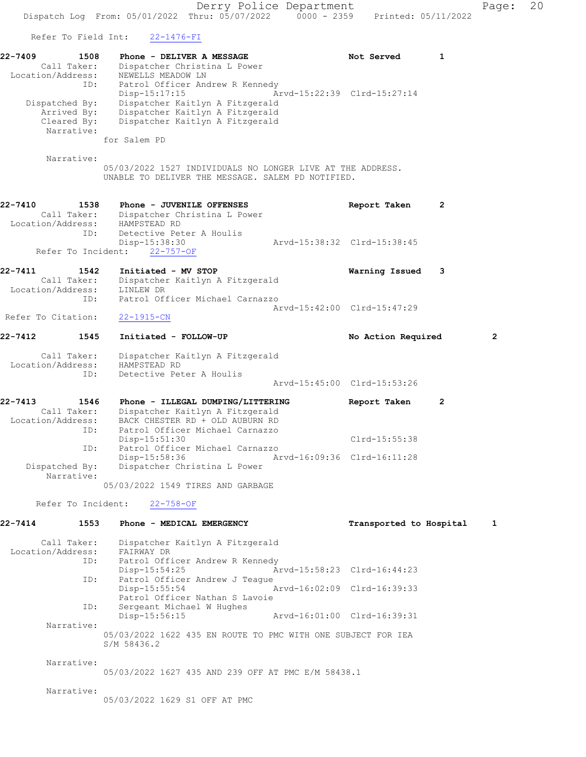Refer To Field Int: 22-1476-FI

**22-7409 1508 Phone - DELIVER A MESSAGE — Not Served — 1**

Call Taker: Dispatcher Christina L Power
Location/Address: NEWELLS MEADOW LN
ID: Patrol Officer Andrew R Kennedy
Disp-15:17:15 Arvd-15:22:39 Clrd-15:27:14
Dispatched By: Dispatcher Kaitlyn A Fitzgerald
Arrived By: Dispatcher Kaitlyn A Fitzgerald
Cleared By: Dispatcher Kaitlyn A Fitzgerald
Narrative:
for Salem PD

Narrative:
05/03/2022 1527 INDIVIDUALS NO LONGER LIVE AT THE ADDRESS. UNABLE TO DELIVER THE MESSAGE. SALEM PD NOTIFIED.

**22-7410 1538 Phone - JUVENILE OFFENSES — Report Taken — 2**

Call Taker: Dispatcher Christina L Power
Location/Address: HAMPSTEAD RD
ID: Detective Peter A Houlis
Disp-15:38:30 Arvd-15:38:32 Clrd-15:38:45
Refer To Incident: 22-757-OF

**22-7411 1542 Initiated - MV STOP — Warning Issued — 3**

Call Taker: Dispatcher Kaitlyn A Fitzgerald
Location/Address: LINLEW DR
ID: Patrol Officer Michael Carnazzo
Arvd-15:42:00 Clrd-15:47:29
Refer To Citation: 22-1915-CN

**22-7412 1545 Initiated - FOLLOW-UP — No Action Required — 2**

Call Taker: Dispatcher Kaitlyn A Fitzgerald
Location/Address: HAMPSTEAD RD
ID: Detective Peter A Houlis
Arvd-15:45:00 Clrd-15:53:26

**22-7413 1546 Phone - ILLEGAL DUMPING/LITTERING — Report Taken — 2**

Call Taker: Dispatcher Kaitlyn A Fitzgerald
Location/Address: BACK CHESTER RD + OLD AUBURN RD
ID: Patrol Officer Michael Carnazzo
Disp-15:51:30 Clrd-15:55:38
ID: Patrol Officer Michael Carnazzo
Disp-15:58:36 Arvd-16:09:36 Clrd-16:11:28
Dispatched By: Dispatcher Christina L Power
Narrative:
05/03/2022 1549 TIRES AND GARBAGE

Refer To Incident: 22-758-OF

**22-7414 1553 Phone - MEDICAL EMERGENCY — Transported to Hospital — 1**

Call Taker: Dispatcher Kaitlyn A Fitzgerald
Location/Address: FAIRWAY DR
ID: Patrol Officer Andrew R Kennedy
Disp-15:54:25 Arvd-15:58:23 Clrd-16:44:23
ID: Patrol Officer Andrew J Teague
Disp-15:55:54 Arvd-16:02:09 Clrd-16:39:33
Patrol Officer Nathan S Lavoie
ID: Sergeant Michael W Hughes
Disp-15:56:15 Arvd-16:01:00 Clrd-16:39:31
Narrative:
05/03/2022 1622 435 EN ROUTE TO PMC WITH ONE SUBJECT FOR IEA S/M 58436.2

Narrative:
05/03/2022 1627 435 AND 239 OFF AT PMC E/M 58438.1

Narrative:
05/03/2022 1629 S1 OFF AT PMC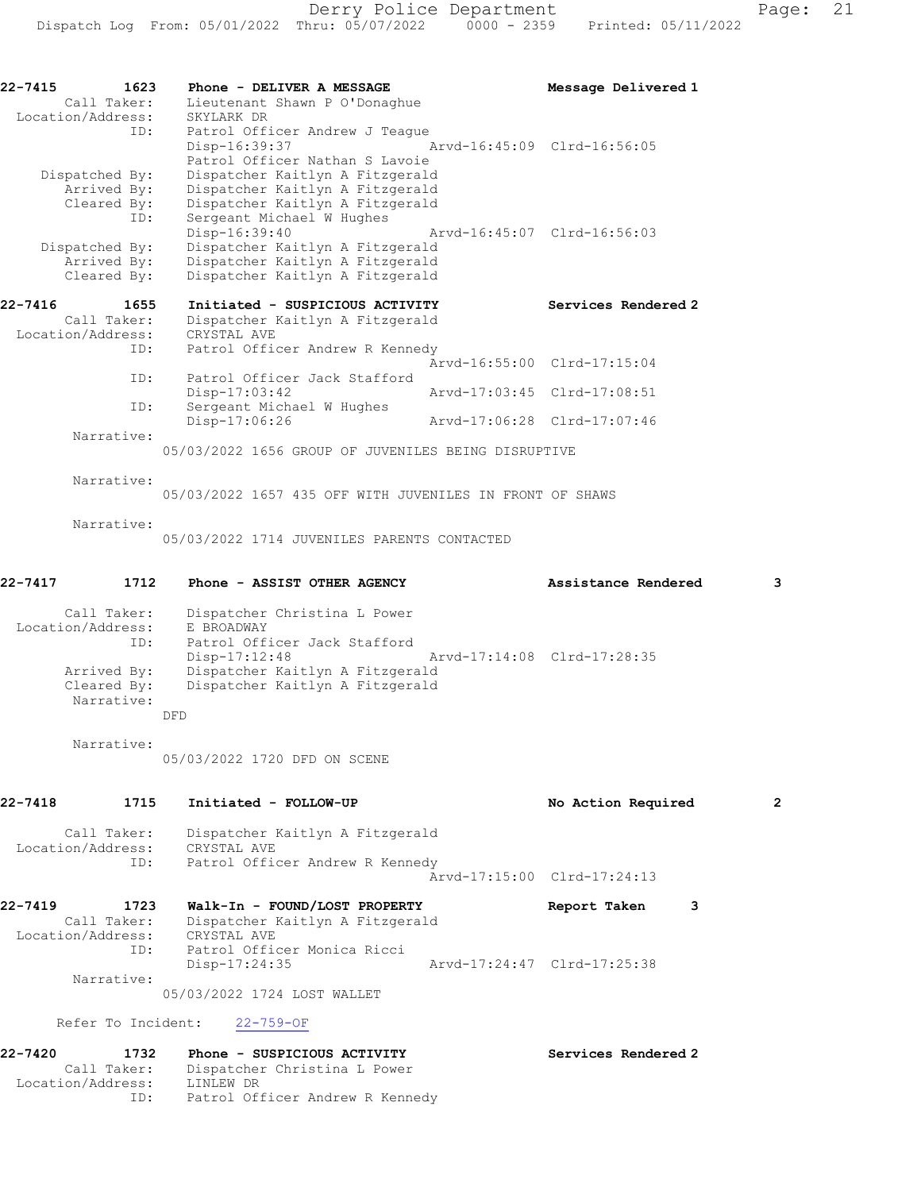22-7415 1623 Phone - DELIVER A MESSAGE Message Delivered 1
Call Taker: Lieutenant Shawn P O'Donaghue
Location/Address: SKYLARK DR
ID: Patrol Officer Andrew J Teague
Disp-16:39:37 Arvd-16:45:09 Clrd-16:56:05
Patrol Officer Nathan S Lavoie
Dispatched By: Dispatcher Kaitlyn A Fitzgerald
Arrived By: Dispatcher Kaitlyn A Fitzgerald
Cleared By: Dispatcher Kaitlyn A Fitzgerald
ID: Sergeant Michael W Hughes
Disp-16:39:40 Arvd-16:45:07 Clrd-16:56:03
Dispatched By: Dispatcher Kaitlyn A Fitzgerald
Arrived By: Dispatcher Kaitlyn A Fitzgerald
Cleared By: Dispatcher Kaitlyn A Fitzgerald

22-7416 1655 Initiated - SUSPICIOUS ACTIVITY Services Rendered 2
Call Taker: Dispatcher Kaitlyn A Fitzgerald
Location/Address: CRYSTAL AVE
ID: Patrol Officer Andrew R Kennedy
Arvd-16:55:00 Clrd-17:15:04
ID: Patrol Officer Jack Stafford
Disp-17:03:42 Arvd-17:03:45 Clrd-17:08:51
ID: Sergeant Michael W Hughes
Disp-17:06:26 Arvd-17:06:28 Clrd-17:07:46
Narrative:
05/03/2022 1656 GROUP OF JUVENILES BEING DISRUPTIVE

Narrative:
05/03/2022 1657 435 OFF WITH JUVENILES IN FRONT OF SHAWS

Narrative:
05/03/2022 1714 JUVENILES PARENTS CONTACTED

22-7417 1712 Phone - ASSIST OTHER AGENCY Assistance Rendered 3
Call Taker: Dispatcher Christina L Power
Location/Address: E BROADWAY
ID: Patrol Officer Jack Stafford
Disp-17:12:48 Arvd-17:14:08 Clrd-17:28:35
Arrived By: Dispatcher Kaitlyn A Fitzgerald
Cleared By: Dispatcher Kaitlyn A Fitzgerald
Narrative:
DFD

Narrative:
05/03/2022 1720 DFD ON SCENE

22-7418 1715 Initiated - FOLLOW-UP No Action Required 2
Call Taker: Dispatcher Kaitlyn A Fitzgerald
Location/Address: CRYSTAL AVE
ID: Patrol Officer Andrew R Kennedy
Arvd-17:15:00 Clrd-17:24:13

22-7419 1723 Walk-In - FOUND/LOST PROPERTY Report Taken 3
Call Taker: Dispatcher Kaitlyn A Fitzgerald
Location/Address: CRYSTAL AVE
ID: Patrol Officer Monica Ricci
Disp-17:24:35 Arvd-17:24:47 Clrd-17:25:38
Narrative:
05/03/2022 1724 LOST WALLET

Refer To Incident: 22-759-OF

22-7420 1732 Phone - SUSPICIOUS ACTIVITY Services Rendered 2
Call Taker: Dispatcher Christina L Power
Location/Address: LINLEW DR
ID: Patrol Officer Andrew R Kennedy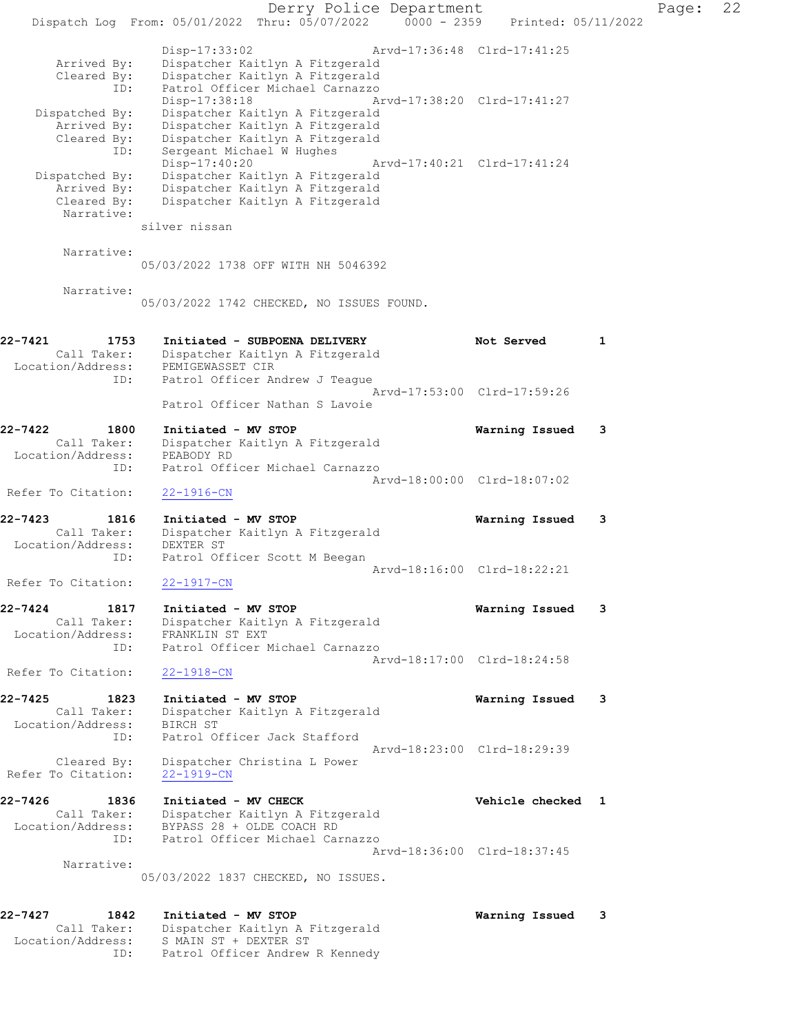```
              Disp-17:33:02                 Arvd-17:36:48  Clrd-17:41:25
   Arrived By:    Dispatcher Kaitlyn A Fitzgerald
   Cleared By:    Dispatcher Kaitlyn A Fitzgerald
          ID:     Patrol Officer Michael Carnazzo
              Disp-17:38:18                 Arvd-17:38:20  Clrd-17:41:27
Dispatched By:    Dispatcher Kaitlyn A Fitzgerald
   Arrived By:    Dispatcher Kaitlyn A Fitzgerald
   Cleared By:    Dispatcher Kaitlyn A Fitzgerald
          ID:     Sergeant Michael W Hughes
              Disp-17:40:20                 Arvd-17:40:21  Clrd-17:41:24
Dispatched By:    Dispatcher Kaitlyn A Fitzgerald
   Arrived By:    Dispatcher Kaitlyn A Fitzgerald
   Cleared By:    Dispatcher Kaitlyn A Fitzgerald
    Narrative:
              silver nissan

    Narrative:
              05/03/2022 1738 OFF WITH NH 5046392

    Narrative:
              05/03/2022 1742 CHECKED, NO ISSUES FOUND.


22-7421        1753    Initiated - SUBPOENA DELIVERY            Not Served       1
        Call Taker:    Dispatcher Kaitlyn A Fitzgerald
  Location/Address:    PEMIGEWASSET CIR
                ID:    Patrol Officer Andrew J Teague
                                            Arvd-17:53:00  Clrd-17:59:26
                       Patrol Officer Nathan S Lavoie

22-7422        1800    Initiated - MV STOP                      Warning Issued   3
        Call Taker:    Dispatcher Kaitlyn A Fitzgerald
  Location/Address:    PEABODY RD
                ID:    Patrol Officer Michael Carnazzo
                                            Arvd-18:00:00  Clrd-18:07:02
 Refer To Citation:    22-1916-CN

22-7423        1816    Initiated - MV STOP                      Warning Issued   3
        Call Taker:    Dispatcher Kaitlyn A Fitzgerald
  Location/Address:    DEXTER ST
                ID:    Patrol Officer Scott M Beegan
                                            Arvd-18:16:00  Clrd-18:22:21
 Refer To Citation:    22-1917-CN

22-7424        1817    Initiated - MV STOP                      Warning Issued   3
        Call Taker:    Dispatcher Kaitlyn A Fitzgerald
  Location/Address:    FRANKLIN ST EXT
                ID:    Patrol Officer Michael Carnazzo
                                            Arvd-18:17:00  Clrd-18:24:58
 Refer To Citation:    22-1918-CN

22-7425        1823    Initiated - MV STOP                      Warning Issued   3
        Call Taker:    Dispatcher Kaitlyn A Fitzgerald
  Location/Address:    BIRCH ST
                ID:    Patrol Officer Jack Stafford
                                            Arvd-18:23:00  Clrd-18:29:39
        Cleared By:    Dispatcher Christina L Power
 Refer To Citation:    22-1919-CN

22-7426        1836    Initiated - MV CHECK                     Vehicle checked  1
        Call Taker:    Dispatcher Kaitlyn A Fitzgerald
  Location/Address:    BYPASS 28 + OLDE COACH RD
                ID:    Patrol Officer Michael Carnazzo
                                            Arvd-18:36:00  Clrd-18:37:45
         Narrative:
              05/03/2022 1837 CHECKED, NO ISSUES.


22-7427        1842    Initiated - MV STOP                      Warning Issued   3
        Call Taker:    Dispatcher Kaitlyn A Fitzgerald
  Location/Address:    S MAIN ST + DEXTER ST
                ID:    Patrol Officer Andrew R Kennedy
```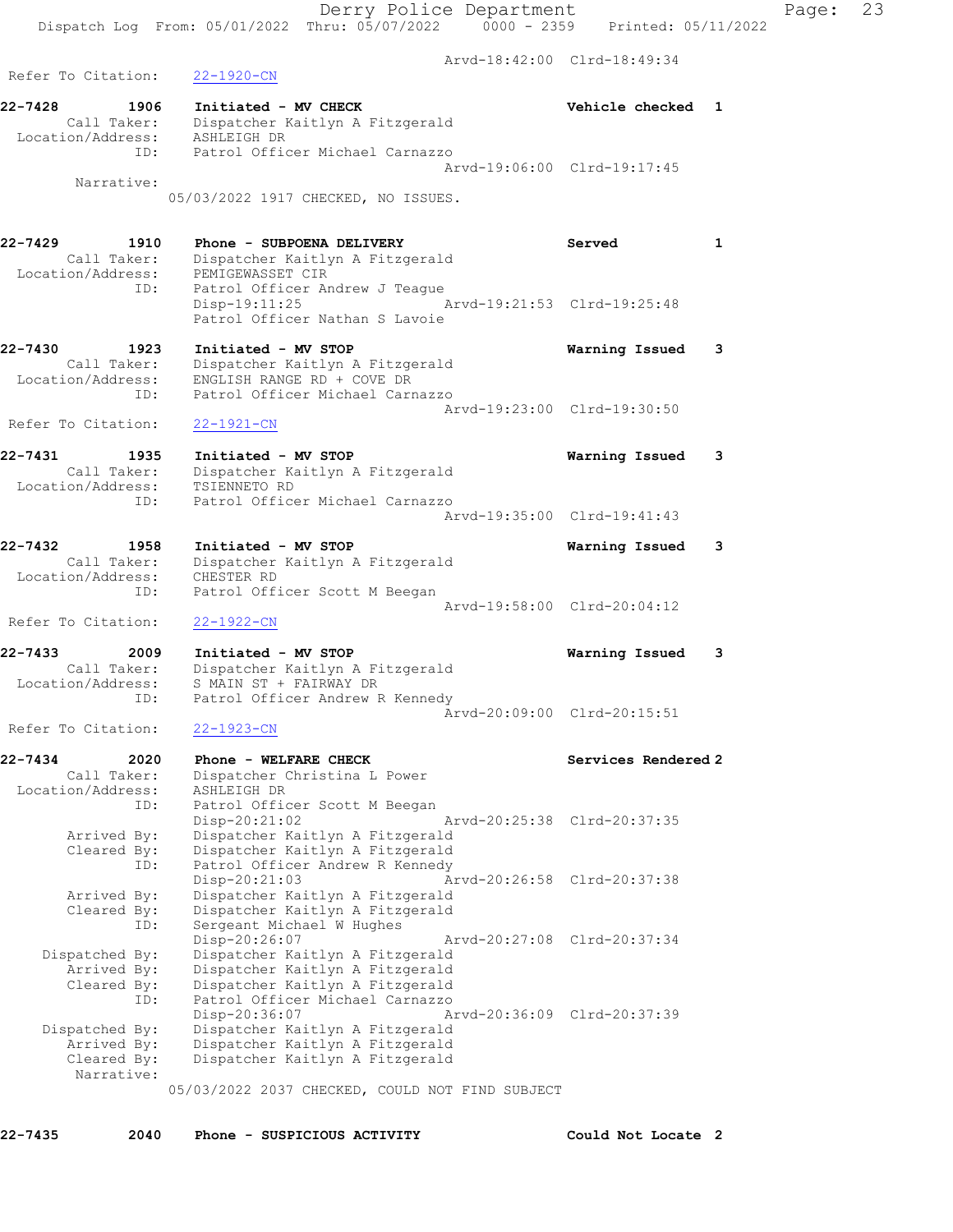Arvd-18:42:00 Clrd-18:49:34

Refer To Citation: 22-1920-CN

22-7428 1906 Initiated - MV CHECK Vehicle checked 1
Call Taker: Dispatcher Kaitlyn A Fitzgerald
Location/Address: ASHLEIGH DR
ID: Patrol Officer Michael Carnazzo
Arvd-19:06:00 Clrd-19:17:45
Narrative:
05/03/2022 1917 CHECKED, NO ISSUES.

22-7429 1910 Phone - SUBPOENA DELIVERY Served 1
Call Taker: Dispatcher Kaitlyn A Fitzgerald
Location/Address: PEMIGEWASSET CIR
ID: Patrol Officer Andrew J Teague
Disp-19:11:25 Arvd-19:21:53 Clrd-19:25:48
Patrol Officer Nathan S Lavoie

22-7430 1923 Initiated - MV STOP Warning Issued 3
Call Taker: Dispatcher Kaitlyn A Fitzgerald
Location/Address: ENGLISH RANGE RD + COVE DR
ID: Patrol Officer Michael Carnazzo
Arvd-19:23:00 Clrd-19:30:50
Refer To Citation: 22-1921-CN

22-7431 1935 Initiated - MV STOP Warning Issued 3
Call Taker: Dispatcher Kaitlyn A Fitzgerald
Location/Address: TSIENNETO RD
ID: Patrol Officer Michael Carnazzo
Arvd-19:35:00 Clrd-19:41:43

22-7432 1958 Initiated - MV STOP Warning Issued 3
Call Taker: Dispatcher Kaitlyn A Fitzgerald
Location/Address: CHESTER RD
ID: Patrol Officer Scott M Beegan
Arvd-19:58:00 Clrd-20:04:12
Refer To Citation: 22-1922-CN

22-7433 2009 Initiated - MV STOP Warning Issued 3
Call Taker: Dispatcher Kaitlyn A Fitzgerald
Location/Address: S MAIN ST + FAIRWAY DR
ID: Patrol Officer Andrew R Kennedy
Arvd-20:09:00 Clrd-20:15:51
Refer To Citation: 22-1923-CN

22-7434 2020 Phone - WELFARE CHECK Services Rendered 2
Call Taker: Dispatcher Christina L Power
Location/Address: ASHLEIGH DR
ID: Patrol Officer Scott M Beegan
Disp-20:21:02 Arvd-20:25:38 Clrd-20:37:35
Arrived By: Dispatcher Kaitlyn A Fitzgerald
Cleared By: Dispatcher Kaitlyn A Fitzgerald
ID: Patrol Officer Andrew R Kennedy
Disp-20:21:03 Arvd-20:26:58 Clrd-20:37:38
Arrived By: Dispatcher Kaitlyn A Fitzgerald
Cleared By: Dispatcher Kaitlyn A Fitzgerald
ID: Sergeant Michael W Hughes
Disp-20:26:07 Arvd-20:27:08 Clrd-20:37:34
Dispatched By: Dispatcher Kaitlyn A Fitzgerald
Arrived By: Dispatcher Kaitlyn A Fitzgerald
Cleared By: Dispatcher Kaitlyn A Fitzgerald
ID: Patrol Officer Michael Carnazzo
Disp-20:36:07 Arvd-20:36:09 Clrd-20:37:39
Dispatched By: Dispatcher Kaitlyn A Fitzgerald
Arrived By: Dispatcher Kaitlyn A Fitzgerald
Cleared By: Dispatcher Kaitlyn A Fitzgerald
Narrative:
05/03/2022 2037 CHECKED, COULD NOT FIND SUBJECT

22-7435 2040 Phone - SUSPICIOUS ACTIVITY Could Not Locate 2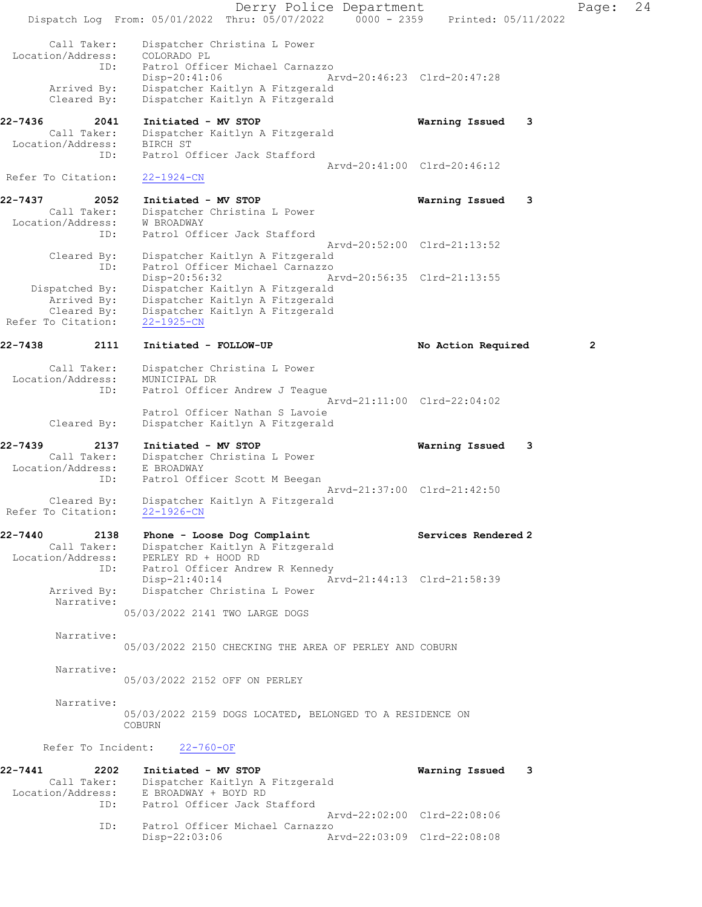```
Call Taker:        Dispatcher Christina L Power
Location/Address:  COLORADO PL
ID:                Patrol Officer Michael Carnazzo
                   Disp-20:41:06                Arvd-20:46:23  Clrd-20:47:28
Arrived By:        Dispatcher Kaitlyn A Fitzgerald
Cleared By:        Dispatcher Kaitlyn A Fitzgerald

22-7436      2041  Initiated - MV STOP                       Warning Issued    3
Call Taker:        Dispatcher Kaitlyn A Fitzgerald
Location/Address:  BIRCH ST
ID:                Patrol Officer Jack Stafford
                                                Arvd-20:41:00  Clrd-20:46:12
Refer To Citation: 22-1924-CN

22-7437      2052  Initiated - MV STOP                       Warning Issued    3
Call Taker:        Dispatcher Christina L Power
Location/Address:  W BROADWAY
ID:                Patrol Officer Jack Stafford
                                                Arvd-20:52:00  Clrd-21:13:52
Cleared By:        Dispatcher Kaitlyn A Fitzgerald
ID:                Patrol Officer Michael Carnazzo
                   Disp-20:56:32                Arvd-20:56:35  Clrd-21:13:55
Dispatched By:     Dispatcher Kaitlyn A Fitzgerald
Arrived By:        Dispatcher Kaitlyn A Fitzgerald
Cleared By:        Dispatcher Kaitlyn A Fitzgerald
Refer To Citation: 22-1925-CN

22-7438      2111  Initiated - FOLLOW-UP                     No Action Required    2

Call Taker:        Dispatcher Christina L Power
Location/Address:  MUNICIPAL DR
ID:                Patrol Officer Andrew J Teague
                                                Arvd-21:11:00  Clrd-22:04:02
                   Patrol Officer Nathan S Lavoie
Cleared By:        Dispatcher Kaitlyn A Fitzgerald

22-7439      2137  Initiated - MV STOP                       Warning Issued    3
Call Taker:        Dispatcher Christina L Power
Location/Address:  E BROADWAY
ID:                Patrol Officer Scott M Beegan
                                                Arvd-21:37:00  Clrd-21:42:50
Cleared By:        Dispatcher Kaitlyn A Fitzgerald
Refer To Citation: 22-1926-CN

22-7440      2138  Phone - Loose Dog Complaint               Services Rendered 2
Call Taker:        Dispatcher Kaitlyn A Fitzgerald
Location/Address:  PERLEY RD + HOOD RD
ID:                Patrol Officer Andrew R Kennedy
                   Disp-21:40:14                Arvd-21:44:13  Clrd-21:58:39
Arrived By:        Dispatcher Christina L Power
Narrative:
                 05/03/2022 2141 TWO LARGE DOGS

Narrative:
                 05/03/2022 2150 CHECKING THE AREA OF PERLEY AND COBURN

Narrative:
                 05/03/2022 2152 OFF ON PERLEY

Narrative:
                 05/03/2022 2159 DOGS LOCATED, BELONGED TO A RESIDENCE ON
                 COBURN

Refer To Incident:  22-760-OF

22-7441      2202  Initiated - MV STOP                       Warning Issued    3
Call Taker:        Dispatcher Kaitlyn A Fitzgerald
Location/Address:  E BROADWAY + BOYD RD
ID:                Patrol Officer Jack Stafford
                                                Arvd-22:02:00  Clrd-22:08:06
ID:                Patrol Officer Michael Carnazzo
                   Disp-22:03:06                Arvd-22:03:09  Clrd-22:08:08
```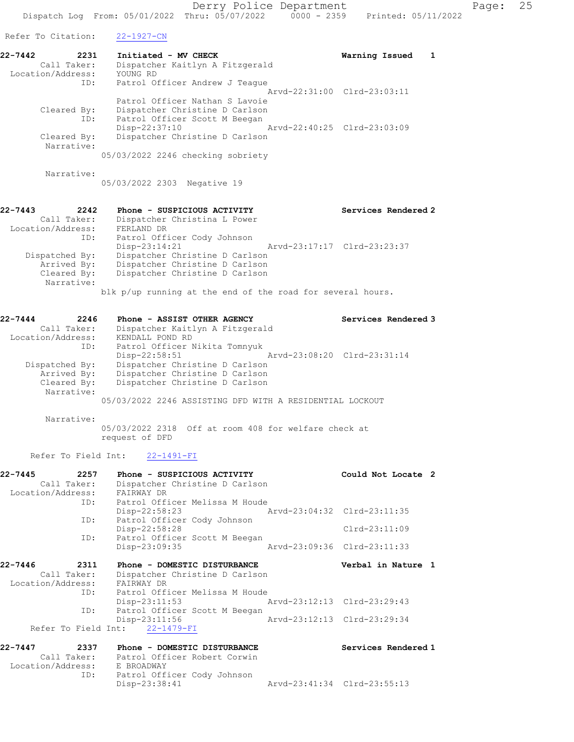Refer To Citation: 22-1927-CN

```
22-7442        2231    Initiated - MV CHECK                        Warning Issued    1
       Call Taker:     Dispatcher Kaitlyn A Fitzgerald
 Location/Address:     YOUNG RD
               ID:     Patrol Officer Andrew J Teague
                                                Arvd-22:31:00  Clrd-23:03:11
                       Patrol Officer Nathan S Lavoie
       Cleared By:     Dispatcher Christine D Carlson
               ID:     Patrol Officer Scott M Beegan
                       Disp-22:37:10            Arvd-22:40:25  Clrd-23:03:09
       Cleared By:     Dispatcher Christine D Carlson
        Narrative:
                     05/03/2022 2246 checking sobriety

        Narrative:
                     05/03/2022 2303  Negative 19


22-7443        2242    Phone - SUSPICIOUS ACTIVITY                 Services Rendered 2
       Call Taker:     Dispatcher Christina L Power
 Location/Address:     FERLAND DR
               ID:     Patrol Officer Cody Johnson
                       Disp-23:14:21            Arvd-23:17:17  Clrd-23:23:37
    Dispatched By:     Dispatcher Christine D Carlson
       Arrived By:     Dispatcher Christine D Carlson
       Cleared By:     Dispatcher Christine D Carlson
        Narrative:
                     blk p/up running at the end of the road for several hours.


22-7444        2246    Phone - ASSIST OTHER AGENCY                 Services Rendered 3
       Call Taker:     Dispatcher Kaitlyn A Fitzgerald
 Location/Address:     KENDALL POND RD
               ID:     Patrol Officer Nikita Tomnyuk
                       Disp-22:58:51            Arvd-23:08:20  Clrd-23:31:14
    Dispatched By:     Dispatcher Christine D Carlson
       Arrived By:     Dispatcher Christine D Carlson
       Cleared By:     Dispatcher Christine D Carlson
        Narrative:
                     05/03/2022 2246 ASSISTING DFD WITH A RESIDENTIAL LOCKOUT

        Narrative:
                     05/03/2022 2318  Off at room 408 for welfare check at
                     request of DFD

     Refer To Field Int:    22-1491-FI

22-7445        2257    Phone - SUSPICIOUS ACTIVITY                 Could Not Locate  2
       Call Taker:     Dispatcher Christine D Carlson
 Location/Address:     FAIRWAY DR
               ID:     Patrol Officer Melissa M Houde
                       Disp-22:58:23            Arvd-23:04:32  Clrd-23:11:35
               ID:     Patrol Officer Cody Johnson
                       Disp-22:58:28                           Clrd-23:11:09
               ID:     Patrol Officer Scott M Beegan
                       Disp-23:09:35            Arvd-23:09:36  Clrd-23:11:33

22-7446        2311    Phone - DOMESTIC DISTURBANCE                Verbal in Nature  1
       Call Taker:     Dispatcher Christine D Carlson
 Location/Address:     FAIRWAY DR
               ID:     Patrol Officer Melissa M Houde
                       Disp-23:11:53            Arvd-23:12:13  Clrd-23:29:43
               ID:     Patrol Officer Scott M Beegan
                       Disp-23:11:56            Arvd-23:12:13  Clrd-23:29:34
     Refer To Field Int:    22-1479-FI

22-7447        2337    Phone - DOMESTIC DISTURBANCE                Services Rendered 1
       Call Taker:     Patrol Officer Robert Corwin
 Location/Address:     E BROADWAY
               ID:     Patrol Officer Cody Johnson
                       Disp-23:38:41            Arvd-23:41:34  Clrd-23:55:13
```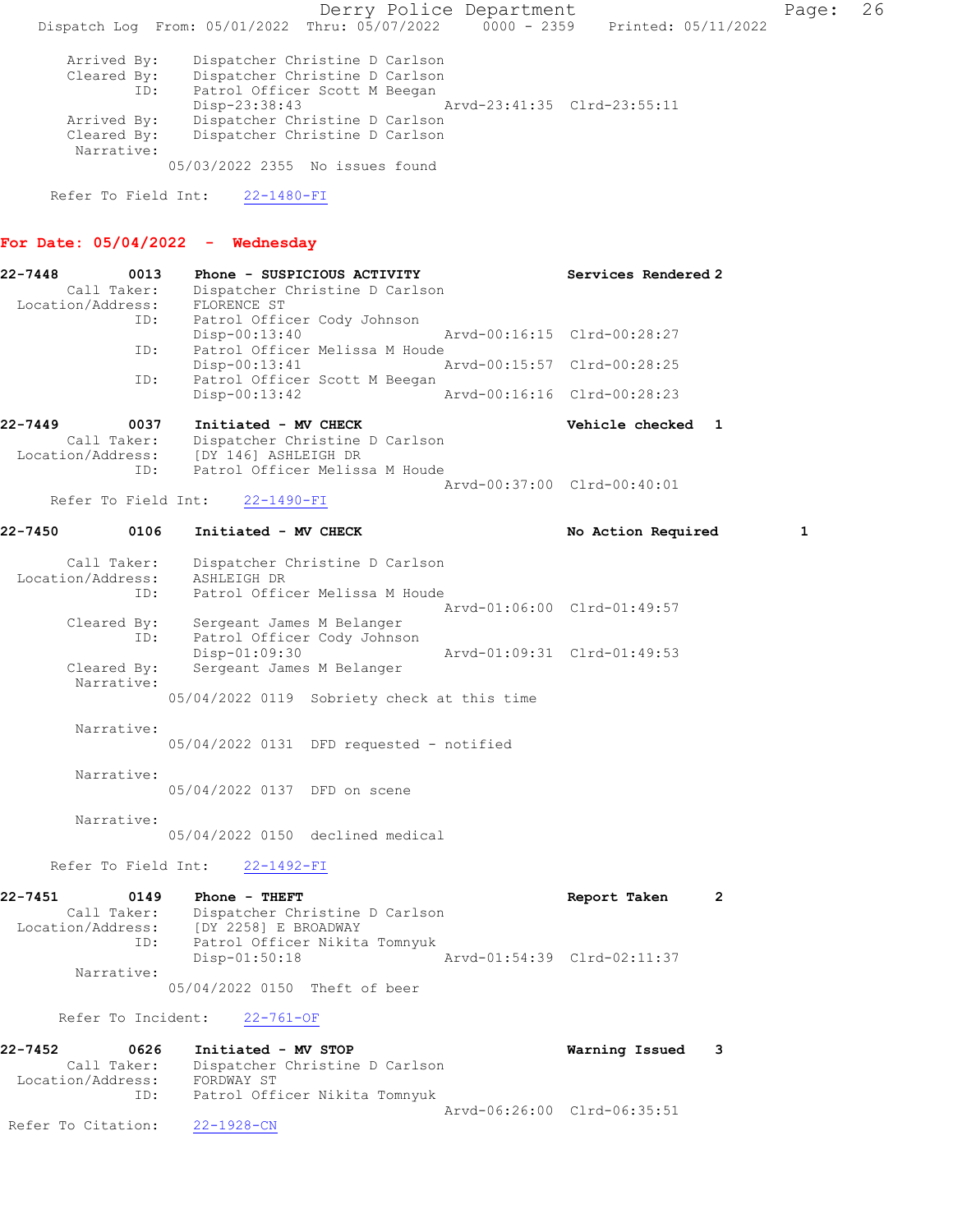Arrived By: Dispatcher Christine D Carlson
Cleared By: Dispatcher Christine D Carlson
ID: Patrol Officer Scott M Beegan
Disp-23:38:43 Arvd-23:41:35 Clrd-23:55:11
Arrived By: Dispatcher Christine D Carlson
Cleared By: Dispatcher Christine D Carlson
Narrative:
05/03/2022 2355 No issues found

Refer To Field Int: 22-1480-FI

## For Date: 05/04/2022 - Wednesday

**22-7448** 0013 **Phone - SUSPICIOUS ACTIVITY** **Services Rendered 2**
Call Taker: Dispatcher Christine D Carlson
Location/Address: FLORENCE ST
ID: Patrol Officer Cody Johnson
Disp-00:13:40 Arvd-00:16:15 Clrd-00:28:27
ID: Patrol Officer Melissa M Houde
Disp-00:13:41 Arvd-00:15:57 Clrd-00:28:25
ID: Patrol Officer Scott M Beegan
Disp-00:13:42 Arvd-00:16:16 Clrd-00:28:23

**22-7449** 0037 **Initiated - MV CHECK** **Vehicle checked 1**
Call Taker: Dispatcher Christine D Carlson
Location/Address: [DY 146] ASHLEIGH DR
ID: Patrol Officer Melissa M Houde
Arvd-00:37:00 Clrd-00:40:01
Refer To Field Int: 22-1490-FI

**22-7450** 0106 **Initiated - MV CHECK** **No Action Required 1**
Call Taker: Dispatcher Christine D Carlson
Location/Address: ASHLEIGH DR
ID: Patrol Officer Melissa M Houde
Arvd-01:06:00 Clrd-01:49:57
Cleared By: Sergeant James M Belanger
ID: Patrol Officer Cody Johnson
Disp-01:09:30 Arvd-01:09:31 Clrd-01:49:53
Cleared By: Sergeant James M Belanger
Narrative:
05/04/2022 0119 Sobriety check at this time

Narrative:
05/04/2022 0131 DFD requested - notified

Narrative:
05/04/2022 0137 DFD on scene

Narrative:
05/04/2022 0150 declined medical

Refer To Field Int: 22-1492-FI

**22-7451** 0149 **Phone - THEFT** **Report Taken 2**
Call Taker: Dispatcher Christine D Carlson
Location/Address: [DY 2258] E BROADWAY
ID: Patrol Officer Nikita Tomnyuk
Disp-01:50:18 Arvd-01:54:39 Clrd-02:11:37
Narrative:
05/04/2022 0150 Theft of beer

Refer To Incident: 22-761-OF

**22-7452** 0626 **Initiated - MV STOP** **Warning Issued 3**
Call Taker: Dispatcher Christine D Carlson
Location/Address: FORDWAY ST
ID: Patrol Officer Nikita Tomnyuk
Arvd-06:26:00 Clrd-06:35:51
Refer To Citation: 22-1928-CN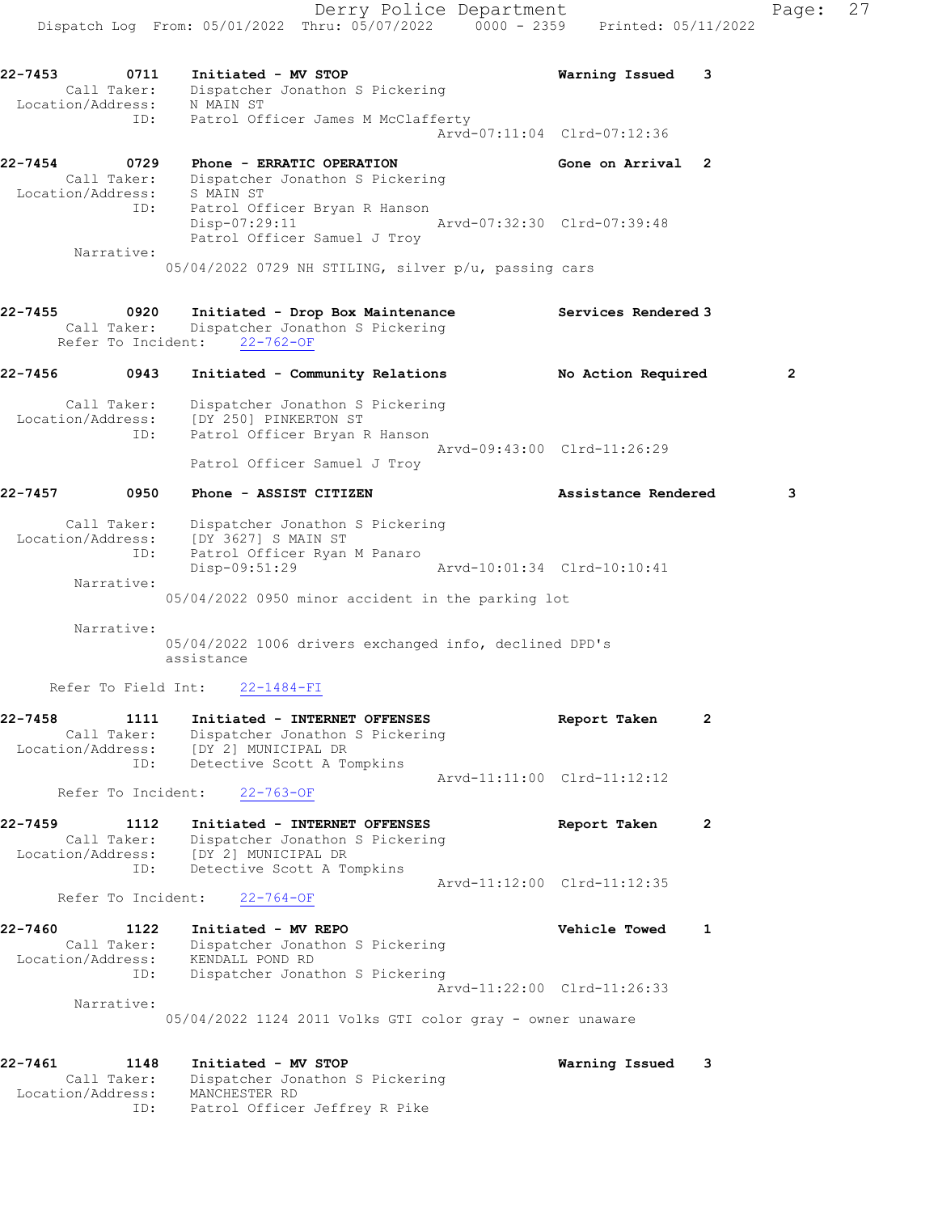**22-7453** 0711 **Initiated - MV STOP** **Warning Issued** 3
Call Taker: Dispatcher Jonathon S Pickering
Location/Address: N MAIN ST
ID: Patrol Officer James M McClafferty
Arvd-07:11:04 Clrd-07:12:36

**22-7454** 0729 **Phone - ERRATIC OPERATION** **Gone on Arrival** 2
Call Taker: Dispatcher Jonathon S Pickering
Location/Address: S MAIN ST
ID: Patrol Officer Bryan R Hanson
Disp-07:29:11 Arvd-07:32:30 Clrd-07:39:48
Patrol Officer Samuel J Troy
Narrative:
05/04/2022 0729 NH STILING, silver p/u, passing cars

**22-7455** 0920 **Initiated - Drop Box Maintenance** **Services Rendered** 3
Call Taker: Dispatcher Jonathon S Pickering
Refer To Incident: 22-762-OF

**22-7456** 0943 **Initiated - Community Relations** **No Action Required** 2
Call Taker: Dispatcher Jonathon S Pickering
Location/Address: [DY 250] PINKERTON ST
ID: Patrol Officer Bryan R Hanson
Arvd-09:43:00 Clrd-11:26:29
Patrol Officer Samuel J Troy

**22-7457** 0950 **Phone - ASSIST CITIZEN** **Assistance Rendered** 3
Call Taker: Dispatcher Jonathon S Pickering
Location/Address: [DY 3627] S MAIN ST
ID: Patrol Officer Ryan M Panaro
Disp-09:51:29 Arvd-10:01:34 Clrd-10:10:41
Narrative:
05/04/2022 0950 minor accident in the parking lot
Narrative:
05/04/2022 1006 drivers exchanged info, declined DPD's assistance
Refer To Field Int: 22-1484-FI

**22-7458** 1111 **Initiated - INTERNET OFFENSES** **Report Taken** 2
Call Taker: Dispatcher Jonathon S Pickering
Location/Address: [DY 2] MUNICIPAL DR
ID: Detective Scott A Tompkins
Arvd-11:11:00 Clrd-11:12:12
Refer To Incident: 22-763-OF

**22-7459** 1112 **Initiated - INTERNET OFFENSES** **Report Taken** 2
Call Taker: Dispatcher Jonathon S Pickering
Location/Address: [DY 2] MUNICIPAL DR
ID: Detective Scott A Tompkins
Arvd-11:12:00 Clrd-11:12:35
Refer To Incident: 22-764-OF

**22-7460** 1122 **Initiated - MV REPO** **Vehicle Towed** 1
Call Taker: Dispatcher Jonathon S Pickering
Location/Address: KENDALL POND RD
ID: Dispatcher Jonathon S Pickering
Arvd-11:22:00 Clrd-11:26:33
Narrative:
05/04/2022 1124 2011 Volks GTI color gray - owner unaware

**22-7461** 1148 **Initiated - MV STOP** **Warning Issued** 3
Call Taker: Dispatcher Jonathon S Pickering
Location/Address: MANCHESTER RD
ID: Patrol Officer Jeffrey R Pike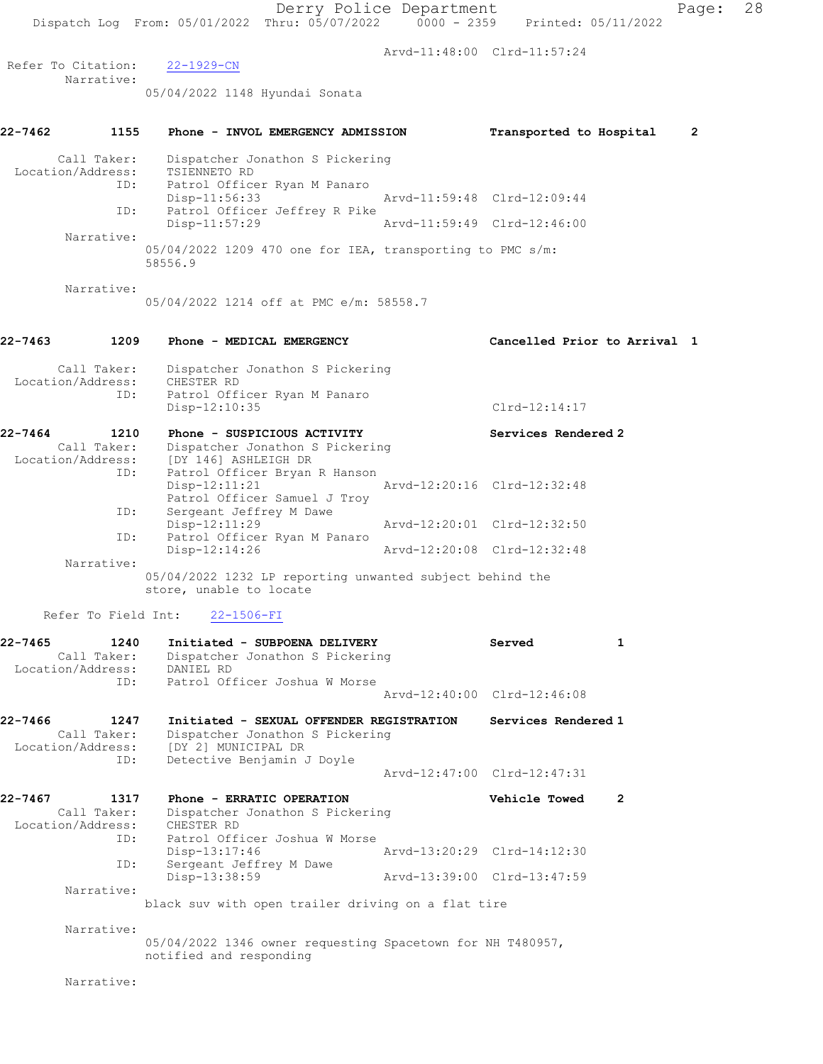Arvd-11:48:00 Clrd-11:57:24

Refer To Citation: 22-1929-CN

Narrative:

05/04/2022 1148 Hyundai Sonata

**22-7462 1155 Phone - INVOL EMERGENCY ADMISSION Transported to Hospital 2**

Call Taker: Dispatcher Jonathon S Pickering
Location/Address: TSIENNETO RD
ID: Patrol Officer Ryan M Panaro
Disp-11:56:33 Arvd-11:59:48 Clrd-12:09:44
ID: Patrol Officer Jeffrey R Pike
Disp-11:57:29 Arvd-11:59:49 Clrd-12:46:00

Narrative:

05/04/2022 1209 470 one for IEA, transporting to PMC s/m: 58556.9

Narrative:

05/04/2022 1214 off at PMC e/m: 58558.7

**22-7463 1209 Phone - MEDICAL EMERGENCY Cancelled Prior to Arrival 1**

Call Taker: Dispatcher Jonathon S Pickering
Location/Address: CHESTER RD
ID: Patrol Officer Ryan M Panaro
Disp-12:10:35 Clrd-12:14:17

**22-7464 1210 Phone - SUSPICIOUS ACTIVITY Services Rendered 2**

Call Taker: Dispatcher Jonathon S Pickering
Location/Address: [DY 146] ASHLEIGH DR
ID: Patrol Officer Bryan R Hanson
Disp-12:11:21 Arvd-12:20:16 Clrd-12:32:48
Patrol Officer Samuel J Troy
ID: Sergeant Jeffrey M Dawe
Disp-12:11:29 Arvd-12:20:01 Clrd-12:32:50
ID: Patrol Officer Ryan M Panaro
Disp-12:14:26 Arvd-12:20:08 Clrd-12:32:48

Narrative:

05/04/2022 1232 LP reporting unwanted subject behind the store, unable to locate

Refer To Field Int: 22-1506-FI

**22-7465 1240 Initiated - SUBPOENA DELIVERY Served 1**

Call Taker: Dispatcher Jonathon S Pickering
Location/Address: DANIEL RD
ID: Patrol Officer Joshua W Morse
Arvd-12:40:00 Clrd-12:46:08

**22-7466 1247 Initiated - SEXUAL OFFENDER REGISTRATION Services Rendered 1**

Call Taker: Dispatcher Jonathon S Pickering
Location/Address: [DY 2] MUNICIPAL DR
ID: Detective Benjamin J Doyle
Arvd-12:47:00 Clrd-12:47:31

**22-7467 1317 Phone - ERRATIC OPERATION Vehicle Towed 2**

Call Taker: Dispatcher Jonathon S Pickering
Location/Address: CHESTER RD
ID: Patrol Officer Joshua W Morse
Disp-13:17:46 Arvd-13:20:29 Clrd-14:12:30
ID: Sergeant Jeffrey M Dawe
Disp-13:38:59 Arvd-13:39:00 Clrd-13:47:59

Narrative:

black suv with open trailer driving on a flat tire

Narrative:

05/04/2022 1346 owner requesting Spacetown for NH T480957, notified and responding

Narrative: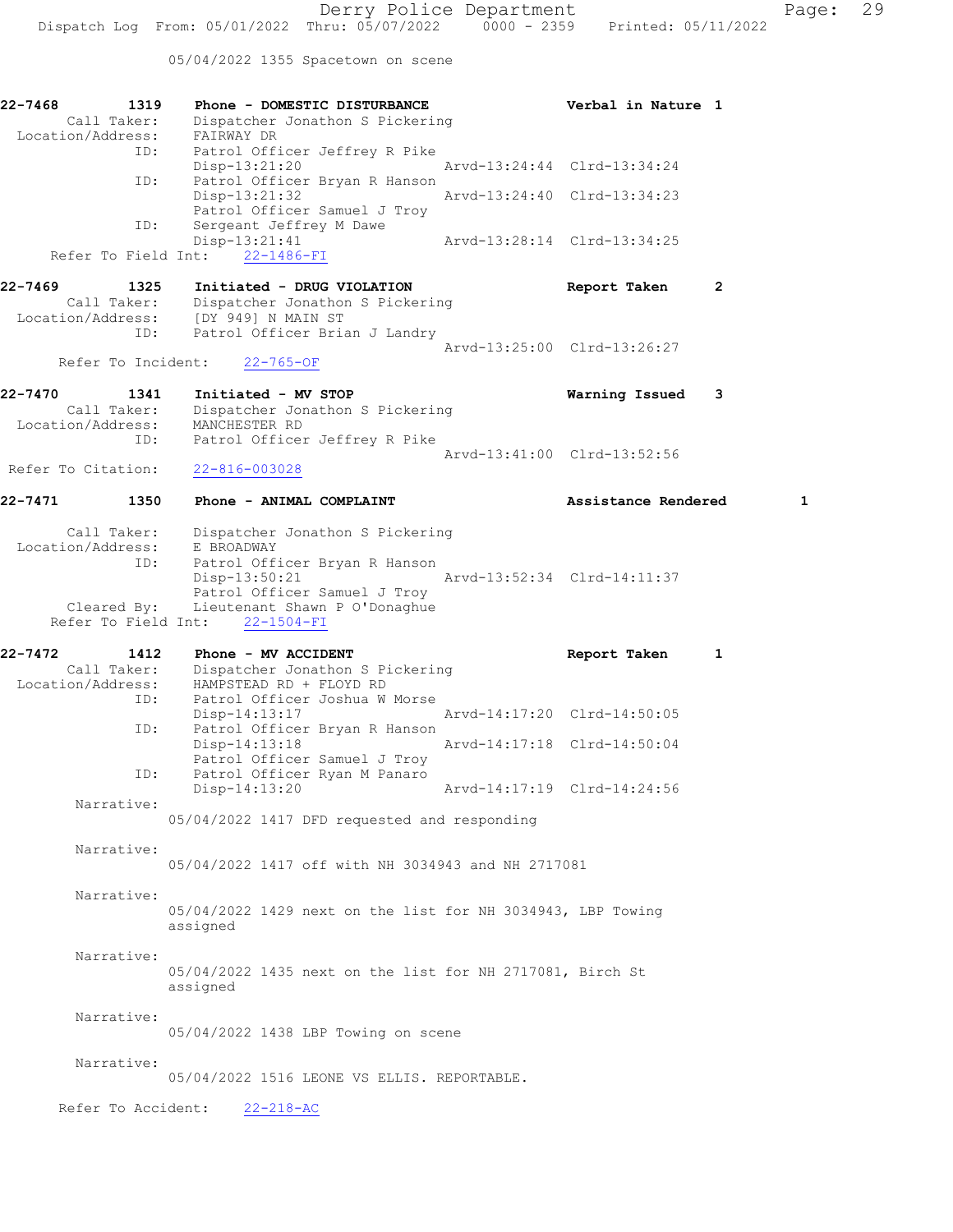05/04/2022 1355 Spacetown on scene

**22-7468** 1319 **Phone - DOMESTIC DISTURBANCE** **Verbal in Nature 1**
Call Taker: Dispatcher Jonathon S Pickering
Location/Address: FAIRWAY DR
ID: Patrol Officer Jeffrey R Pike
Disp-13:21:20 Arvd-13:24:44 Clrd-13:34:24
ID: Patrol Officer Bryan R Hanson
Disp-13:21:32 Arvd-13:24:40 Clrd-13:34:23
Patrol Officer Samuel J Troy
ID: Sergeant Jeffrey M Dawe
Disp-13:21:41 Arvd-13:28:14 Clrd-13:34:25
Refer To Field Int: 22-1486-FI

**22-7469** 1325 **Initiated - DRUG VIOLATION** **Report Taken 2**
Call Taker: Dispatcher Jonathon S Pickering
Location/Address: [DY 949] N MAIN ST
ID: Patrol Officer Brian J Landry
Arvd-13:25:00 Clrd-13:26:27
Refer To Incident: 22-765-OF

**22-7470** 1341 **Initiated - MV STOP** **Warning Issued 3**
Call Taker: Dispatcher Jonathon S Pickering
Location/Address: MANCHESTER RD
ID: Patrol Officer Jeffrey R Pike
Arvd-13:41:00 Clrd-13:52:56
Refer To Citation: 22-816-003028

**22-7471** 1350 **Phone - ANIMAL COMPLAINT** **Assistance Rendered 1**
Call Taker: Dispatcher Jonathon S Pickering
Location/Address: E BROADWAY
ID: Patrol Officer Bryan R Hanson
Disp-13:50:21 Arvd-13:52:34 Clrd-14:11:37
Patrol Officer Samuel J Troy
Cleared By: Lieutenant Shawn P O'Donaghue
Refer To Field Int: 22-1504-FI

**22-7472** 1412 **Phone - MV ACCIDENT** **Report Taken 1**
Call Taker: Dispatcher Jonathon S Pickering
Location/Address: HAMPSTEAD RD + FLOYD RD
ID: Patrol Officer Joshua W Morse
Disp-14:13:17 Arvd-14:17:20 Clrd-14:50:05
ID: Patrol Officer Bryan R Hanson
Disp-14:13:18 Arvd-14:17:18 Clrd-14:50:04
Patrol Officer Samuel J Troy
ID: Patrol Officer Ryan M Panaro
Disp-14:13:20 Arvd-14:17:19 Clrd-14:24:56
Narrative:
05/04/2022 1417 DFD requested and responding

Narrative:
05/04/2022 1417 off with NH 3034943 and NH 2717081

Narrative:
05/04/2022 1429 next on the list for NH 3034943, LBP Towing assigned

Narrative:
05/04/2022 1435 next on the list for NH 2717081, Birch St assigned

Narrative:
05/04/2022 1438 LBP Towing on scene

Narrative:
05/04/2022 1516 LEONE VS ELLIS. REPORTABLE.

Refer To Accident: 22-218-AC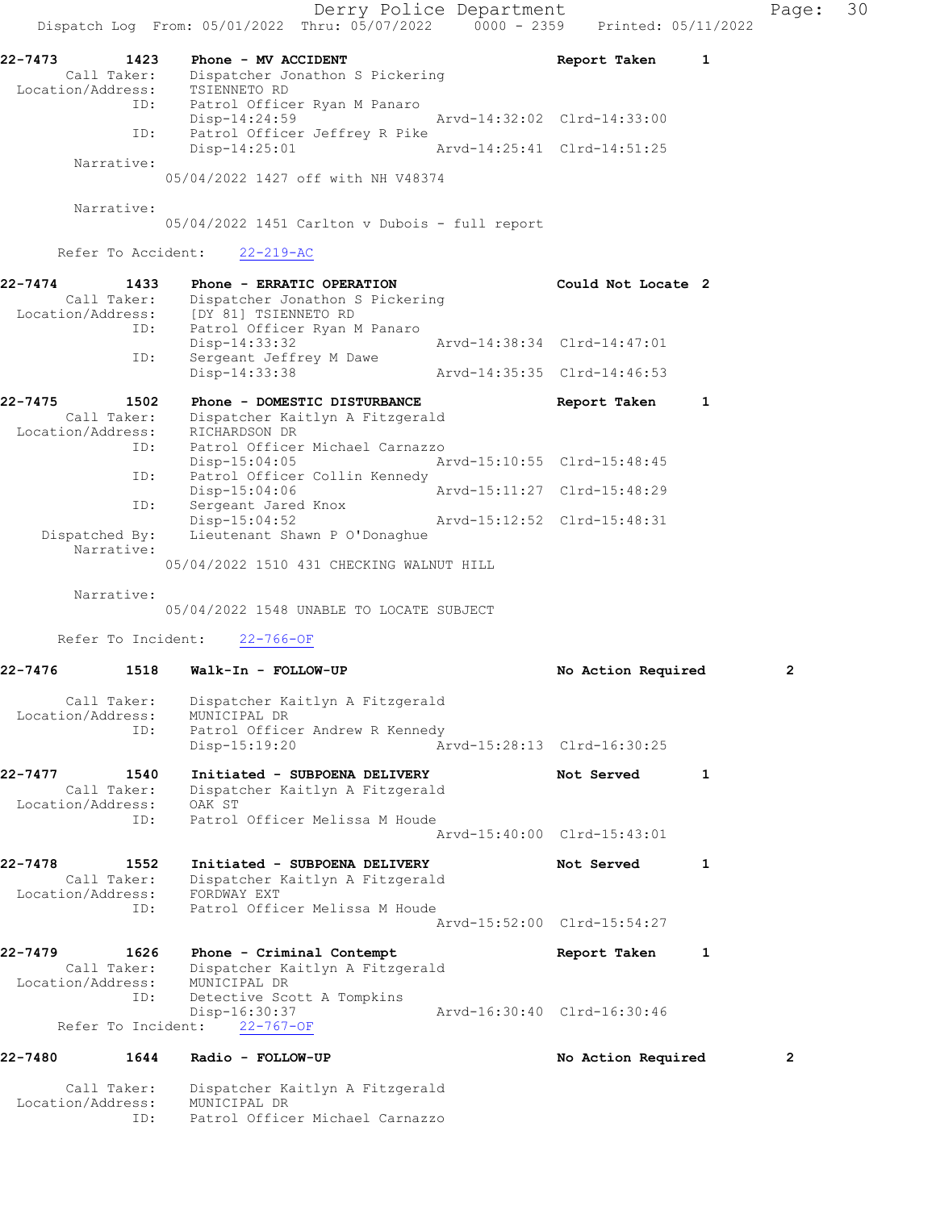22-7473 1423 Phone - MV ACCIDENT Report Taken 1
Call Taker: Dispatcher Jonathon S Pickering
Location/Address: TSIENNETO RD
ID: Patrol Officer Ryan M Panaro
Disp-14:24:59 Arvd-14:32:02 Clrd-14:33:00
ID: Patrol Officer Jeffrey R Pike
Disp-14:25:01 Arvd-14:25:41 Clrd-14:51:25
Narrative:
05/04/2022 1427 off with NH V48374

Narrative:
05/04/2022 1451 Carlton v Dubois - full report

Refer To Accident: 22-219-AC

22-7474 1433 Phone - ERRATIC OPERATION Could Not Locate 2
Call Taker: Dispatcher Jonathon S Pickering
Location/Address: [DY 81] TSIENNETO RD
ID: Patrol Officer Ryan M Panaro
Disp-14:33:32 Arvd-14:38:34 Clrd-14:47:01
ID: Sergeant Jeffrey M Dawe
Disp-14:33:38 Arvd-14:35:35 Clrd-14:46:53

22-7475 1502 Phone - DOMESTIC DISTURBANCE Report Taken 1
Call Taker: Dispatcher Kaitlyn A Fitzgerald
Location/Address: RICHARDSON DR
ID: Patrol Officer Michael Carnazzo
Disp-15:04:05 Arvd-15:10:55 Clrd-15:48:45
ID: Patrol Officer Collin Kennedy
Disp-15:04:06 Arvd-15:11:27 Clrd-15:48:29
ID: Sergeant Jared Knox
Disp-15:04:52 Arvd-15:12:52 Clrd-15:48:31
Dispatched By: Lieutenant Shawn P O'Donaghue
Narrative:
05/04/2022 1510 431 CHECKING WALNUT HILL

Narrative:
05/04/2022 1548 UNABLE TO LOCATE SUBJECT

Refer To Incident: 22-766-OF

22-7476 1518 Walk-In - FOLLOW-UP No Action Required 2
Call Taker: Dispatcher Kaitlyn A Fitzgerald
Location/Address: MUNICIPAL DR
ID: Patrol Officer Andrew R Kennedy
Disp-15:19:20 Arvd-15:28:13 Clrd-16:30:25

22-7477 1540 Initiated - SUBPOENA DELIVERY Not Served 1
Call Taker: Dispatcher Kaitlyn A Fitzgerald
Location/Address: OAK ST
ID: Patrol Officer Melissa M Houde
Arvd-15:40:00 Clrd-15:43:01

22-7478 1552 Initiated - SUBPOENA DELIVERY Not Served 1
Call Taker: Dispatcher Kaitlyn A Fitzgerald
Location/Address: FORDWAY EXT
ID: Patrol Officer Melissa M Houde
Arvd-15:52:00 Clrd-15:54:27

22-7479 1626 Phone - Criminal Contempt Report Taken 1
Call Taker: Dispatcher Kaitlyn A Fitzgerald
Location/Address: MUNICIPAL DR
ID: Detective Scott A Tompkins
Disp-16:30:37 Arvd-16:30:40 Clrd-16:30:46
Refer To Incident: 22-767-OF

22-7480 1644 Radio - FOLLOW-UP No Action Required 2
Call Taker: Dispatcher Kaitlyn A Fitzgerald
Location/Address: MUNICIPAL DR
ID: Patrol Officer Michael Carnazzo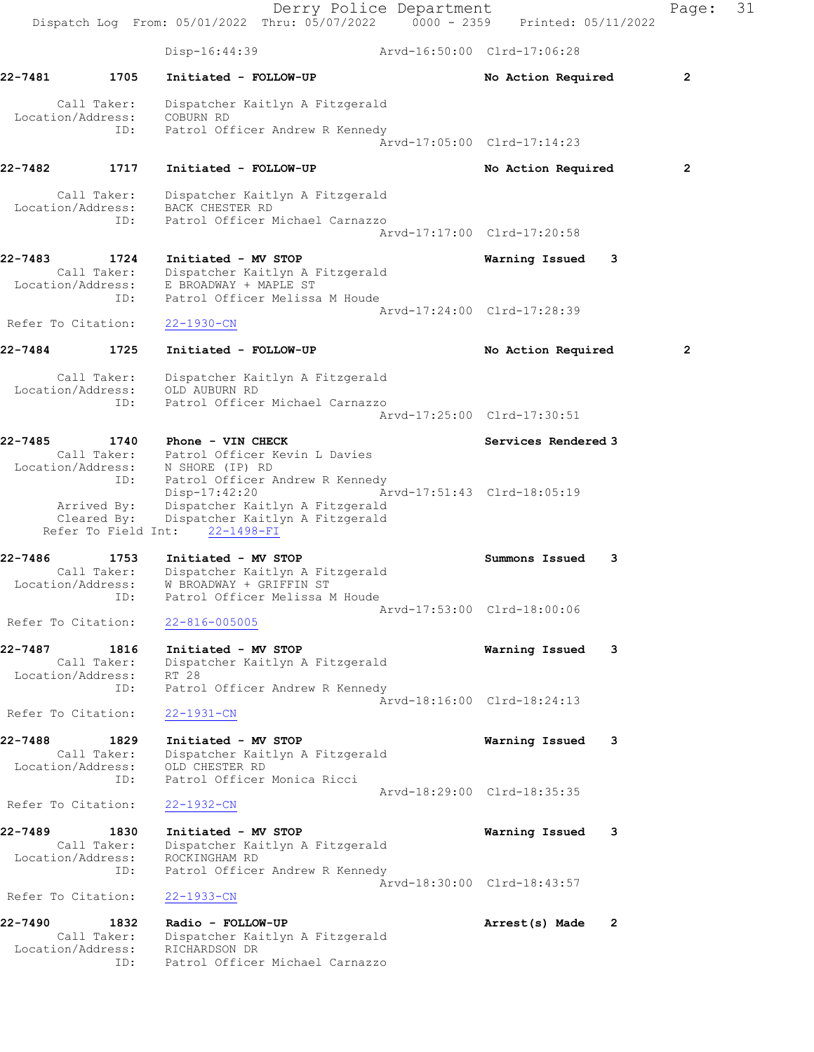Disp-16:44:39 Arvd-16:50:00 Clrd-17:06:28

**22-7481** 1705 Initiated - FOLLOW-UP No Action Required 2

Call Taker: Dispatcher Kaitlyn A Fitzgerald
Location/Address: COBURN RD
ID: Patrol Officer Andrew R Kennedy
Arvd-17:05:00 Clrd-17:14:23

**22-7482** 1717 Initiated - FOLLOW-UP No Action Required 2

Call Taker: Dispatcher Kaitlyn A Fitzgerald
Location/Address: BACK CHESTER RD
ID: Patrol Officer Michael Carnazzo
Arvd-17:17:00 Clrd-17:20:58

**22-7483** 1724 Initiated - MV STOP Warning Issued 3
Call Taker: Dispatcher Kaitlyn A Fitzgerald
Location/Address: E BROADWAY + MAPLE ST
ID: Patrol Officer Melissa M Houde
Arvd-17:24:00 Clrd-17:28:39
Refer To Citation: 22-1930-CN

**22-7484** 1725 Initiated - FOLLOW-UP No Action Required 2

Call Taker: Dispatcher Kaitlyn A Fitzgerald
Location/Address: OLD AUBURN RD
ID: Patrol Officer Michael Carnazzo
Arvd-17:25:00 Clrd-17:30:51

**22-7485** 1740 Phone - VIN CHECK Services Rendered 3
Call Taker: Patrol Officer Kevin L Davies
Location/Address: N SHORE (IP) RD
ID: Patrol Officer Andrew R Kennedy
Disp-17:42:20 Arvd-17:51:43 Clrd-18:05:19
Arrived By: Dispatcher Kaitlyn A Fitzgerald
Cleared By: Dispatcher Kaitlyn A Fitzgerald
Refer To Field Int: 22-1498-FI

**22-7486** 1753 Initiated - MV STOP Summons Issued 3
Call Taker: Dispatcher Kaitlyn A Fitzgerald
Location/Address: W BROADWAY + GRIFFIN ST
ID: Patrol Officer Melissa M Houde
Arvd-17:53:00 Clrd-18:00:06
Refer To Citation: 22-816-005005

**22-7487** 1816 Initiated - MV STOP Warning Issued 3
Call Taker: Dispatcher Kaitlyn A Fitzgerald
Location/Address: RT 28
ID: Patrol Officer Andrew R Kennedy
Arvd-18:16:00 Clrd-18:24:13
Refer To Citation: 22-1931-CN

**22-7488** 1829 Initiated - MV STOP Warning Issued 3
Call Taker: Dispatcher Kaitlyn A Fitzgerald
Location/Address: OLD CHESTER RD
ID: Patrol Officer Monica Ricci
Arvd-18:29:00 Clrd-18:35:35
Refer To Citation: 22-1932-CN

**22-7489** 1830 Initiated - MV STOP Warning Issued 3
Call Taker: Dispatcher Kaitlyn A Fitzgerald
Location/Address: ROCKINGHAM RD
ID: Patrol Officer Andrew R Kennedy
Arvd-18:30:00 Clrd-18:43:57
Refer To Citation: 22-1933-CN

**22-7490** 1832 Radio - FOLLOW-UP Arrest(s) Made 2
Call Taker: Dispatcher Kaitlyn A Fitzgerald
Location/Address: RICHARDSON DR
ID: Patrol Officer Michael Carnazzo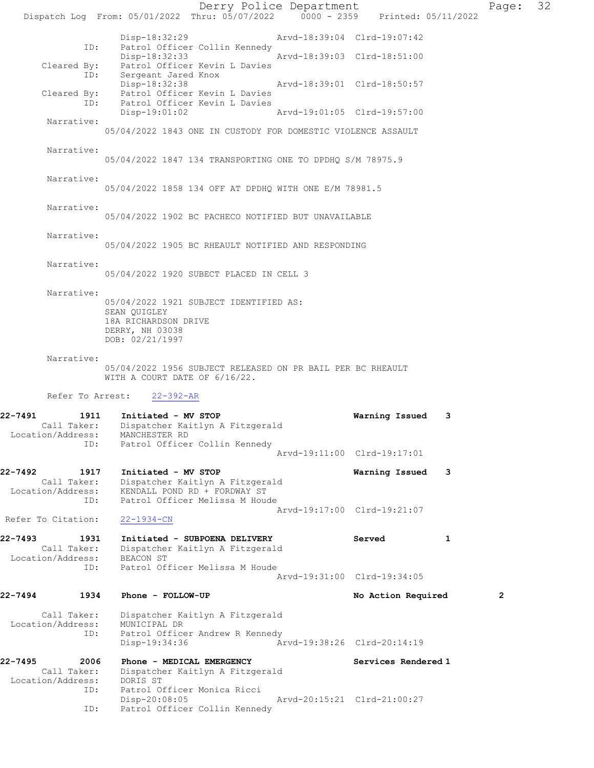```
              Disp-18:32:29                Arvd-18:39:04  Clrd-19:07:42
          ID:     Patrol Officer Collin Kennedy
              Disp-18:32:33                Arvd-18:39:03  Clrd-18:51:00
   Cleared By:    Patrol Officer Kevin L Davies
          ID:     Sergeant Jared Knox
              Disp-18:32:38                Arvd-18:39:01  Clrd-18:50:57
   Cleared By:    Patrol Officer Kevin L Davies
          ID:     Patrol Officer Kevin L Davies
              Disp-19:01:02                Arvd-19:01:05  Clrd-19:57:00
   Narrative:
          05/04/2022 1843 ONE IN CUSTODY FOR DOMESTIC VIOLENCE ASSAULT

   Narrative:
          05/04/2022 1847 134 TRANSPORTING ONE TO DPDHQ S/M 78975.9

   Narrative:
          05/04/2022 1858 134 OFF AT DPDHQ WITH ONE E/M 78981.5

   Narrative:
          05/04/2022 1902 BC PACHECO NOTIFIED BUT UNAVAILABLE

   Narrative:
          05/04/2022 1905 BC RHEAULT NOTIFIED AND RESPONDING

   Narrative:
          05/04/2022 1920 SUBECT PLACED IN CELL 3

   Narrative:
          05/04/2022 1921 SUBJECT IDENTIFIED AS:
          SEAN QUIGLEY
          18A RICHARDSON DRIVE
          DERRY, NH 03038
          DOB: 02/21/1997

   Narrative:
          05/04/2022 1956 SUBJECT RELEASED ON PR BAIL PER BC RHEAULT
          WITH A COURT DATE OF 6/16/22.

   Refer To Arrest:    22-392-AR

22-7491        1911    Initiated - MV STOP                        Warning Issued    3
        Call Taker:    Dispatcher Kaitlyn A Fitzgerald
  Location/Address:    MANCHESTER RD
               ID:     Patrol Officer Collin Kennedy
                                                  Arvd-19:11:00  Clrd-19:17:01

22-7492        1917    Initiated - MV STOP                        Warning Issued    3
        Call Taker:    Dispatcher Kaitlyn A Fitzgerald
  Location/Address:    KENDALL POND RD + FORDWAY ST
               ID:     Patrol Officer Melissa M Houde
                                                  Arvd-19:17:00  Clrd-19:21:07
 Refer To Citation:    22-1934-CN

22-7493        1931    Initiated - SUBPOENA DELIVERY              Served            1
        Call Taker:    Dispatcher Kaitlyn A Fitzgerald
  Location/Address:    BEACON ST
               ID:     Patrol Officer Melissa M Houde
                                                  Arvd-19:31:00  Clrd-19:34:05

22-7494        1934    Phone - FOLLOW-UP                          No Action Required        2

        Call Taker:    Dispatcher Kaitlyn A Fitzgerald
  Location/Address:    MUNICIPAL DR
               ID:     Patrol Officer Andrew R Kennedy
                       Disp-19:34:36              Arvd-19:38:26  Clrd-20:14:19

22-7495        2006    Phone - MEDICAL EMERGENCY                  Services Rendered 1
        Call Taker:    Dispatcher Kaitlyn A Fitzgerald
  Location/Address:    DORIS ST
               ID:     Patrol Officer Monica Ricci
                       Disp-20:08:05              Arvd-20:15:21  Clrd-21:00:27
               ID:     Patrol Officer Collin Kennedy
```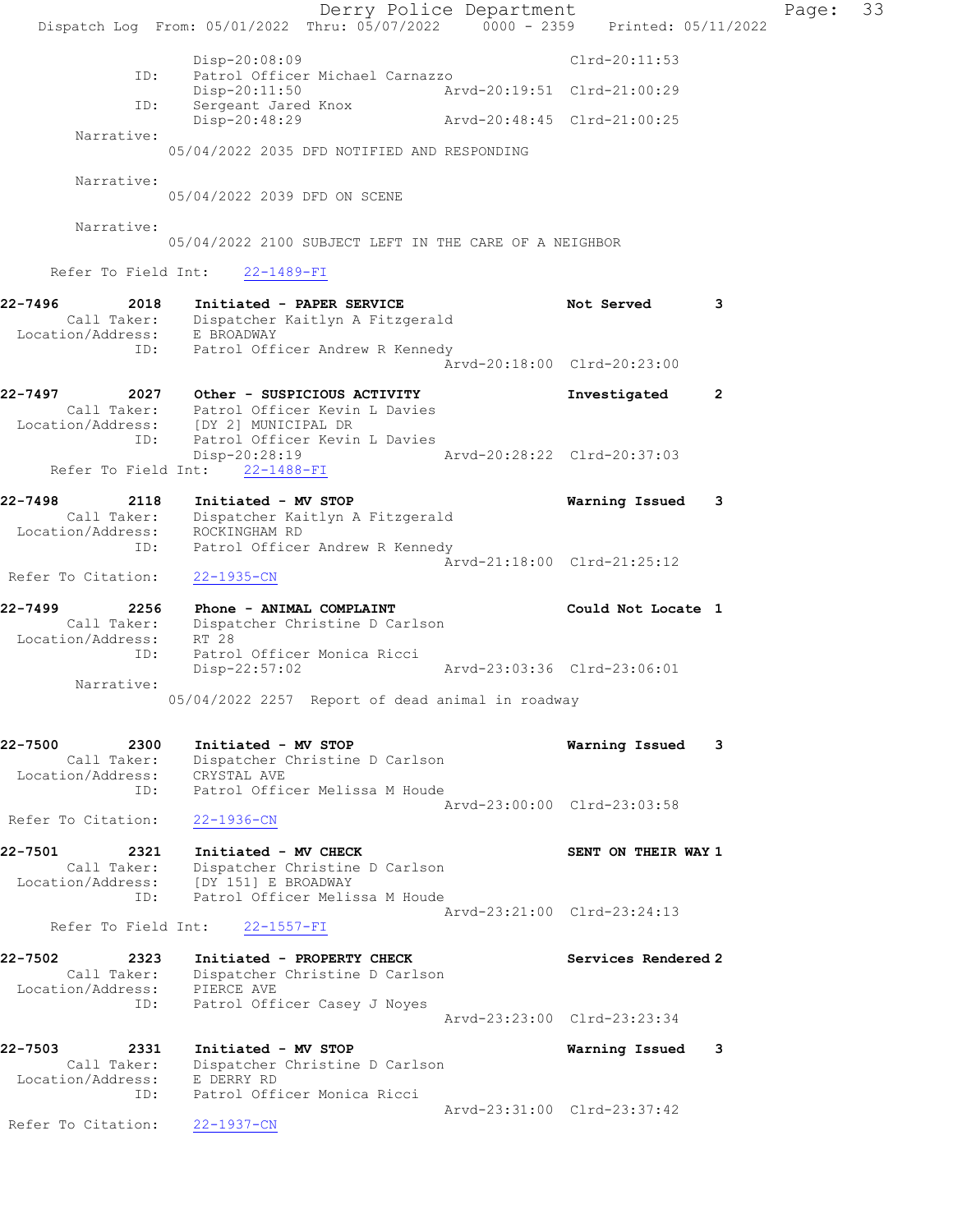```
                Disp-20:08:09                               Clrd-20:11:53
          ID:   Patrol Officer Michael Carnazzo
                Disp-20:11:50                 Arvd-20:19:51  Clrd-21:00:29
          ID:   Sergeant Jared Knox
                Disp-20:48:29                 Arvd-20:48:45  Clrd-21:00:25
   Narrative:
               05/04/2022 2035 DFD NOTIFIED AND RESPONDING

   Narrative:
               05/04/2022 2039 DFD ON SCENE

   Narrative:
               05/04/2022 2100 SUBJECT LEFT IN THE CARE OF A NEIGHBOR

   Refer To Field Int:    22-1489-FI

22-7496        2018   Initiated - PAPER SERVICE                    Not Served       3
       Call Taker:    Dispatcher Kaitlyn A Fitzgerald
 Location/Address:    E BROADWAY
              ID:     Patrol Officer Andrew R Kennedy
                                                   Arvd-20:18:00  Clrd-20:23:00

22-7497        2027   Other - SUSPICIOUS ACTIVITY                  Investigated     2
       Call Taker:    Patrol Officer Kevin L Davies
 Location/Address:    [DY 2] MUNICIPAL DR
              ID:     Patrol Officer Kevin L Davies
                      Disp-20:28:19               Arvd-20:28:22  Clrd-20:37:03
   Refer To Field Int:    22-1488-FI

22-7498        2118   Initiated - MV STOP                          Warning Issued   3
       Call Taker:    Dispatcher Kaitlyn A Fitzgerald
 Location/Address:    ROCKINGHAM RD
              ID:     Patrol Officer Andrew R Kennedy
                                                   Arvd-21:18:00  Clrd-21:25:12
 Refer To Citation:   22-1935-CN

22-7499        2256   Phone - ANIMAL COMPLAINT                     Could Not Locate 1
       Call Taker:    Dispatcher Christine D Carlson
 Location/Address:    RT 28
              ID:     Patrol Officer Monica Ricci
                      Disp-22:57:02               Arvd-23:03:36  Clrd-23:06:01
   Narrative:
               05/04/2022 2257  Report of dead animal in roadway


22-7500        2300   Initiated - MV STOP                          Warning Issued   3
       Call Taker:    Dispatcher Christine D Carlson
 Location/Address:    CRYSTAL AVE
              ID:     Patrol Officer Melissa M Houde
                                                   Arvd-23:00:00  Clrd-23:03:58
 Refer To Citation:   22-1936-CN

22-7501        2321   Initiated - MV CHECK                         SENT ON THEIR WAY 1
       Call Taker:    Dispatcher Christine D Carlson
 Location/Address:    [DY 151] E BROADWAY
              ID:     Patrol Officer Melissa M Houde
                                                   Arvd-23:21:00  Clrd-23:24:13
   Refer To Field Int:    22-1557-FI

22-7502        2323   Initiated - PROPERTY CHECK                   Services Rendered 2
       Call Taker:    Dispatcher Christine D Carlson
 Location/Address:    PIERCE AVE
              ID:     Patrol Officer Casey J Noyes
                                                   Arvd-23:23:00  Clrd-23:23:34

22-7503        2331   Initiated - MV STOP                          Warning Issued   3
       Call Taker:    Dispatcher Christine D Carlson
 Location/Address:    E DERRY RD
              ID:     Patrol Officer Monica Ricci
                                                   Arvd-23:31:00  Clrd-23:37:42
 Refer To Citation:   22-1937-CN
```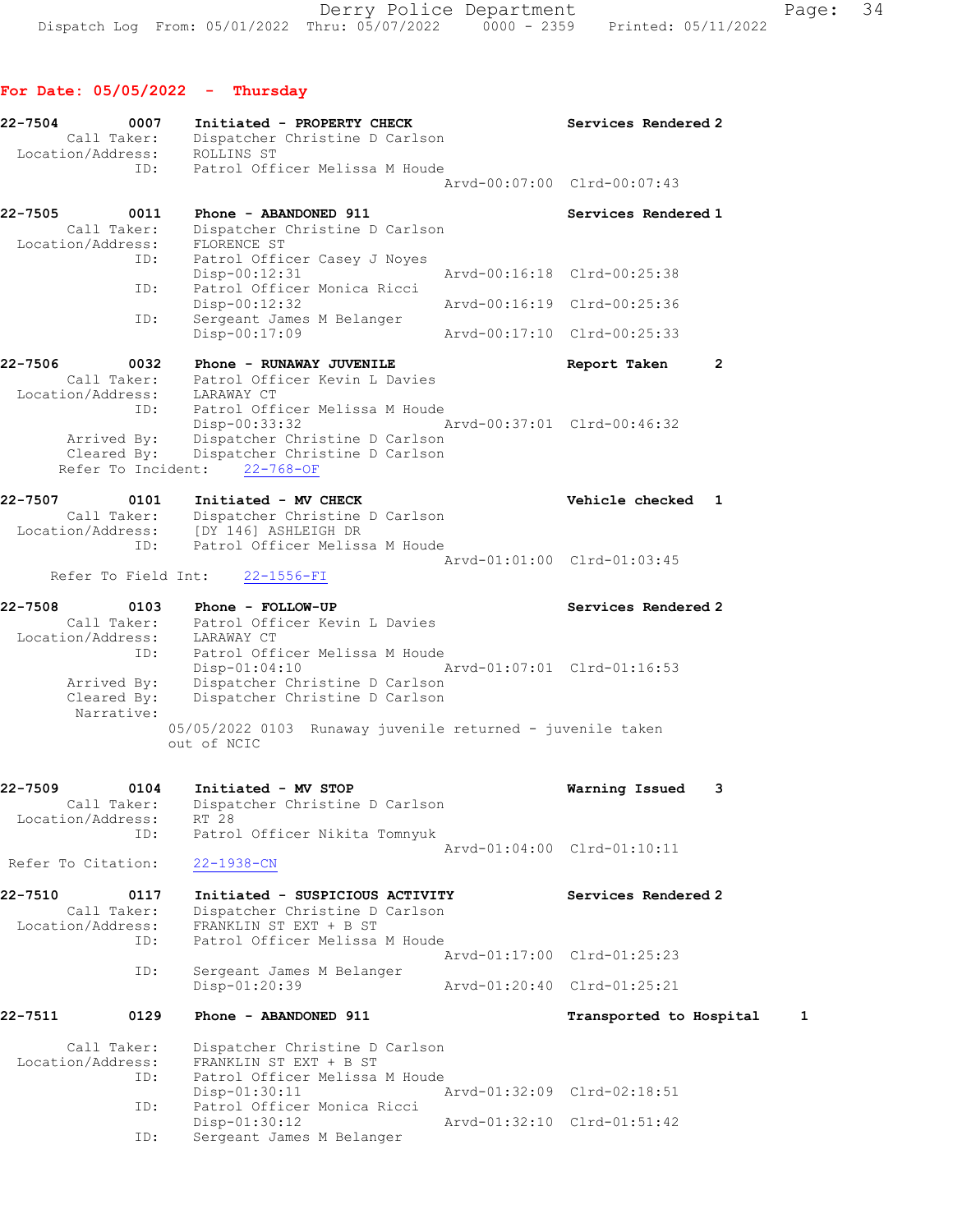## For Date: 05/05/2022 - Thursday

```
22-7504        0007    Initiated - PROPERTY CHECK                  Services Rendered 2
     Call Taker:      Dispatcher Christine D Carlson
  Location/Address:   ROLLINS ST
              ID:     Patrol Officer Melissa M Houde
                                                  Arvd-00:07:00  Clrd-00:07:43

22-7505        0011    Phone - ABANDONED 911                       Services Rendered 1
     Call Taker:      Dispatcher Christine D Carlson
  Location/Address:   FLORENCE ST
              ID:     Patrol Officer Casey J Noyes
                      Disp-00:12:31               Arvd-00:16:18  Clrd-00:25:38
              ID:     Patrol Officer Monica Ricci
                      Disp-00:12:32               Arvd-00:16:19  Clrd-00:25:36
              ID:     Sergeant James M Belanger
                      Disp-00:17:09               Arvd-00:17:10  Clrd-00:25:33

22-7506        0032    Phone - RUNAWAY JUVENILE                    Report Taken      2
     Call Taker:      Patrol Officer Kevin L Davies
  Location/Address:   LARAWAY CT
              ID:     Patrol Officer Melissa M Houde
                      Disp-00:33:32               Arvd-00:37:01  Clrd-00:46:32
     Arrived By:      Dispatcher Christine D Carlson
     Cleared By:      Dispatcher Christine D Carlson
    Refer To Incident:    22-768-OF

22-7507        0101    Initiated - MV CHECK                        Vehicle checked   1
     Call Taker:      Dispatcher Christine D Carlson
  Location/Address:   [DY 146] ASHLEIGH DR
              ID:     Patrol Officer Melissa M Houde
                                                  Arvd-01:01:00  Clrd-01:03:45
   Refer To Field Int:    22-1556-FI

22-7508        0103    Phone - FOLLOW-UP                           Services Rendered 2
     Call Taker:      Patrol Officer Kevin L Davies
  Location/Address:   LARAWAY CT
              ID:     Patrol Officer Melissa M Houde
                      Disp-01:04:10               Arvd-01:07:01  Clrd-01:16:53
     Arrived By:      Dispatcher Christine D Carlson
     Cleared By:      Dispatcher Christine D Carlson
      Narrative:
                  05/05/2022 0103  Runaway juvenile returned - juvenile taken
                  out of NCIC

22-7509        0104    Initiated - MV STOP                         Warning Issued    3
     Call Taker:      Dispatcher Christine D Carlson
  Location/Address:   RT 28
              ID:     Patrol Officer Nikita Tomnyuk
                                                  Arvd-01:04:00  Clrd-01:10:11
 Refer To Citation:   22-1938-CN

22-7510        0117    Initiated - SUSPICIOUS ACTIVITY             Services Rendered 2
     Call Taker:      Dispatcher Christine D Carlson
  Location/Address:   FRANKLIN ST EXT + B ST
              ID:     Patrol Officer Melissa M Houde
                                                  Arvd-01:17:00  Clrd-01:25:23
              ID:     Sergeant James M Belanger
                      Disp-01:20:39               Arvd-01:20:40  Clrd-01:25:21

22-7511        0129    Phone - ABANDONED 911                       Transported to Hospital     1

     Call Taker:      Dispatcher Christine D Carlson
  Location/Address:   FRANKLIN ST EXT + B ST
              ID:     Patrol Officer Melissa M Houde
                      Disp-01:30:11               Arvd-01:32:09  Clrd-02:18:51
              ID:     Patrol Officer Monica Ricci
                      Disp-01:30:12               Arvd-01:32:10  Clrd-01:51:42
              ID:     Sergeant James M Belanger
```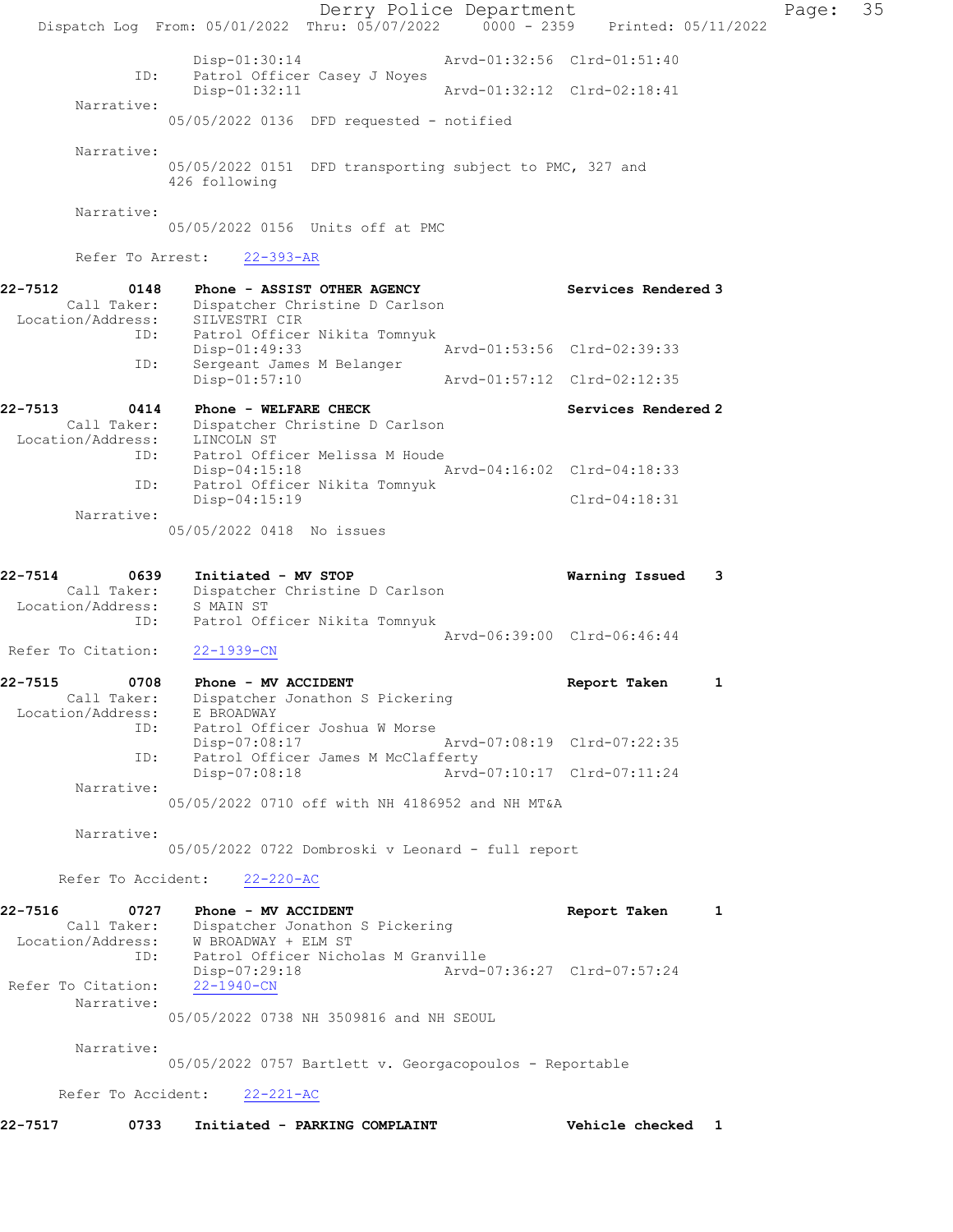```
                Disp-01:30:14                   Arvd-01:32:56  Clrd-01:51:40
            ID:     Patrol Officer Casey J Noyes
                Disp-01:32:11                   Arvd-01:32:12  Clrd-02:18:41
        Narrative:
              05/05/2022 0136  DFD requested - notified

        Narrative:
              05/05/2022 0151  DFD transporting subject to PMC, 327 and
              426 following

        Narrative:
              05/05/2022 0156  Units off at PMC

        Refer To Arrest:    22-393-AR

22-7512         0148    Phone - ASSIST OTHER AGENCY                 Services Rendered 3
        Call Taker:     Dispatcher Christine D Carlson
  Location/Address:     SILVESTRI CIR
                ID:     Patrol Officer Nikita Tomnyuk
                        Disp-01:49:33                   Arvd-01:53:56  Clrd-02:39:33
                ID:     Sergeant James M Belanger
                        Disp-01:57:10                   Arvd-01:57:12  Clrd-02:12:35

22-7513         0414    Phone - WELFARE CHECK                       Services Rendered 2
        Call Taker:     Dispatcher Christine D Carlson
  Location/Address:     LINCOLN ST
                ID:     Patrol Officer Melissa M Houde
                        Disp-04:15:18                   Arvd-04:16:02  Clrd-04:18:33
                ID:     Patrol Officer Nikita Tomnyuk
                        Disp-04:15:19                                  Clrd-04:18:31
        Narrative:
              05/05/2022 0418  No issues


22-7514         0639    Initiated - MV STOP                         Warning Issued    3
        Call Taker:     Dispatcher Christine D Carlson
  Location/Address:     S MAIN ST
                ID:     Patrol Officer Nikita Tomnyuk
                                                        Arvd-06:39:00  Clrd-06:46:44
 Refer To Citation:     22-1939-CN

22-7515         0708    Phone - MV ACCIDENT                         Report Taken      1
        Call Taker:     Dispatcher Jonathon S Pickering
  Location/Address:     E BROADWAY
                ID:     Patrol Officer Joshua W Morse
                        Disp-07:08:17                   Arvd-07:08:19  Clrd-07:22:35
                ID:     Patrol Officer James M McClafferty
                        Disp-07:08:18                   Arvd-07:10:17  Clrd-07:11:24
        Narrative:
              05/05/2022 0710 off with NH 4186952 and NH MT&A

        Narrative:
              05/05/2022 0722 Dombroski v Leonard - full report

      Refer To Accident:    22-220-AC

22-7516         0727    Phone - MV ACCIDENT                         Report Taken      1
        Call Taker:     Dispatcher Jonathon S Pickering
  Location/Address:     W BROADWAY + ELM ST
                ID:     Patrol Officer Nicholas M Granville
                        Disp-07:29:18                   Arvd-07:36:27  Clrd-07:57:24
 Refer To Citation:     22-1940-CN
        Narrative:
              05/05/2022 0738 NH 3509816 and NH SEOUL

        Narrative:
              05/05/2022 0757 Bartlett v. Georgacopoulos - Reportable

      Refer To Accident:    22-221-AC

22-7517         0733    Initiated - PARKING COMPLAINT               Vehicle checked   1
```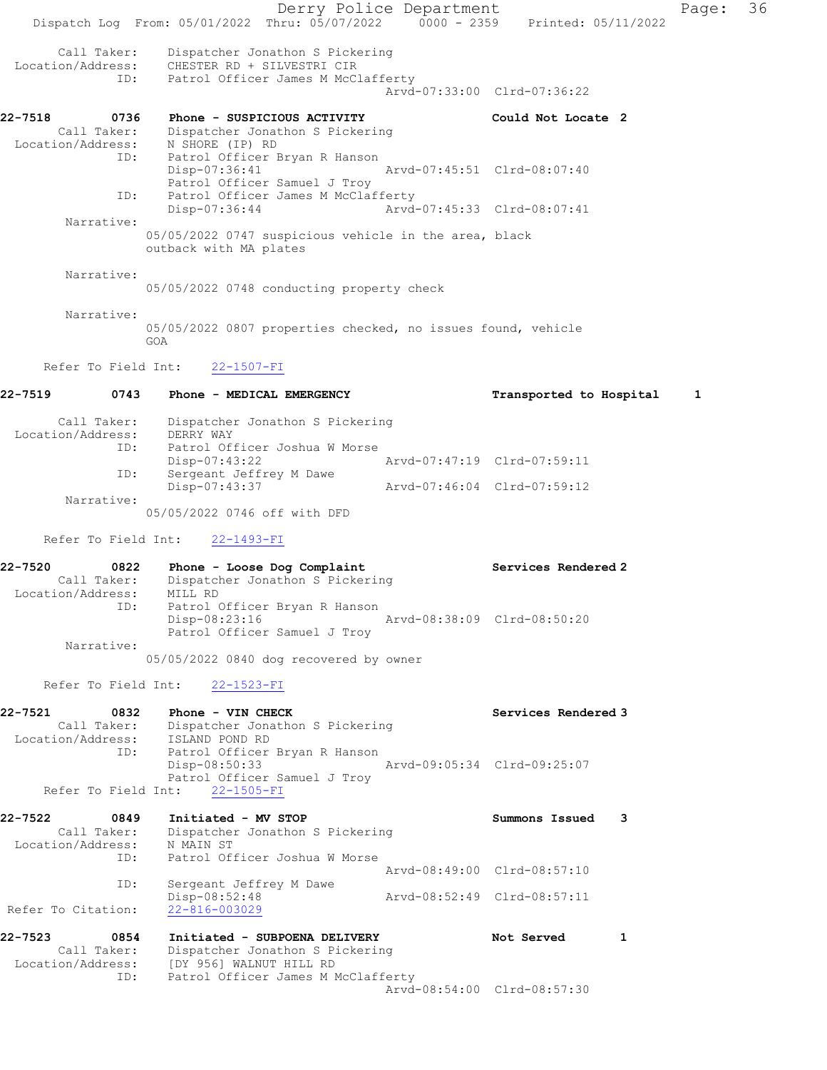Call Taker: Dispatcher Jonathon S Pickering
Location/Address: CHESTER RD + SILVESTRI CIR
ID: Patrol Officer James M McClafferty
Arvd-07:33:00 Clrd-07:36:22

**22-7518 0736 Phone - SUSPICIOUS ACTIVITY Could Not Locate 2**

Call Taker: Dispatcher Jonathon S Pickering
Location/Address: N SHORE (IP) RD
ID: Patrol Officer Bryan R Hanson
Disp-07:36:41 Arvd-07:45:51 Clrd-08:07:40
Patrol Officer Samuel J Troy
ID: Patrol Officer James M McClafferty
Disp-07:36:44 Arvd-07:45:33 Clrd-08:07:41

Narrative:
05/05/2022 0747 suspicious vehicle in the area, black outback with MA plates

Narrative:
05/05/2022 0748 conducting property check

Narrative:
05/05/2022 0807 properties checked, no issues found, vehicle GOA

Refer To Field Int: 22-1507-FI

**22-7519 0743 Phone - MEDICAL EMERGENCY Transported to Hospital 1**

Call Taker: Dispatcher Jonathon S Pickering
Location/Address: DERRY WAY
ID: Patrol Officer Joshua W Morse
Disp-07:43:22 Arvd-07:47:19 Clrd-07:59:11
ID: Sergeant Jeffrey M Dawe
Disp-07:43:37 Arvd-07:46:04 Clrd-07:59:12

Narrative:
05/05/2022 0746 off with DFD

Refer To Field Int: 22-1493-FI

**22-7520 0822 Phone - Loose Dog Complaint Services Rendered 2**

Call Taker: Dispatcher Jonathon S Pickering
Location/Address: MILL RD
ID: Patrol Officer Bryan R Hanson
Disp-08:23:16 Arvd-08:38:09 Clrd-08:50:20
Patrol Officer Samuel J Troy

Narrative:
05/05/2022 0840 dog recovered by owner

Refer To Field Int: 22-1523-FI

**22-7521 0832 Phone - VIN CHECK Services Rendered 3**

Call Taker: Dispatcher Jonathon S Pickering
Location/Address: ISLAND POND RD
ID: Patrol Officer Bryan R Hanson
Disp-08:50:33 Arvd-09:05:34 Clrd-09:25:07
Patrol Officer Samuel J Troy

Refer To Field Int: 22-1505-FI

**22-7522 0849 Initiated - MV STOP Summons Issued 3**

Call Taker: Dispatcher Jonathon S Pickering
Location/Address: N MAIN ST
ID: Patrol Officer Joshua W Morse
Arvd-08:49:00 Clrd-08:57:10
ID: Sergeant Jeffrey M Dawe
Disp-08:52:48 Arvd-08:52:49 Clrd-08:57:11

Refer To Citation: 22-816-003029

**22-7523 0854 Initiated - SUBPOENA DELIVERY Not Served 1**

Call Taker: Dispatcher Jonathon S Pickering
Location/Address: [DY 956] WALNUT HILL RD
ID: Patrol Officer James M McClafferty
Arvd-08:54:00 Clrd-08:57:30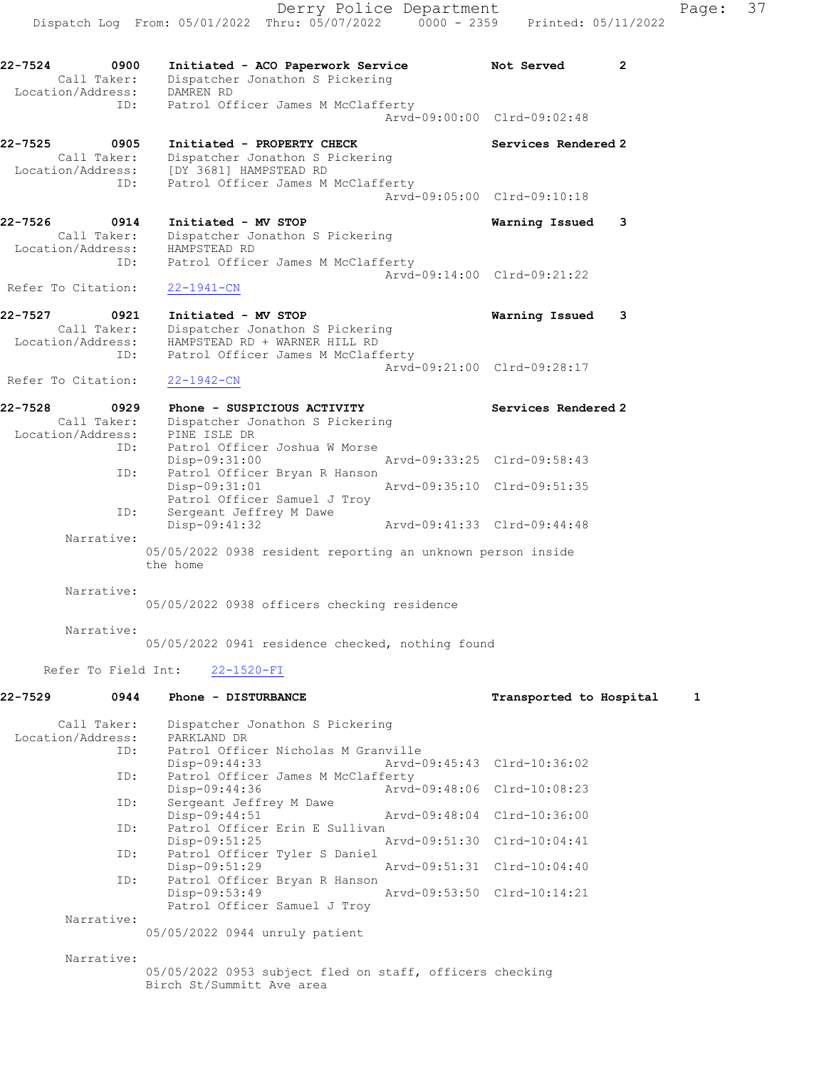22-7524 0900 Initiated - ACO Paperwork Service Not Served 2
Call Taker: Dispatcher Jonathon S Pickering
Location/Address: DAMREN RD
ID: Patrol Officer James M McClafferty
Arvd-09:00:00 Clrd-09:02:48

22-7525 0905 Initiated - PROPERTY CHECK Services Rendered 2
Call Taker: Dispatcher Jonathon S Pickering
Location/Address: [DY 3681] HAMPSTEAD RD
ID: Patrol Officer James M McClafferty
Arvd-09:05:00 Clrd-09:10:18

22-7526 0914 Initiated - MV STOP Warning Issued 3
Call Taker: Dispatcher Jonathon S Pickering
Location/Address: HAMPSTEAD RD
ID: Patrol Officer James M McClafferty
Arvd-09:14:00 Clrd-09:21:22
Refer To Citation: 22-1941-CN

22-7527 0921 Initiated - MV STOP Warning Issued 3
Call Taker: Dispatcher Jonathon S Pickering
Location/Address: HAMPSTEAD RD + WARNER HILL RD
ID: Patrol Officer James M McClafferty
Arvd-09:21:00 Clrd-09:28:17
Refer To Citation: 22-1942-CN

22-7528 0929 Phone - SUSPICIOUS ACTIVITY Services Rendered 2
Call Taker: Dispatcher Jonathon S Pickering
Location/Address: PINE ISLE DR
ID: Patrol Officer Joshua W Morse
Disp-09:31:00 Arvd-09:33:25 Clrd-09:58:43
ID: Patrol Officer Bryan R Hanson
Disp-09:31:01 Arvd-09:35:10 Clrd-09:51:35
Patrol Officer Samuel J Troy
ID: Sergeant Jeffrey M Dawe
Disp-09:41:32 Arvd-09:41:33 Clrd-09:44:48
Narrative:
05/05/2022 0938 resident reporting an unknown person inside the home

Narrative:
05/05/2022 0938 officers checking residence

Narrative:
05/05/2022 0941 residence checked, nothing found

Refer To Field Int: 22-1520-FI

22-7529 0944 Phone - DISTURBANCE Transported to Hospital 1
Call Taker: Dispatcher Jonathon S Pickering
Location/Address: PARKLAND DR
ID: Patrol Officer Nicholas M Granville
Disp-09:44:33 Arvd-09:45:43 Clrd-10:36:02
ID: Patrol Officer James M McClafferty
Disp-09:44:36 Arvd-09:48:06 Clrd-10:08:23
ID: Sergeant Jeffrey M Dawe
Disp-09:44:51 Arvd-09:48:04 Clrd-10:36:00
ID: Patrol Officer Erin E Sullivan
Disp-09:51:25 Arvd-09:51:30 Clrd-10:04:41
ID: Patrol Officer Tyler S Daniel
Disp-09:51:29 Arvd-09:51:31 Clrd-10:04:40
ID: Patrol Officer Bryan R Hanson
Disp-09:53:49 Arvd-09:53:50 Clrd-10:14:21
Patrol Officer Samuel J Troy
Narrative:
05/05/2022 0944 unruly patient

Narrative:
05/05/2022 0953 subject fled on staff, officers checking Birch St/Summitt Ave area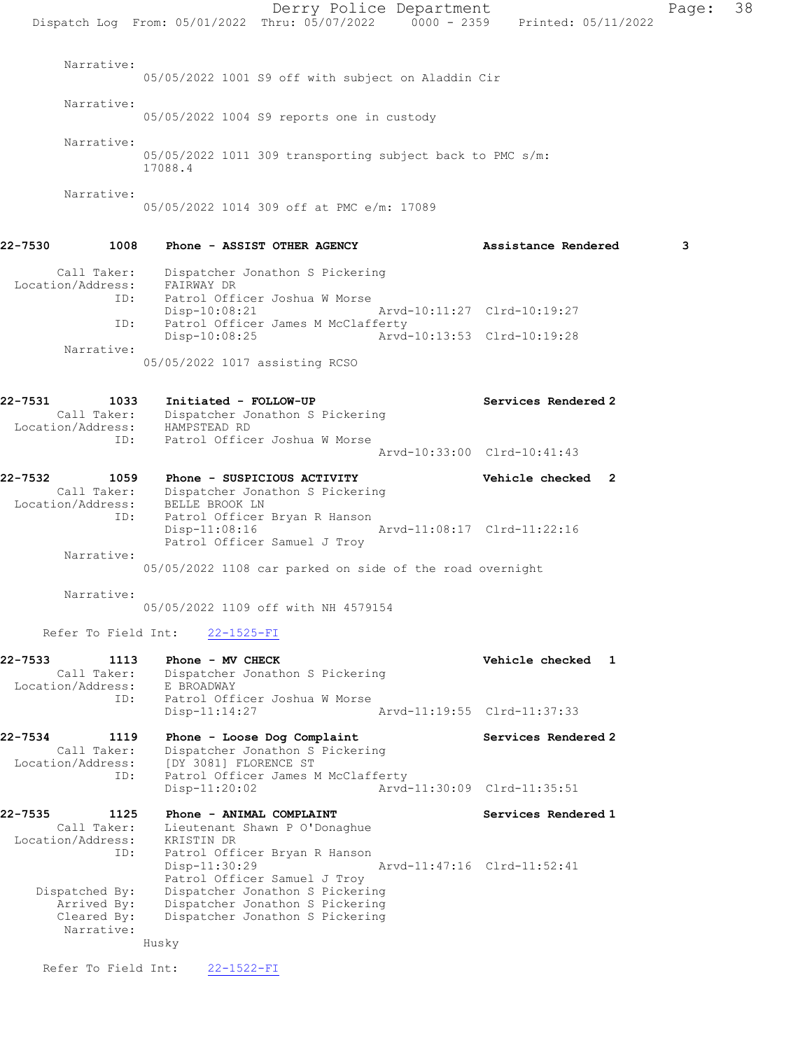Narrative:
05/05/2022 1001 S9 off with subject on Aladdin Cir

Narrative:
05/05/2022 1004 S9 reports one in custody

Narrative:
05/05/2022 1011 309 transporting subject back to PMC s/m: 17088.4

Narrative:
05/05/2022 1014 309 off at PMC e/m: 17089

**22-7530 1008 Phone - ASSIST OTHER AGENCY — Assistance Rendered 3**

Call Taker: Dispatcher Jonathon S Pickering
Location/Address: FAIRWAY DR
ID: Patrol Officer Joshua W Morse
Disp-10:08:21 Arvd-10:11:27 Clrd-10:19:27
ID: Patrol Officer James M McClafferty
Disp-10:08:25 Arvd-10:13:53 Clrd-10:19:28
Narrative:
05/05/2022 1017 assisting RCSO

**22-7531 1033 Initiated - FOLLOW-UP — Services Rendered 2**

Call Taker: Dispatcher Jonathon S Pickering
Location/Address: HAMPSTEAD RD
ID: Patrol Officer Joshua W Morse
Arvd-10:33:00 Clrd-10:41:43

**22-7532 1059 Phone - SUSPICIOUS ACTIVITY — Vehicle checked 2**

Call Taker: Dispatcher Jonathon S Pickering
Location/Address: BELLE BROOK LN
ID: Patrol Officer Bryan R Hanson
Disp-11:08:16 Arvd-11:08:17 Clrd-11:22:16
Patrol Officer Samuel J Troy
Narrative:
05/05/2022 1108 car parked on side of the road overnight

Narrative:
05/05/2022 1109 off with NH 4579154

Refer To Field Int: 22-1525-FI

**22-7533 1113 Phone - MV CHECK — Vehicle checked 1**

Call Taker: Dispatcher Jonathon S Pickering
Location/Address: E BROADWAY
ID: Patrol Officer Joshua W Morse
Disp-11:14:27 Arvd-11:19:55 Clrd-11:37:33

**22-7534 1119 Phone - Loose Dog Complaint — Services Rendered 2**

Call Taker: Dispatcher Jonathon S Pickering
Location/Address: [DY 3081] FLORENCE ST
ID: Patrol Officer James M McClafferty
Disp-11:20:02 Arvd-11:30:09 Clrd-11:35:51

**22-7535 1125 Phone - ANIMAL COMPLAINT — Services Rendered 1**

Call Taker: Lieutenant Shawn P O'Donaghue
Location/Address: KRISTIN DR
ID: Patrol Officer Bryan R Hanson
Disp-11:30:29 Arvd-11:47:16 Clrd-11:52:41
Patrol Officer Samuel J Troy
Dispatched By: Dispatcher Jonathon S Pickering
Arrived By: Dispatcher Jonathon S Pickering
Cleared By: Dispatcher Jonathon S Pickering
Narrative:
Husky

Refer To Field Int: 22-1522-FI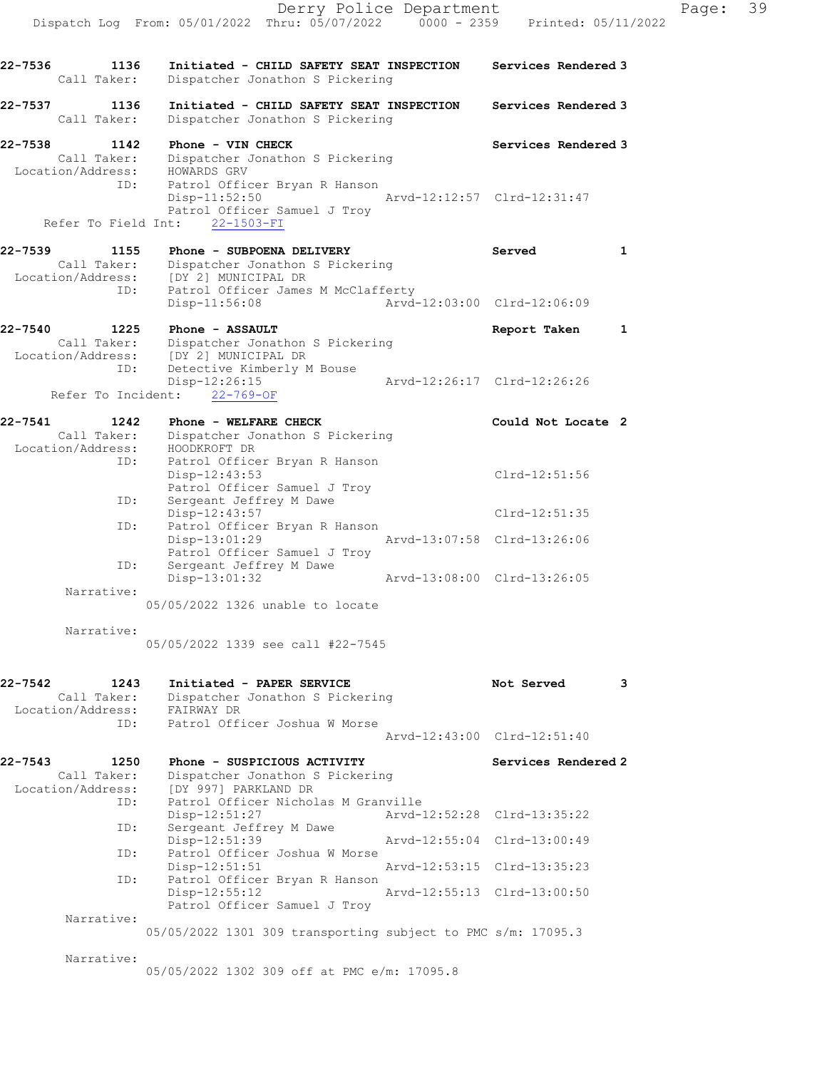22-7536 1136 Initiated - CHILD SAFETY SEAT INSPECTION Services Rendered 3
Call Taker: Dispatcher Jonathon S Pickering

22-7537 1136 Initiated - CHILD SAFETY SEAT INSPECTION Services Rendered 3
Call Taker: Dispatcher Jonathon S Pickering

22-7538 1142 Phone - VIN CHECK Services Rendered 3
Call Taker: Dispatcher Jonathon S Pickering
Location/Address: HOWARDS GRV
ID: Patrol Officer Bryan R Hanson
Disp-11:52:50 Arvd-12:12:57 Clrd-12:31:47
Patrol Officer Samuel J Troy
Refer To Field Int: 22-1503-FI

22-7539 1155 Phone - SUBPOENA DELIVERY Served 1
Call Taker: Dispatcher Jonathon S Pickering
Location/Address: [DY 2] MUNICIPAL DR
ID: Patrol Officer James M McClafferty
Disp-11:56:08 Arvd-12:03:00 Clrd-12:06:09

22-7540 1225 Phone - ASSAULT Report Taken 1
Call Taker: Dispatcher Jonathon S Pickering
Location/Address: [DY 2] MUNICIPAL DR
ID: Detective Kimberly M Bouse
Disp-12:26:15 Arvd-12:26:17 Clrd-12:26:26
Refer To Incident: 22-769-OF

22-7541 1242 Phone - WELFARE CHECK Could Not Locate 2
Call Taker: Dispatcher Jonathon S Pickering
Location/Address: HOODKROFT DR
ID: Patrol Officer Bryan R Hanson
Disp-12:43:53 Clrd-12:51:56
Patrol Officer Samuel J Troy
ID: Sergeant Jeffrey M Dawe
Disp-12:43:57 Clrd-12:51:35
ID: Patrol Officer Bryan R Hanson
Disp-13:01:29 Arvd-13:07:58 Clrd-13:26:06
Patrol Officer Samuel J Troy
ID: Sergeant Jeffrey M Dawe
Disp-13:01:32 Arvd-13:08:00 Clrd-13:26:05
Narrative:
05/05/2022 1326 unable to locate

Narrative:
05/05/2022 1339 see call #22-7545

22-7542 1243 Initiated - PAPER SERVICE Not Served 3
Call Taker: Dispatcher Jonathon S Pickering
Location/Address: FAIRWAY DR
ID: Patrol Officer Joshua W Morse
Arvd-12:43:00 Clrd-12:51:40

22-7543 1250 Phone - SUSPICIOUS ACTIVITY Services Rendered 2
Call Taker: Dispatcher Jonathon S Pickering
Location/Address: [DY 997] PARKLAND DR
ID: Patrol Officer Nicholas M Granville
Disp-12:51:27 Arvd-12:52:28 Clrd-13:35:22
ID: Sergeant Jeffrey M Dawe
Disp-12:51:39 Arvd-12:55:04 Clrd-13:00:49
ID: Patrol Officer Joshua W Morse
Disp-12:51:51 Arvd-12:53:15 Clrd-13:35:23
ID: Patrol Officer Bryan R Hanson
Disp-12:55:12 Arvd-12:55:13 Clrd-13:00:50
Patrol Officer Samuel J Troy
Narrative:
05/05/2022 1301 309 transporting subject to PMC s/m: 17095.3

Narrative:
05/05/2022 1302 309 off at PMC e/m: 17095.8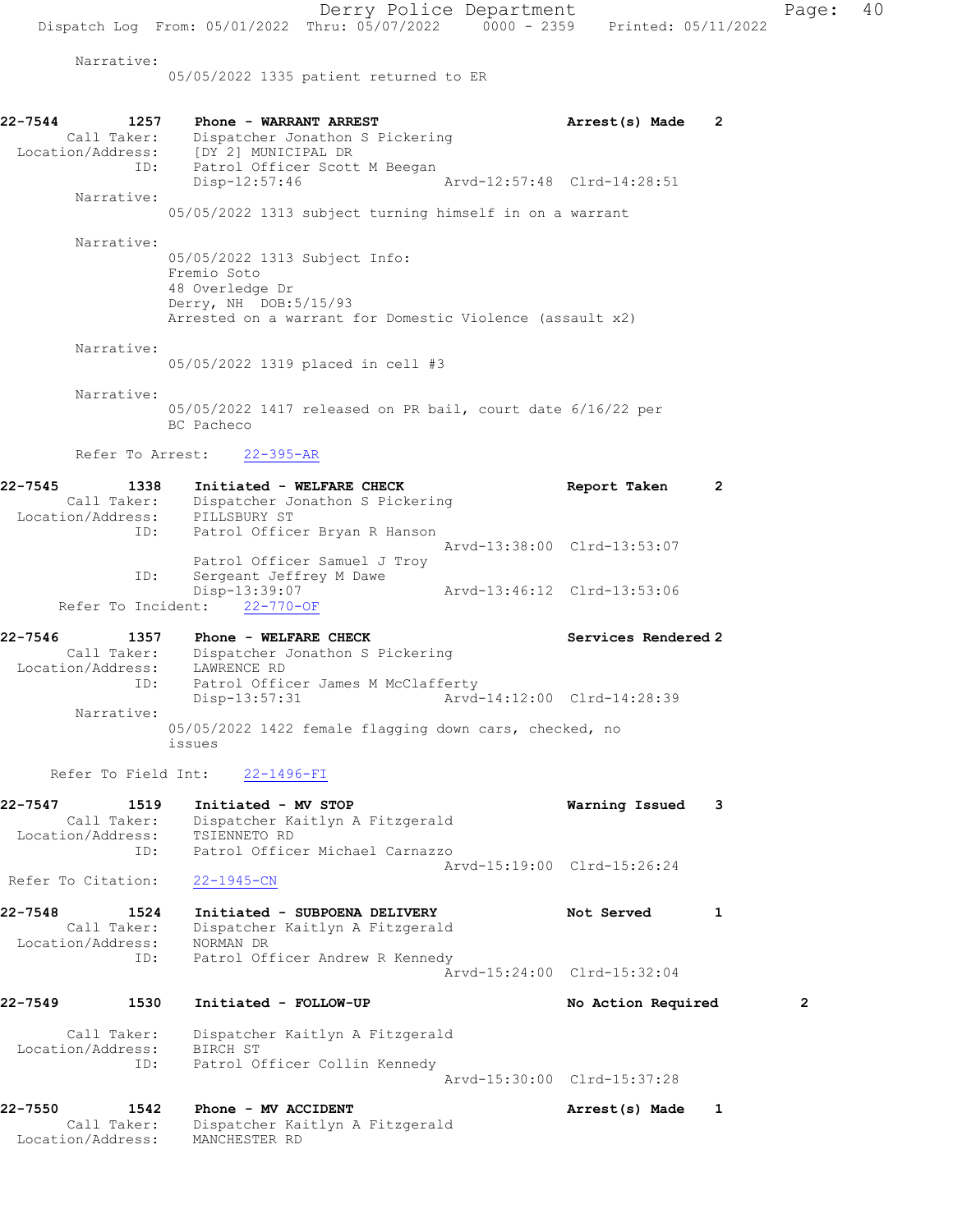Narrative:
05/05/2022 1335 patient returned to ER

22-7544 1257 Phone - WARRANT ARREST Arrest(s) Made 2
Call Taker: Dispatcher Jonathon S Pickering
Location/Address: [DY 2] MUNICIPAL DR
ID: Patrol Officer Scott M Beegan
Disp-12:57:46 Arvd-12:57:48 Clrd-14:28:51
Narrative:
05/05/2022 1313 subject turning himself in on a warrant

Narrative:
05/05/2022 1313 Subject Info:
Fremio Soto
48 Overledge Dr
Derry, NH DOB:5/15/93
Arrested on a warrant for Domestic Violence (assault x2)

Narrative:
05/05/2022 1319 placed in cell #3

Narrative:
05/05/2022 1417 released on PR bail, court date 6/16/22 per
BC Pacheco

Refer To Arrest: 22-395-AR

22-7545 1338 Initiated - WELFARE CHECK Report Taken 2
Call Taker: Dispatcher Jonathon S Pickering
Location/Address: PILLSBURY ST
ID: Patrol Officer Bryan R Hanson
Arvd-13:38:00 Clrd-13:53:07
Patrol Officer Samuel J Troy
ID: Sergeant Jeffrey M Dawe
Disp-13:39:07 Arvd-13:46:12 Clrd-13:53:06
Refer To Incident: 22-770-OF

22-7546 1357 Phone - WELFARE CHECK Services Rendered 2
Call Taker: Dispatcher Jonathon S Pickering
Location/Address: LAWRENCE RD
ID: Patrol Officer James M McClafferty
Disp-13:57:31 Arvd-14:12:00 Clrd-14:28:39
Narrative:
05/05/2022 1422 female flagging down cars, checked, no
issues

Refer To Field Int: 22-1496-FI

22-7547 1519 Initiated - MV STOP Warning Issued 3
Call Taker: Dispatcher Kaitlyn A Fitzgerald
Location/Address: TSIENNETO RD
ID: Patrol Officer Michael Carnazzo
Arvd-15:19:00 Clrd-15:26:24
Refer To Citation: 22-1945-CN

22-7548 1524 Initiated - SUBPOENA DELIVERY Not Served 1
Call Taker: Dispatcher Kaitlyn A Fitzgerald
Location/Address: NORMAN DR
ID: Patrol Officer Andrew R Kennedy
Arvd-15:24:00 Clrd-15:32:04

22-7549 1530 Initiated - FOLLOW-UP No Action Required 2
Call Taker: Dispatcher Kaitlyn A Fitzgerald
Location/Address: BIRCH ST
ID: Patrol Officer Collin Kennedy
Arvd-15:30:00 Clrd-15:37:28

22-7550 1542 Phone - MV ACCIDENT Arrest(s) Made 1
Call Taker: Dispatcher Kaitlyn A Fitzgerald
Location/Address: MANCHESTER RD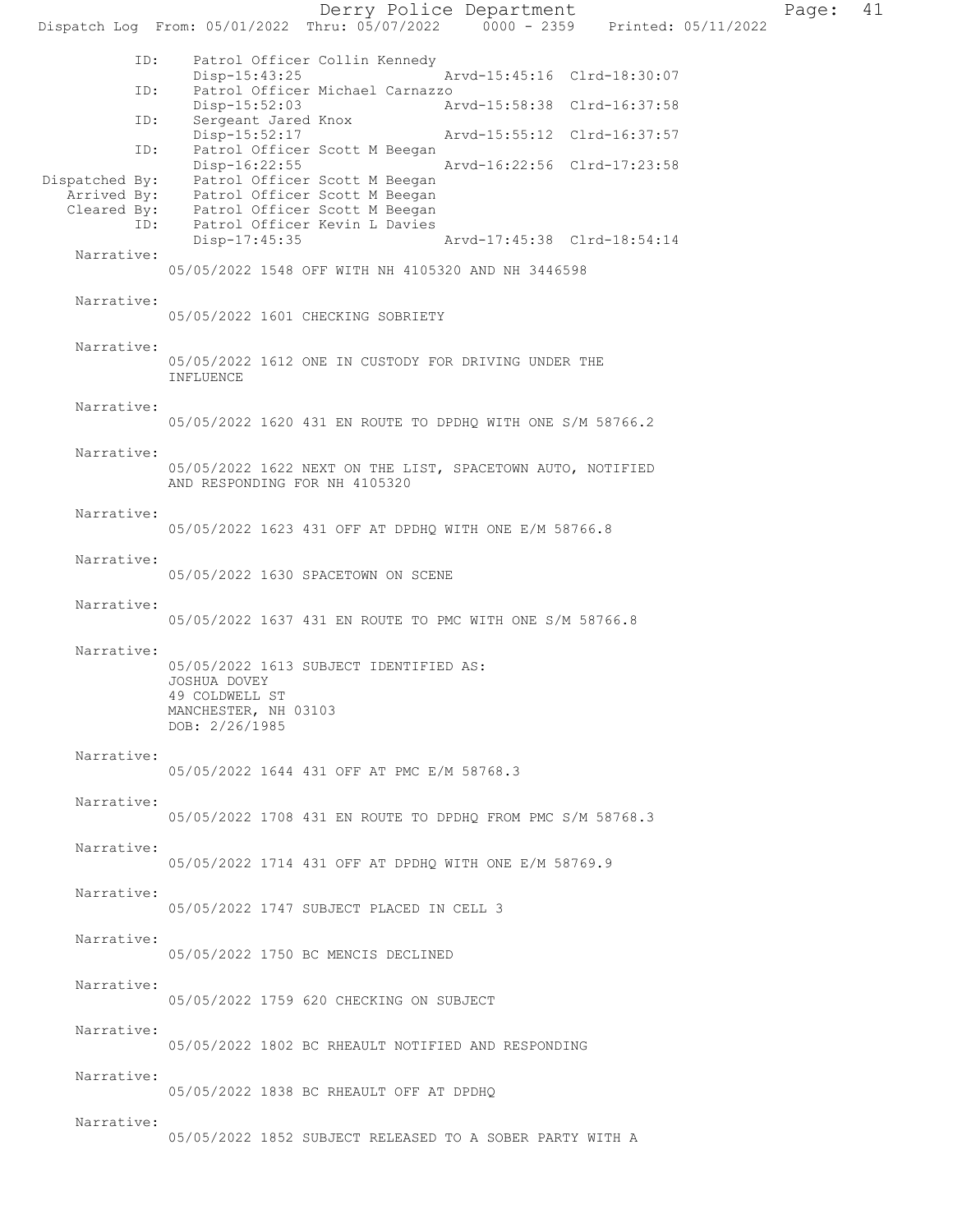ID: Patrol Officer Collin Kennedy
Disp-15:43:25 Arvd-15:45:16 Clrd-18:30:07
ID: Patrol Officer Michael Carnazzo
Disp-15:52:03 Arvd-15:58:38 Clrd-16:37:58
ID: Sergeant Jared Knox
Disp-15:52:17 Arvd-15:55:12 Clrd-16:37:57
ID: Patrol Officer Scott M Beegan
Disp-16:22:55 Arvd-16:22:56 Clrd-17:23:58
Dispatched By: Patrol Officer Scott M Beegan
Arrived By: Patrol Officer Scott M Beegan
Cleared By: Patrol Officer Scott M Beegan
ID: Patrol Officer Kevin L Davies
Disp-17:45:35 Arvd-17:45:38 Clrd-18:54:14

Narrative:
05/05/2022 1548 OFF WITH NH 4105320 AND NH 3446598

Narrative:
05/05/2022 1601 CHECKING SOBRIETY

Narrative:
05/05/2022 1612 ONE IN CUSTODY FOR DRIVING UNDER THE INFLUENCE

Narrative:
05/05/2022 1620 431 EN ROUTE TO DPDHQ WITH ONE S/M 58766.2

Narrative:
05/05/2022 1622 NEXT ON THE LIST, SPACETOWN AUTO, NOTIFIED AND RESPONDING FOR NH 4105320

Narrative:
05/05/2022 1623 431 OFF AT DPDHQ WITH ONE E/M 58766.8

Narrative:
05/05/2022 1630 SPACETOWN ON SCENE

Narrative:
05/05/2022 1637 431 EN ROUTE TO PMC WITH ONE S/M 58766.8

Narrative:
05/05/2022 1613 SUBJECT IDENTIFIED AS:
JOSHUA DOVEY
49 COLDWELL ST
MANCHESTER, NH 03103
DOB: 2/26/1985

Narrative:
05/05/2022 1644 431 OFF AT PMC E/M 58768.3

Narrative:
05/05/2022 1708 431 EN ROUTE TO DPDHQ FROM PMC S/M 58768.3

Narrative:
05/05/2022 1714 431 OFF AT DPDHQ WITH ONE E/M 58769.9

Narrative:
05/05/2022 1747 SUBJECT PLACED IN CELL 3

Narrative:
05/05/2022 1750 BC MENCIS DECLINED

Narrative:
05/05/2022 1759 620 CHECKING ON SUBJECT

Narrative:
05/05/2022 1802 BC RHEAULT NOTIFIED AND RESPONDING

Narrative:
05/05/2022 1838 BC RHEAULT OFF AT DPDHQ

Narrative:
05/05/2022 1852 SUBJECT RELEASED TO A SOBER PARTY WITH A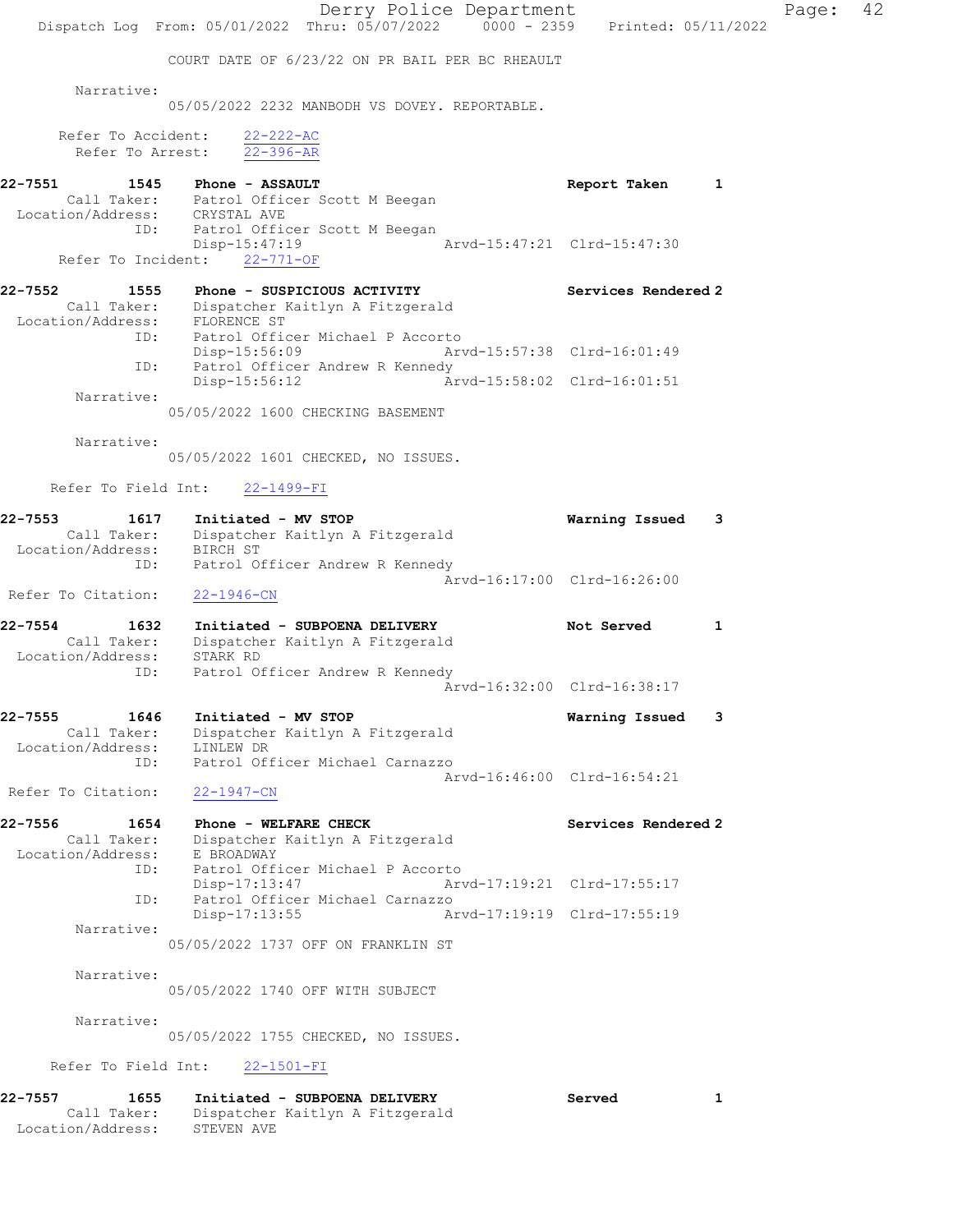COURT DATE OF 6/23/22 ON PR BAIL PER BC RHEAULT

Narrative:
05/05/2022 2232 MANBODH VS DOVEY. REPORTABLE.

Refer To Accident: 22-222-AC
Refer To Arrest: 22-396-AR

**22-7551 1545 Phone - ASSAULT** Report Taken 1
Call Taker: Patrol Officer Scott M Beegan
Location/Address: CRYSTAL AVE
ID: Patrol Officer Scott M Beegan
Disp-15:47:19 Arvd-15:47:21 Clrd-15:47:30
Refer To Incident: 22-771-OF

**22-7552 1555 Phone - SUSPICIOUS ACTIVITY** Services Rendered 2
Call Taker: Dispatcher Kaitlyn A Fitzgerald
Location/Address: FLORENCE ST
ID: Patrol Officer Michael P Accorto
Disp-15:56:09 Arvd-15:57:38 Clrd-16:01:49
ID: Patrol Officer Andrew R Kennedy
Disp-15:56:12 Arvd-15:58:02 Clrd-16:01:51
Narrative:
05/05/2022 1600 CHECKING BASEMENT

Narrative:
05/05/2022 1601 CHECKED, NO ISSUES.

Refer To Field Int: 22-1499-FI

**22-7553 1617 Initiated - MV STOP** Warning Issued 3
Call Taker: Dispatcher Kaitlyn A Fitzgerald
Location/Address: BIRCH ST
ID: Patrol Officer Andrew R Kennedy
Arvd-16:17:00 Clrd-16:26:00
Refer To Citation: 22-1946-CN

**22-7554 1632 Initiated - SUBPOENA DELIVERY** Not Served 1
Call Taker: Dispatcher Kaitlyn A Fitzgerald
Location/Address: STARK RD
ID: Patrol Officer Andrew R Kennedy
Arvd-16:32:00 Clrd-16:38:17

**22-7555 1646 Initiated - MV STOP** Warning Issued 3
Call Taker: Dispatcher Kaitlyn A Fitzgerald
Location/Address: LINLEW DR
ID: Patrol Officer Michael Carnazzo
Arvd-16:46:00 Clrd-16:54:21
Refer To Citation: 22-1947-CN

**22-7556 1654 Phone - WELFARE CHECK** Services Rendered 2
Call Taker: Dispatcher Kaitlyn A Fitzgerald
Location/Address: E BROADWAY
ID: Patrol Officer Michael P Accorto
Disp-17:13:47 Arvd-17:19:21 Clrd-17:55:17
ID: Patrol Officer Michael Carnazzo
Disp-17:13:55 Arvd-17:19:19 Clrd-17:55:19
Narrative:
05/05/2022 1737 OFF ON FRANKLIN ST

Narrative:
05/05/2022 1740 OFF WITH SUBJECT

Narrative:
05/05/2022 1755 CHECKED, NO ISSUES.

Refer To Field Int: 22-1501-FI

**22-7557 1655 Initiated - SUBPOENA DELIVERY** Served 1
Call Taker: Dispatcher Kaitlyn A Fitzgerald
Location/Address: STEVEN AVE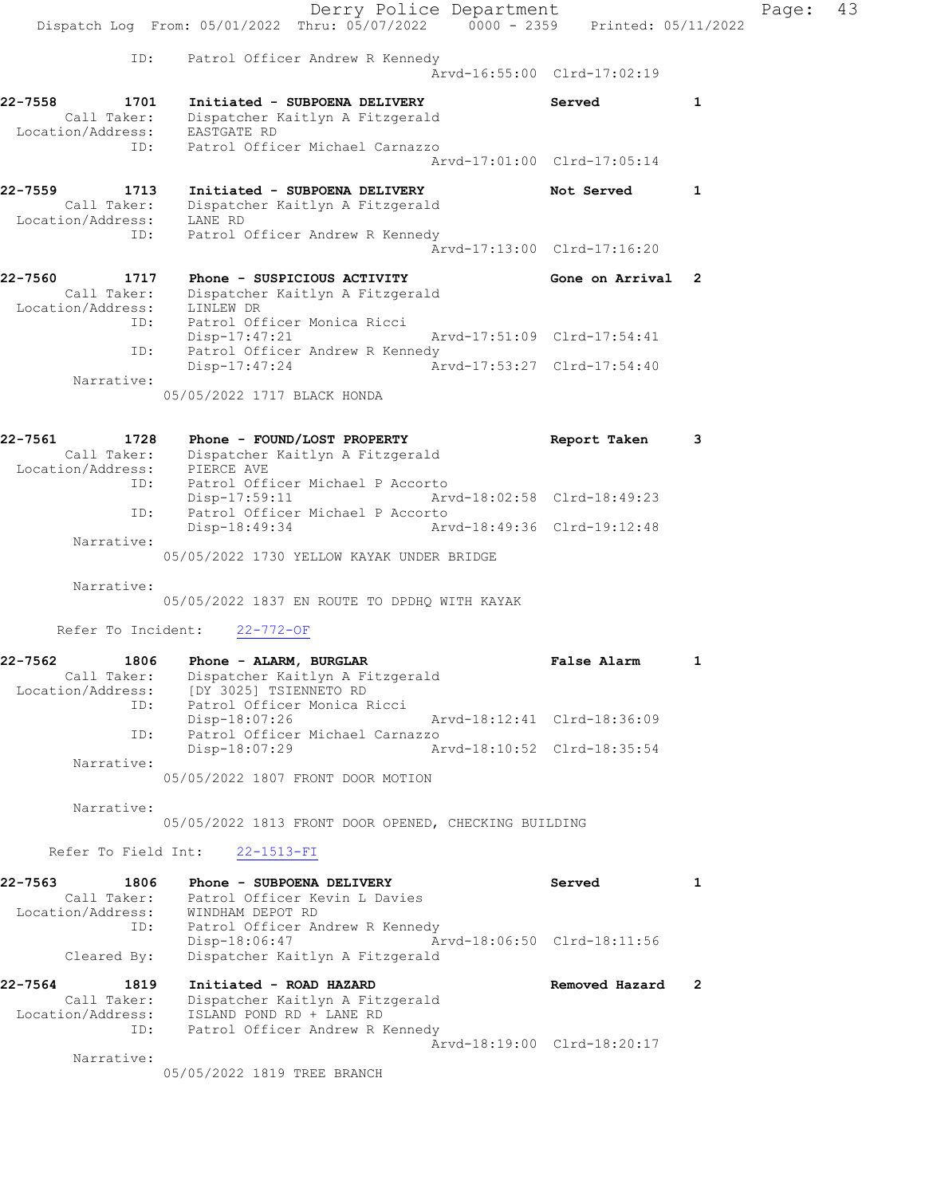ID: Patrol Officer Andrew R Kennedy
Arvd-16:55:00 Clrd-17:02:19

**22-7558 1701 Initiated - SUBPOENA DELIVERY Served 1**
Call Taker: Dispatcher Kaitlyn A Fitzgerald
Location/Address: EASTGATE RD
ID: Patrol Officer Michael Carnazzo
Arvd-17:01:00 Clrd-17:05:14

**22-7559 1713 Initiated - SUBPOENA DELIVERY Not Served 1**
Call Taker: Dispatcher Kaitlyn A Fitzgerald
Location/Address: LANE RD
ID: Patrol Officer Andrew R Kennedy
Arvd-17:13:00 Clrd-17:16:20

**22-7560 1717 Phone - SUSPICIOUS ACTIVITY Gone on Arrival 2**
Call Taker: Dispatcher Kaitlyn A Fitzgerald
Location/Address: LINLEW DR
ID: Patrol Officer Monica Ricci
Disp-17:47:21 Arvd-17:51:09 Clrd-17:54:41
ID: Patrol Officer Andrew R Kennedy
Disp-17:47:24 Arvd-17:53:27 Clrd-17:54:40
Narrative:
05/05/2022 1717 BLACK HONDA

**22-7561 1728 Phone - FOUND/LOST PROPERTY Report Taken 3**
Call Taker: Dispatcher Kaitlyn A Fitzgerald
Location/Address: PIERCE AVE
ID: Patrol Officer Michael P Accorto
Disp-17:59:11 Arvd-18:02:58 Clrd-18:49:23
ID: Patrol Officer Michael P Accorto
Disp-18:49:34 Arvd-18:49:36 Clrd-19:12:48
Narrative:
05/05/2022 1730 YELLOW KAYAK UNDER BRIDGE

Narrative:
05/05/2022 1837 EN ROUTE TO DPDHQ WITH KAYAK

Refer To Incident: 22-772-OF

**22-7562 1806 Phone - ALARM, BURGLAR False Alarm 1**
Call Taker: Dispatcher Kaitlyn A Fitzgerald
Location/Address: [DY 3025] TSIENNETO RD
ID: Patrol Officer Monica Ricci
Disp-18:07:26 Arvd-18:12:41 Clrd-18:36:09
ID: Patrol Officer Michael Carnazzo
Disp-18:07:29 Arvd-18:10:52 Clrd-18:35:54
Narrative:
05/05/2022 1807 FRONT DOOR MOTION

Narrative:
05/05/2022 1813 FRONT DOOR OPENED, CHECKING BUILDING

Refer To Field Int: 22-1513-FI

**22-7563 1806 Phone - SUBPOENA DELIVERY Served 1**
Call Taker: Patrol Officer Kevin L Davies
Location/Address: WINDHAM DEPOT RD
ID: Patrol Officer Andrew R Kennedy
Disp-18:06:47 Arvd-18:06:50 Clrd-18:11:56
Cleared By: Dispatcher Kaitlyn A Fitzgerald

**22-7564 1819 Initiated - ROAD HAZARD Removed Hazard 2**
Call Taker: Dispatcher Kaitlyn A Fitzgerald
Location/Address: ISLAND POND RD + LANE RD
ID: Patrol Officer Andrew R Kennedy
Arvd-18:19:00 Clrd-18:20:17
Narrative:
05/05/2022 1819 TREE BRANCH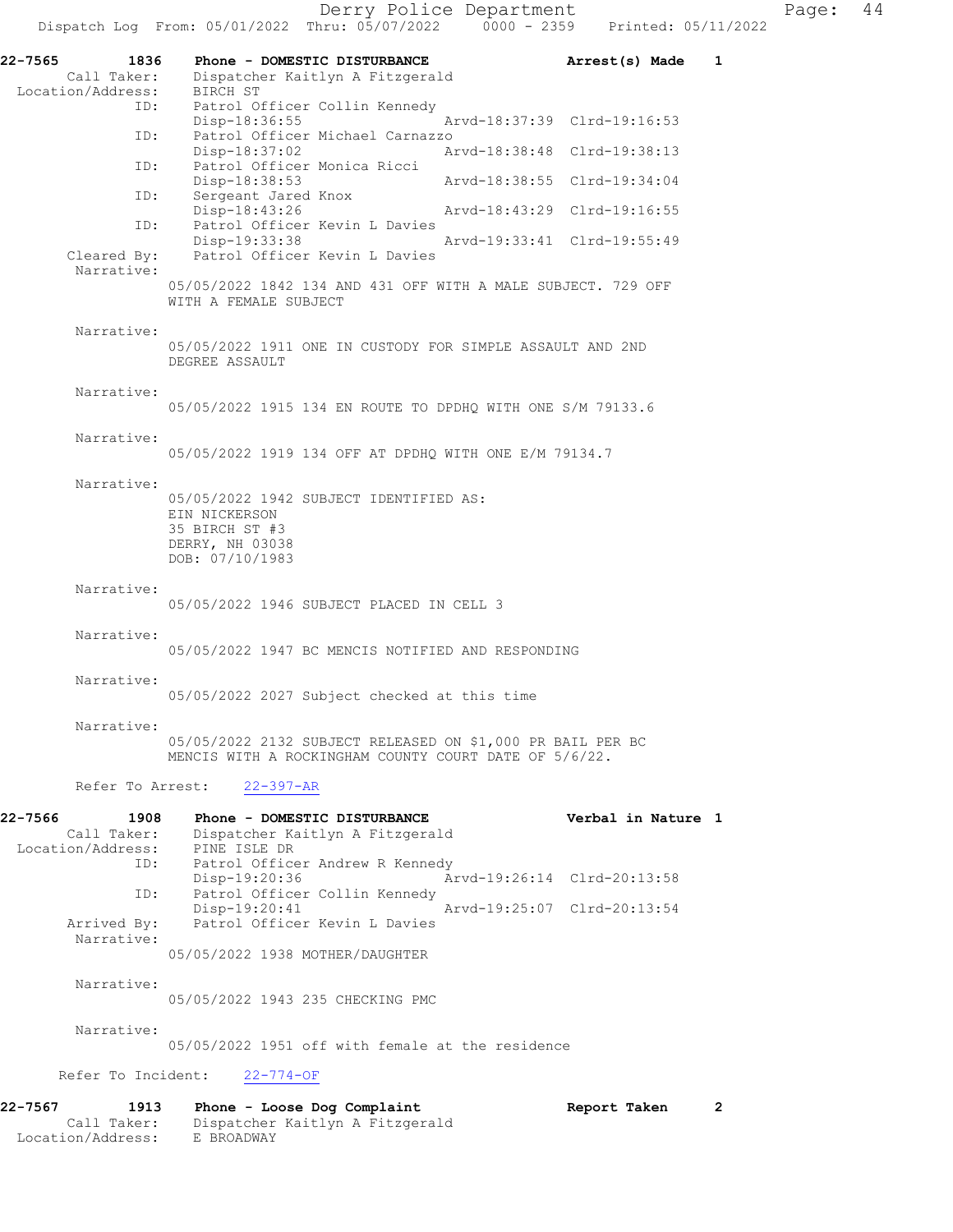**22-7565 1836 Phone - DOMESTIC DISTURBANCE — Arrest(s) Made 1**

Call Taker: Dispatcher Kaitlyn A Fitzgerald
Location/Address: BIRCH ST

ID: Patrol Officer Collin Kennedy
Disp-18:36:55 Arvd-18:37:39 Clrd-19:16:53

ID: Patrol Officer Michael Carnazzo
Disp-18:37:02 Arvd-18:38:48 Clrd-19:38:13

ID: Patrol Officer Monica Ricci
Disp-18:38:53 Arvd-18:38:55 Clrd-19:34:04

ID: Sergeant Jared Knox
Disp-18:43:26 Arvd-18:43:29 Clrd-19:16:55

ID: Patrol Officer Kevin L Davies
Disp-19:33:38 Arvd-19:33:41 Clrd-19:55:49

Cleared By: Patrol Officer Kevin L Davies

Narrative:
05/05/2022 1842 134 AND 431 OFF WITH A MALE SUBJECT. 729 OFF WITH A FEMALE SUBJECT

Narrative:
05/05/2022 1911 ONE IN CUSTODY FOR SIMPLE ASSAULT AND 2ND DEGREE ASSAULT

Narrative:
05/05/2022 1915 134 EN ROUTE TO DPDHQ WITH ONE S/M 79133.6

Narrative:
05/05/2022 1919 134 OFF AT DPDHQ WITH ONE E/M 79134.7

Narrative:
05/05/2022 1942 SUBJECT IDENTIFIED AS:
EIN NICKERSON
35 BIRCH ST #3
DERRY, NH 03038
DOB: 07/10/1983

Narrative:
05/05/2022 1946 SUBJECT PLACED IN CELL 3

Narrative:
05/05/2022 1947 BC MENCIS NOTIFIED AND RESPONDING

Narrative:
05/05/2022 2027 Subject checked at this time

Narrative:
05/05/2022 2132 SUBJECT RELEASED ON $1,000 PR BAIL PER BC MENCIS WITH A ROCKINGHAM COUNTY COURT DATE OF 5/6/22.

Refer To Arrest: 22-397-AR

**22-7566 1908 Phone - DOMESTIC DISTURBANCE — Verbal in Nature 1**

Call Taker: Dispatcher Kaitlyn A Fitzgerald
Location/Address: PINE ISLE DR

ID: Patrol Officer Andrew R Kennedy
Disp-19:20:36 Arvd-19:26:14 Clrd-20:13:58

ID: Patrol Officer Collin Kennedy
Disp-19:20:41 Arvd-19:25:07 Clrd-20:13:54

Arrived By: Patrol Officer Kevin L Davies

Narrative:
05/05/2022 1938 MOTHER/DAUGHTER

Narrative:
05/05/2022 1943 235 CHECKING PMC

Narrative:
05/05/2022 1951 off with female at the residence

Refer To Incident: 22-774-OF

**22-7567 1913 Phone - Loose Dog Complaint — Report Taken 2**

Call Taker: Dispatcher Kaitlyn A Fitzgerald
Location/Address: E BROADWAY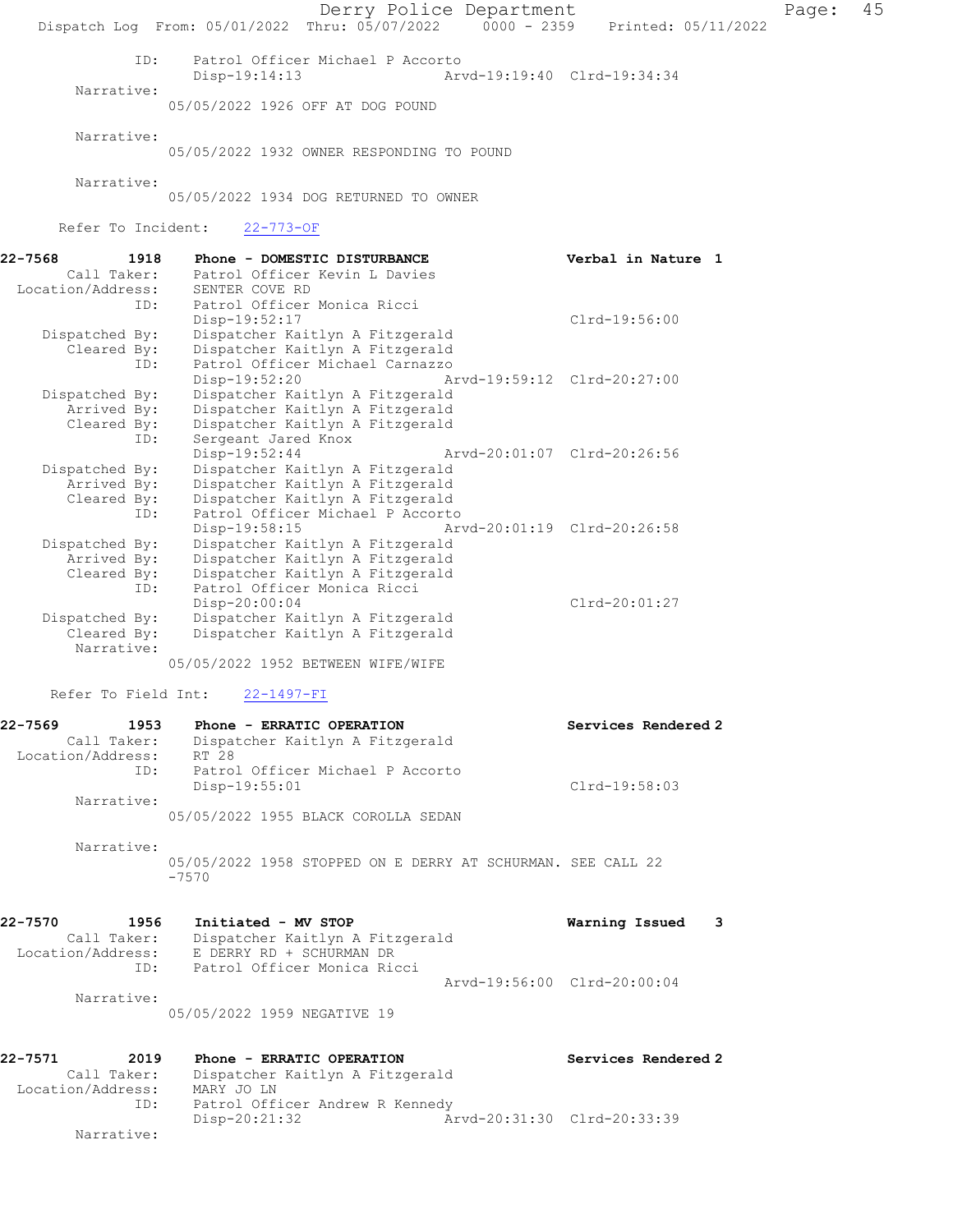ID: Patrol Officer Michael P Accorto
Disp-19:14:13 Arvd-19:19:40 Clrd-19:34:34

Narrative:
05/05/2022 1926 OFF AT DOG POUND

Narrative:
05/05/2022 1932 OWNER RESPONDING TO POUND

Narrative:
05/05/2022 1934 DOG RETURNED TO OWNER

Refer To Incident: 22-773-OF

**22-7568 1918 Phone - DOMESTIC DISTURBANCE Verbal in Nature 1**

Call Taker: Patrol Officer Kevin L Davies
Location/Address: SENTER COVE RD
ID: Patrol Officer Monica Ricci
Disp-19:52:17 Clrd-19:56:00
Dispatched By: Dispatcher Kaitlyn A Fitzgerald
Cleared By: Dispatcher Kaitlyn A Fitzgerald
ID: Patrol Officer Michael Carnazzo
Disp-19:52:20 Arvd-19:59:12 Clrd-20:27:00
Dispatched By: Dispatcher Kaitlyn A Fitzgerald
Arrived By: Dispatcher Kaitlyn A Fitzgerald
Cleared By: Dispatcher Kaitlyn A Fitzgerald
ID: Sergeant Jared Knox
Disp-19:52:44 Arvd-20:01:07 Clrd-20:26:56
Dispatched By: Dispatcher Kaitlyn A Fitzgerald
Arrived By: Dispatcher Kaitlyn A Fitzgerald
Cleared By: Dispatcher Kaitlyn A Fitzgerald
ID: Patrol Officer Michael P Accorto
Disp-19:58:15 Arvd-20:01:19 Clrd-20:26:58
Dispatched By: Dispatcher Kaitlyn A Fitzgerald
Arrived By: Dispatcher Kaitlyn A Fitzgerald
Cleared By: Dispatcher Kaitlyn A Fitzgerald
ID: Patrol Officer Monica Ricci
Disp-20:00:04 Clrd-20:01:27
Dispatched By: Dispatcher Kaitlyn A Fitzgerald
Cleared By: Dispatcher Kaitlyn A Fitzgerald

Narrative:
05/05/2022 1952 BETWEEN WIFE/WIFE

Refer To Field Int: 22-1497-FI

**22-7569 1953 Phone - ERRATIC OPERATION Services Rendered 2**

Call Taker: Dispatcher Kaitlyn A Fitzgerald
Location/Address: RT 28
ID: Patrol Officer Michael P Accorto
Disp-19:55:01 Clrd-19:58:03

Narrative:
05/05/2022 1955 BLACK COROLLA SEDAN

Narrative:
05/05/2022 1958 STOPPED ON E DERRY AT SCHURMAN. SEE CALL 22 -7570

**22-7570 1956 Initiated - MV STOP Warning Issued 3**

Call Taker: Dispatcher Kaitlyn A Fitzgerald
Location/Address: E DERRY RD + SCHURMAN DR
ID: Patrol Officer Monica Ricci
Arvd-19:56:00 Clrd-20:00:04

Narrative:
05/05/2022 1959 NEGATIVE 19

**22-7571 2019 Phone - ERRATIC OPERATION Services Rendered 2**

Call Taker: Dispatcher Kaitlyn A Fitzgerald
Location/Address: MARY JO LN
ID: Patrol Officer Andrew R Kennedy
Disp-20:21:32 Arvd-20:31:30 Clrd-20:33:39

Narrative: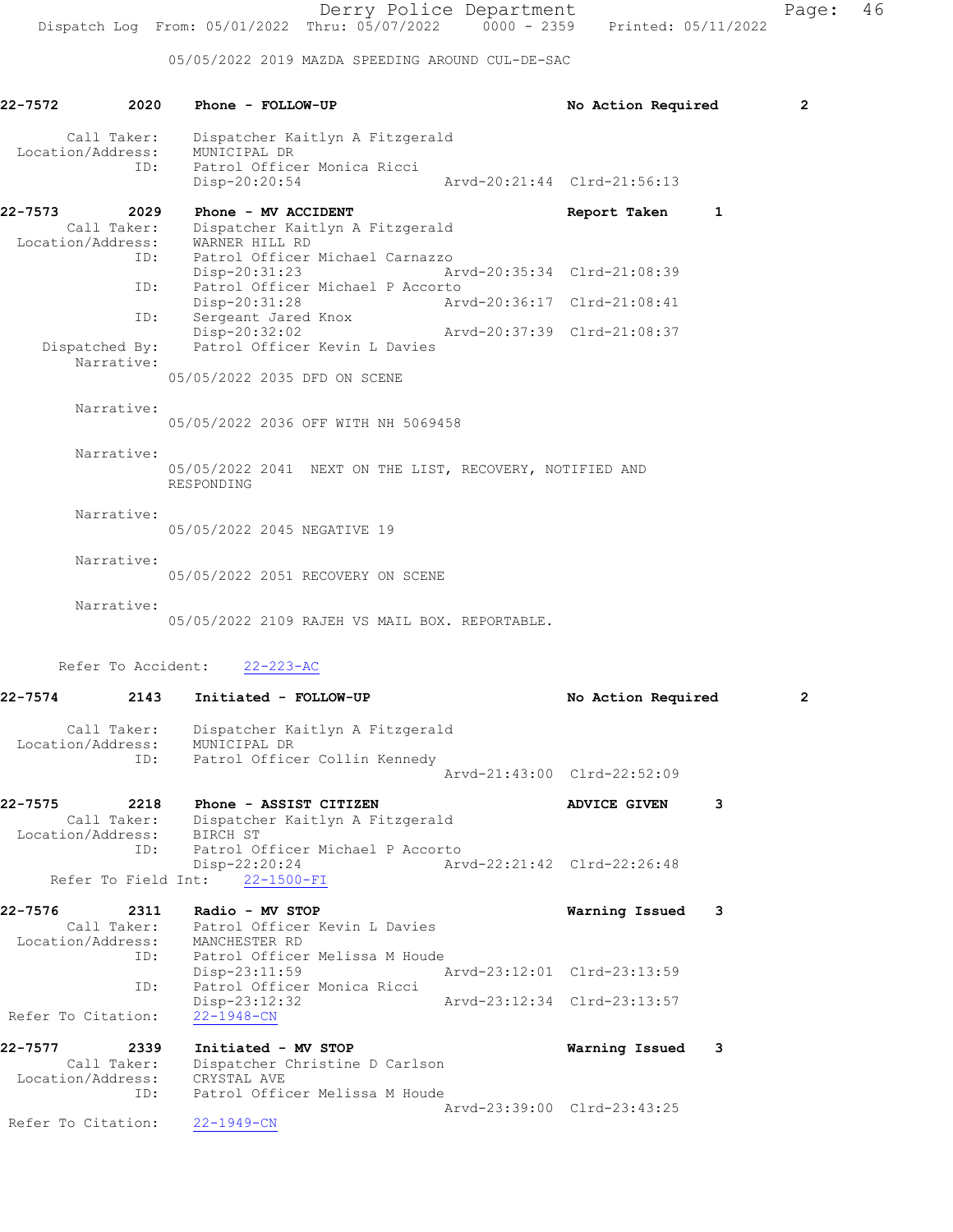05/05/2022 2019 MAZDA SPEEDING AROUND CUL-DE-SAC

**22-7572 2020 Phone - FOLLOW-UP** — No Action Required — 2

Call Taker: Dispatcher Kaitlyn A Fitzgerald
Location/Address: MUNICIPAL DR
ID: Patrol Officer Monica Ricci
Disp-20:20:54 Arvd-20:21:44 Clrd-21:56:13

**22-7573 2029 Phone - MV ACCIDENT** — Report Taken — 1

Call Taker: Dispatcher Kaitlyn A Fitzgerald
Location/Address: WARNER HILL RD
ID: Patrol Officer Michael Carnazzo
Disp-20:31:23 Arvd-20:35:34 Clrd-21:08:39
ID: Patrol Officer Michael P Accorto
Disp-20:31:28 Arvd-20:36:17 Clrd-21:08:41
ID: Sergeant Jared Knox
Disp-20:32:02 Arvd-20:37:39 Clrd-21:08:37
Dispatched By: Patrol Officer Kevin L Davies

Narrative:
05/05/2022 2035 DFD ON SCENE

Narrative:
05/05/2022 2036 OFF WITH NH 5069458

Narrative:
05/05/2022 2041 NEXT ON THE LIST, RECOVERY, NOTIFIED AND RESPONDING

Narrative:
05/05/2022 2045 NEGATIVE 19

Narrative:
05/05/2022 2051 RECOVERY ON SCENE

Narrative:
05/05/2022 2109 RAJEH VS MAIL BOX. REPORTABLE.

Refer To Accident: 22-223-AC

**22-7574 2143 Initiated - FOLLOW-UP** — No Action Required — 2

Call Taker: Dispatcher Kaitlyn A Fitzgerald
Location/Address: MUNICIPAL DR
ID: Patrol Officer Collin Kennedy
Arvd-21:43:00 Clrd-22:52:09

**22-7575 2218 Phone - ASSIST CITIZEN** — ADVICE GIVEN — 3

Call Taker: Dispatcher Kaitlyn A Fitzgerald
Location/Address: BIRCH ST
ID: Patrol Officer Michael P Accorto
Disp-22:20:24 Arvd-22:21:42 Clrd-22:26:48
Refer To Field Int: 22-1500-FI

**22-7576 2311 Radio - MV STOP** — Warning Issued — 3

Call Taker: Patrol Officer Kevin L Davies
Location/Address: MANCHESTER RD
ID: Patrol Officer Melissa M Houde
Disp-23:11:59 Arvd-23:12:01 Clrd-23:13:59
ID: Patrol Officer Monica Ricci
Disp-23:12:32 Arvd-23:12:34 Clrd-23:13:57
Refer To Citation: 22-1948-CN

**22-7577 2339 Initiated - MV STOP** — Warning Issued — 3

Call Taker: Dispatcher Christine D Carlson
Location/Address: CRYSTAL AVE
ID: Patrol Officer Melissa M Houde
Arvd-23:39:00 Clrd-23:43:25
Refer To Citation: 22-1949-CN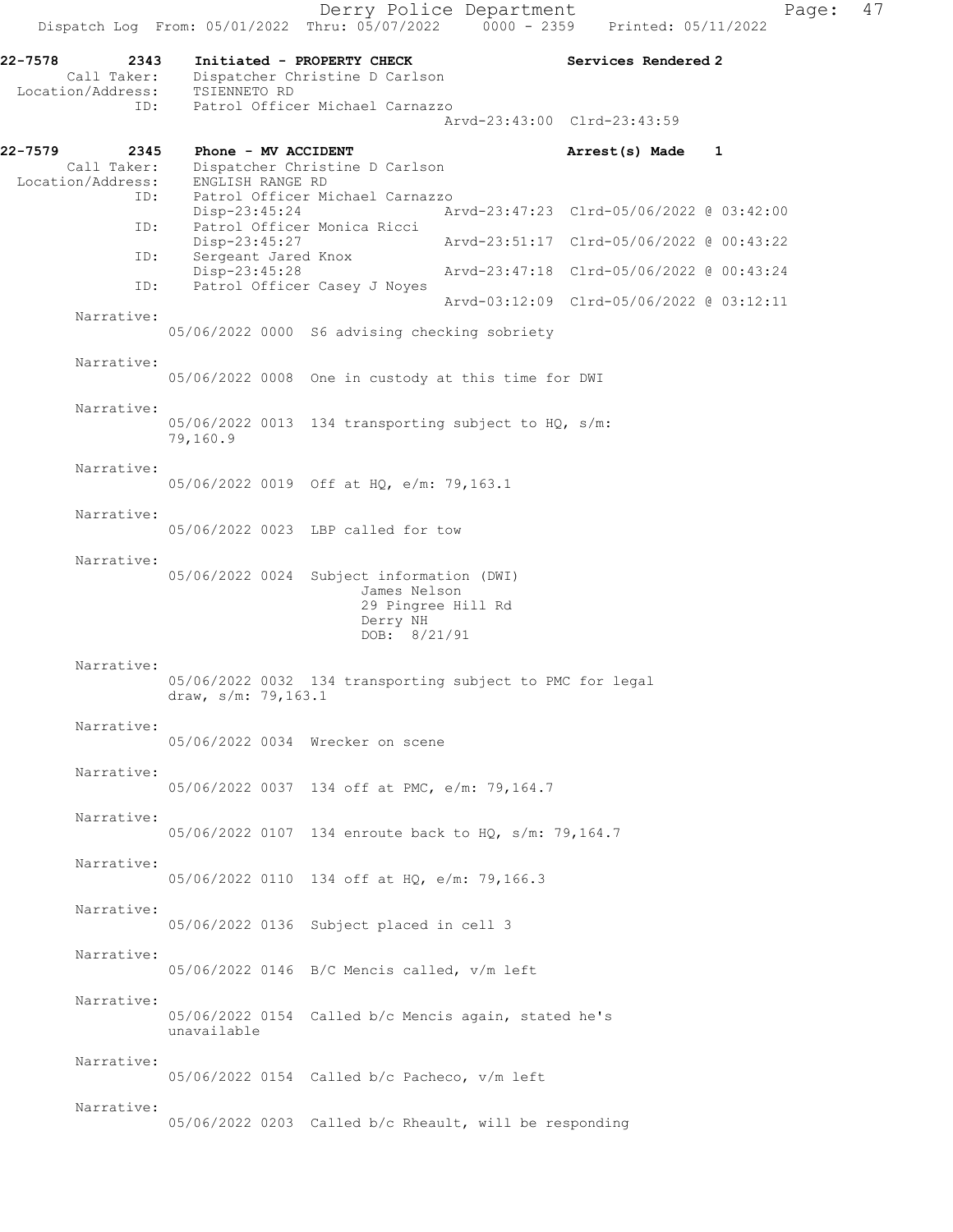Derry Police Department
Dispatch Log From: 05/01/2022 Thru: 05/07/2022 0000 - 2359 Printed: 05/11/2022

**22-7578 2343 Initiated - PROPERTY CHECK** **Services Rendered 2**
Call Taker: Dispatcher Christine D Carlson
Location/Address: TSIENNETO RD
ID: Patrol Officer Michael Carnazzo
Arvd-23:43:00 Clrd-23:43:59

**22-7579 2345 Phone - MV ACCIDENT** **Arrest(s) Made 1**
Call Taker: Dispatcher Christine D Carlson
Location/Address: ENGLISH RANGE RD
ID: Patrol Officer Michael Carnazzo
Disp-23:45:24 Arvd-23:47:23 Clrd-05/06/2022 @ 03:42:00
ID: Patrol Officer Monica Ricci
Disp-23:45:27 Arvd-23:51:17 Clrd-05/06/2022 @ 00:43:22
ID: Sergeant Jared Knox
Disp-23:45:28 Arvd-23:47:18 Clrd-05/06/2022 @ 00:43:24
ID: Patrol Officer Casey J Noyes
Arvd-03:12:09 Clrd-05/06/2022 @ 03:12:11

Narrative:
05/06/2022 0000 S6 advising checking sobriety

Narrative:
05/06/2022 0008 One in custody at this time for DWI

Narrative:
05/06/2022 0013 134 transporting subject to HQ, s/m: 79,160.9

Narrative:
05/06/2022 0019 Off at HQ, e/m: 79,163.1

Narrative:
05/06/2022 0023 LBP called for tow

Narrative:
05/06/2022 0024 Subject information (DWI)
James Nelson
29 Pingree Hill Rd
Derry NH
DOB: 8/21/91

Narrative:
05/06/2022 0032 134 transporting subject to PMC for legal draw, s/m: 79,163.1

Narrative:
05/06/2022 0034 Wrecker on scene

Narrative:
05/06/2022 0037 134 off at PMC, e/m: 79,164.7

Narrative:
05/06/2022 0107 134 enroute back to HQ, s/m: 79,164.7

Narrative:
05/06/2022 0110 134 off at HQ, e/m: 79,166.3

Narrative:
05/06/2022 0136 Subject placed in cell 3

Narrative:
05/06/2022 0146 B/C Mencis called, v/m left

Narrative:
05/06/2022 0154 Called b/c Mencis again, stated he's unavailable

Narrative:
05/06/2022 0154 Called b/c Pacheco, v/m left

Narrative:
05/06/2022 0203 Called b/c Rheault, will be responding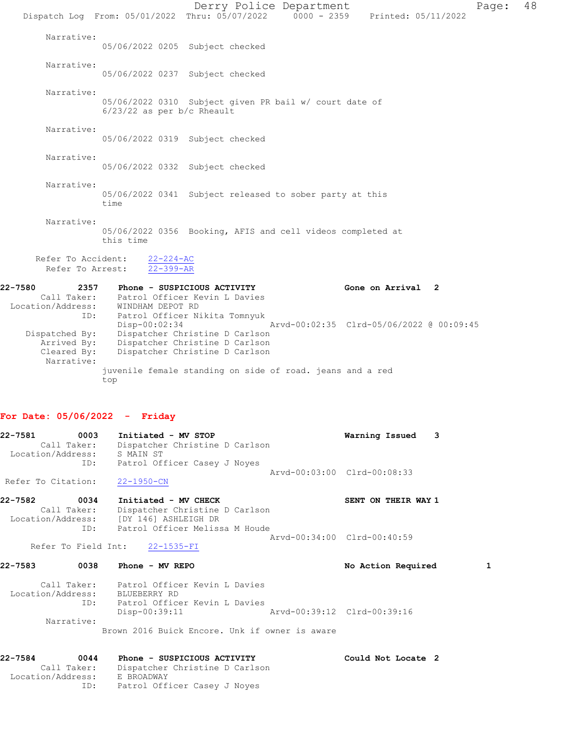Narrative:
05/06/2022 0205 Subject checked

Narrative:
05/06/2022 0237 Subject checked

Narrative:
05/06/2022 0310 Subject given PR bail w/ court date of 6/23/22 as per b/c Rheault

Narrative:
05/06/2022 0319 Subject checked

Narrative:
05/06/2022 0332 Subject checked

Narrative:
05/06/2022 0341 Subject released to sober party at this time

Narrative:
05/06/2022 0356 Booking, AFIS and cell videos completed at this time

Refer To Accident: 22-224-AC
Refer To Arrest: 22-399-AR

**22-7580 2357 Phone - SUSPICIOUS ACTIVITY — Gone on Arrival 2**
Call Taker: Patrol Officer Kevin L Davies
Location/Address: WINDHAM DEPOT RD
ID: Patrol Officer Nikita Tomnyuk
Disp-00:02:34 Arvd-00:02:35 Clrd-05/06/2022 @ 00:09:45
Dispatched By: Dispatcher Christine D Carlson
Arrived By: Dispatcher Christine D Carlson
Cleared By: Dispatcher Christine D Carlson
Narrative:
juvenile female standing on side of road. jeans and a red top

## For Date: 05/06/2022 - Friday

**22-7581 0003 Initiated - MV STOP — Warning Issued 3**
Call Taker: Dispatcher Christine D Carlson
Location/Address: S MAIN ST
ID: Patrol Officer Casey J Noyes
Arvd-00:03:00 Clrd-00:08:33
Refer To Citation: 22-1950-CN

**22-7582 0034 Initiated - MV CHECK — SENT ON THEIR WAY 1**
Call Taker: Dispatcher Christine D Carlson
Location/Address: [DY 146] ASHLEIGH DR
ID: Patrol Officer Melissa M Houde
Arvd-00:34:00 Clrd-00:40:59
Refer To Field Int: 22-1535-FI

**22-7583 0038 Phone - MV REPO — No Action Required 1**
Call Taker: Patrol Officer Kevin L Davies
Location/Address: BLUEBERRY RD
ID: Patrol Officer Kevin L Davies
Disp-00:39:11 Arvd-00:39:12 Clrd-00:39:16
Narrative:
Brown 2016 Buick Encore. Unk if owner is aware

**22-7584 0044 Phone - SUSPICIOUS ACTIVITY — Could Not Locate 2**
Call Taker: Dispatcher Christine D Carlson
Location/Address: E BROADWAY
ID: Patrol Officer Casey J Noyes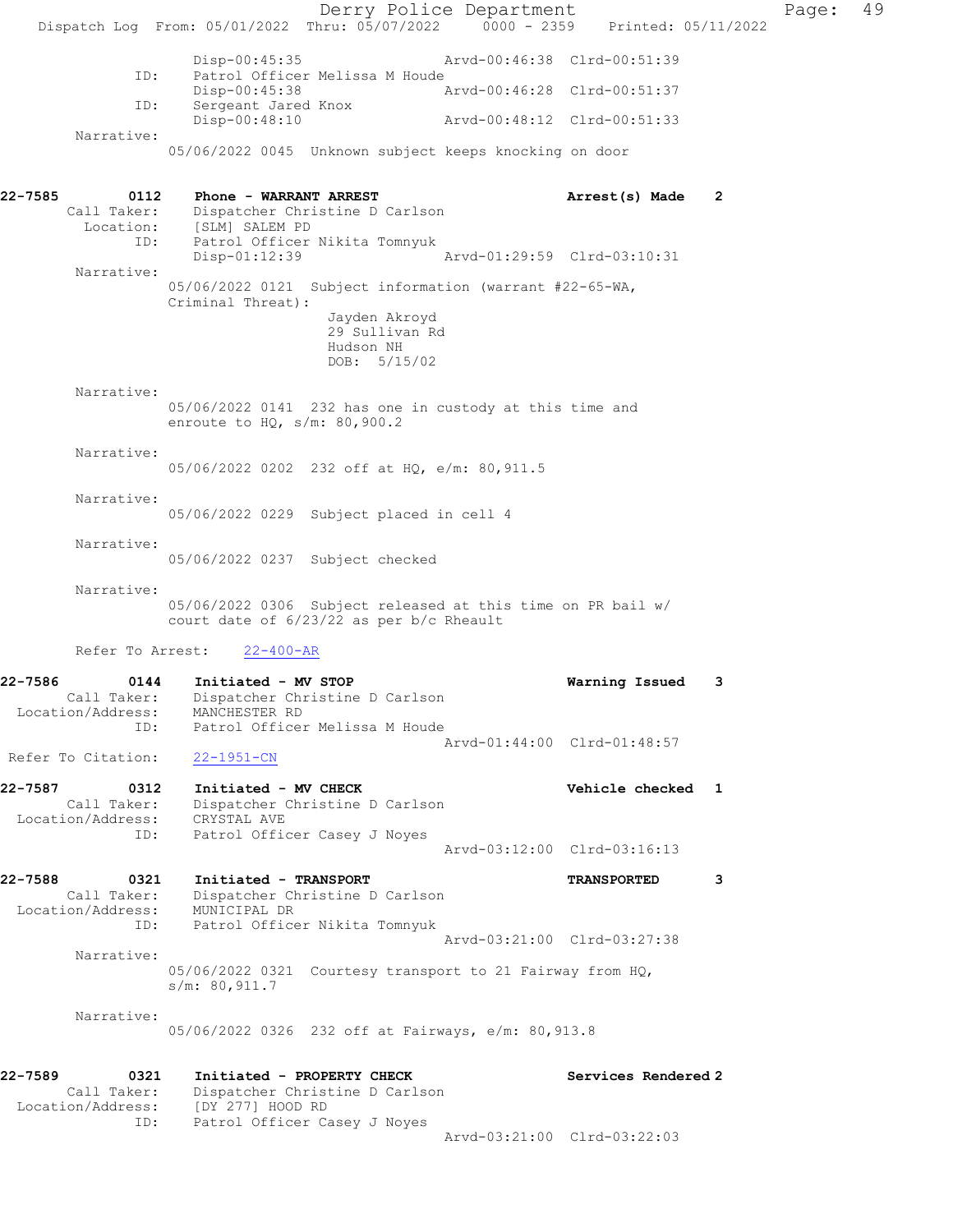```
                Disp-00:45:35                Arvd-00:46:38  Clrd-00:51:39
            ID:   Patrol Officer Melissa M Houde
                Disp-00:45:38                Arvd-00:46:28  Clrd-00:51:37
            ID:   Sergeant Jared Knox
                Disp-00:48:10                Arvd-00:48:12  Clrd-00:51:33
      Narrative:
                05/06/2022 0045  Unknown subject keeps knocking on door


22-7585          0112    Phone - WARRANT ARREST                    Arrest(s) Made    2
      Call Taker:   Dispatcher Christine D Carlson
        Location:   [SLM] SALEM PD
            ID:   Patrol Officer Nikita Tomnyuk
                Disp-01:12:39                Arvd-01:29:59  Clrd-03:10:31
      Narrative:
                05/06/2022 0121  Subject information (warrant #22-65-WA,
                Criminal Threat):
                             Jayden Akroyd
                             29 Sullivan Rd
                             Hudson NH
                             DOB:  5/15/02

      Narrative:
                05/06/2022 0141  232 has one in custody at this time and
                enroute to HQ, s/m: 80,900.2

      Narrative:
                05/06/2022 0202  232 off at HQ, e/m: 80,911.5

      Narrative:
                05/06/2022 0229  Subject placed in cell 4

      Narrative:
                05/06/2022 0237  Subject checked

      Narrative:
                05/06/2022 0306  Subject released at this time on PR bail w/
                court date of 6/23/22 as per b/c Rheault

      Refer To Arrest:    22-400-AR

22-7586          0144    Initiated - MV STOP                       Warning Issued    3
      Call Taker:   Dispatcher Christine D Carlson
  Location/Address:   MANCHESTER RD
            ID:   Patrol Officer Melissa M Houde
                                             Arvd-01:44:00  Clrd-01:48:57
 Refer To Citation:   22-1951-CN

22-7587          0312    Initiated - MV CHECK                      Vehicle checked   1
      Call Taker:   Dispatcher Christine D Carlson
  Location/Address:   CRYSTAL AVE
            ID:   Patrol Officer Casey J Noyes
                                             Arvd-03:12:00  Clrd-03:16:13

22-7588          0321    Initiated - TRANSPORT                     TRANSPORTED       3
      Call Taker:   Dispatcher Christine D Carlson
  Location/Address:   MUNICIPAL DR
            ID:   Patrol Officer Nikita Tomnyuk
                                             Arvd-03:21:00  Clrd-03:27:38
      Narrative:
                05/06/2022 0321  Courtesy transport to 21 Fairway from HQ,
                s/m: 80,911.7

      Narrative:
                05/06/2022 0326  232 off at Fairways, e/m: 80,913.8


22-7589          0321    Initiated - PROPERTY CHECK                Services Rendered 2
      Call Taker:   Dispatcher Christine D Carlson
  Location/Address:   [DY 277] HOOD RD
            ID:   Patrol Officer Casey J Noyes
                                             Arvd-03:21:00  Clrd-03:22:03
```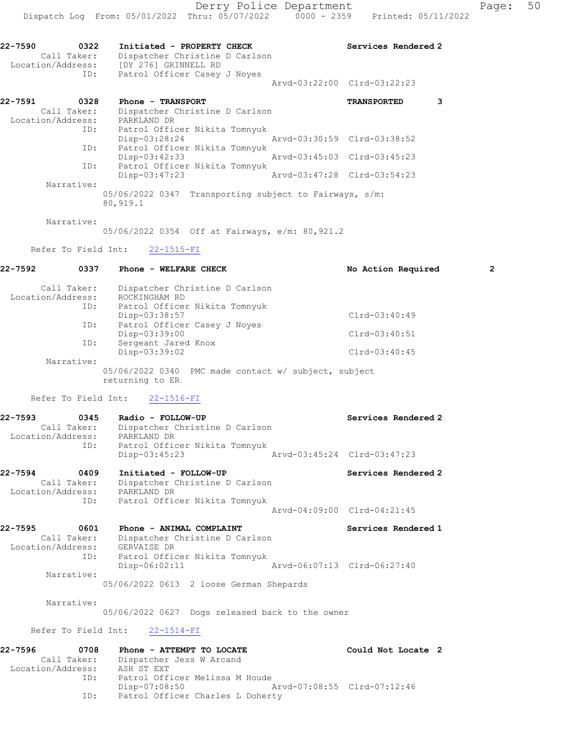Derry Police Department
Dispatch Log From: 05/01/2022 Thru: 05/07/2022 0000 - 2359 Printed: 05/11/2022

**22-7590** 0322 Initiated - PROPERTY CHECK — Services Rendered 2
Call Taker: Dispatcher Christine D Carlson
Location/Address: [DY 276] GRINNELL RD
ID: Patrol Officer Casey J Noyes
Arvd-03:22:00 Clrd-03:22:23

**22-7591** 0328 Phone - TRANSPORT — TRANSPORTED 3
Call Taker: Dispatcher Christine D Carlson
Location/Address: PARKLAND DR
ID: Patrol Officer Nikita Tomnyuk
Disp-03:28:24 Arvd-03:30:59 Clrd-03:38:52
ID: Patrol Officer Nikita Tomnyuk
Disp-03:42:33 Arvd-03:45:03 Clrd-03:45:23
ID: Patrol Officer Nikita Tomnyuk
Disp-03:47:23 Arvd-03:47:28 Clrd-03:54:23
Narrative:
05/06/2022 0347 Transporting subject to Fairways, s/m: 80,919.1

Narrative:
05/06/2022 0354 Off at Fairways, e/m: 80,921.2

Refer To Field Int: 22-1515-FI

**22-7592** 0337 Phone - WELFARE CHECK — No Action Required 2
Call Taker: Dispatcher Christine D Carlson
Location/Address: ROCKINGHAM RD
ID: Patrol Officer Nikita Tomnyuk
Disp-03:38:57 Clrd-03:40:49
ID: Patrol Officer Casey J Noyes
Disp-03:39:00 Clrd-03:40:51
ID: Sergeant Jared Knox
Disp-03:39:02 Clrd-03:40:45
Narrative:
05/06/2022 0340 PMC made contact w/ subject, subject returning to ER

Refer To Field Int: 22-1516-FI

**22-7593** 0345 Radio - FOLLOW-UP — Services Rendered 2
Call Taker: Dispatcher Christine D Carlson
Location/Address: PARKLAND DR
ID: Patrol Officer Nikita Tomnyuk
Disp-03:45:23 Arvd-03:45:24 Clrd-03:47:23

**22-7594** 0409 Initiated - FOLLOW-UP — Services Rendered 2
Call Taker: Dispatcher Christine D Carlson
Location/Address: PARKLAND DR
ID: Patrol Officer Nikita Tomnyuk
Arvd-04:09:00 Clrd-04:21:45

**22-7595** 0601 Phone - ANIMAL COMPLAINT — Services Rendered 1
Call Taker: Dispatcher Christine D Carlson
Location/Address: GERVAISE DR
ID: Patrol Officer Nikita Tomnyuk
Disp-06:02:11 Arvd-06:07:13 Clrd-06:27:40
Narrative:
05/06/2022 0613 2 loose German Shepards

Narrative:
05/06/2022 0627 Dogs released back to the owner

Refer To Field Int: 22-1514-FI

**22-7596** 0708 Phone - ATTEMPT TO LOCATE — Could Not Locate 2
Call Taker: Dispatcher Jess W Arcand
Location/Address: ASH ST EXT
ID: Patrol Officer Melissa M Houde
Disp-07:08:50 Arvd-07:08:55 Clrd-07:12:46
ID: Patrol Officer Charles L Doherty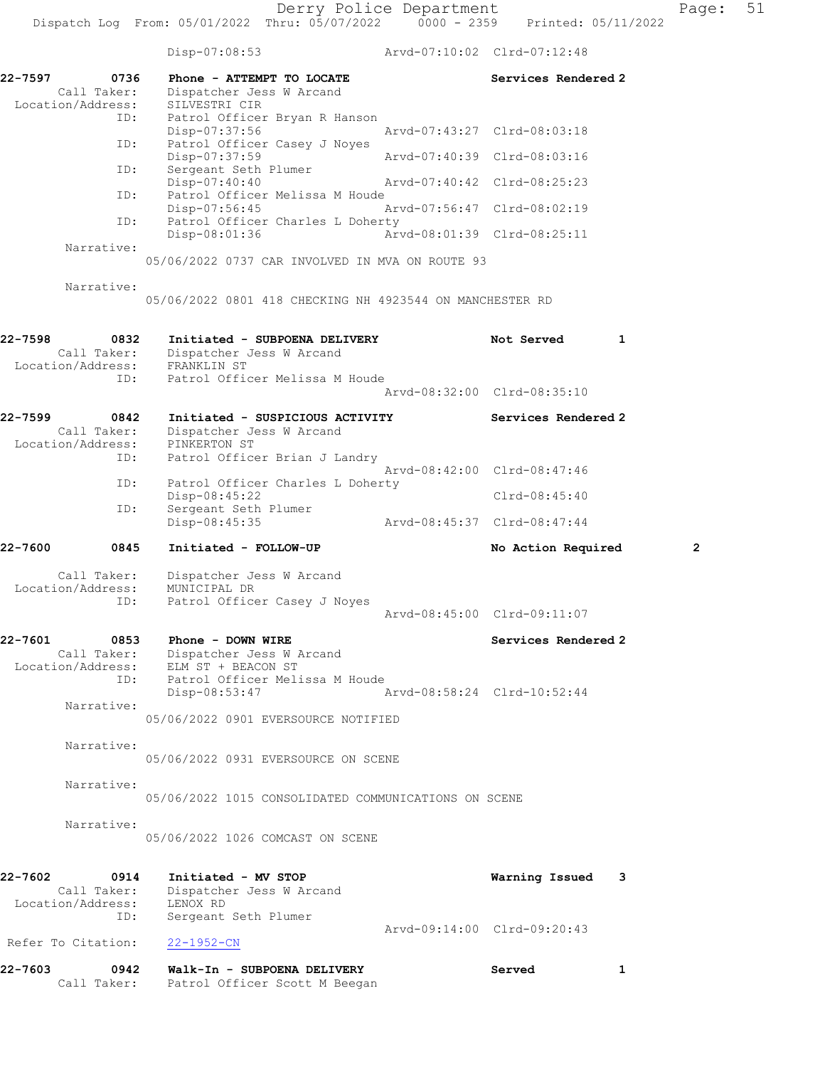Disp-07:08:53 Arvd-07:10:02 Clrd-07:12:48

22-7597 0736 Phone - ATTEMPT TO LOCATE Services Rendered 2
Call Taker: Dispatcher Jess W Arcand
Location/Address: SILVESTRI CIR
ID: Patrol Officer Bryan R Hanson
Disp-07:37:56 Arvd-07:43:27 Clrd-08:03:18
ID: Patrol Officer Casey J Noyes
Disp-07:37:59 Arvd-07:40:39 Clrd-08:03:16
ID: Sergeant Seth Plumer
Disp-07:40:40 Arvd-07:40:42 Clrd-08:25:23
ID: Patrol Officer Melissa M Houde
Disp-07:56:45 Arvd-07:56:47 Clrd-08:02:19
ID: Patrol Officer Charles L Doherty
Disp-08:01:36 Arvd-08:01:39 Clrd-08:25:11
Narrative:
05/06/2022 0737 CAR INVOLVED IN MVA ON ROUTE 93

Narrative:
05/06/2022 0801 418 CHECKING NH 4923544 ON MANCHESTER RD

22-7598 0832 Initiated - SUBPOENA DELIVERY Not Served 1
Call Taker: Dispatcher Jess W Arcand
Location/Address: FRANKLIN ST
ID: Patrol Officer Melissa M Houde
Arvd-08:32:00 Clrd-08:35:10

22-7599 0842 Initiated - SUSPICIOUS ACTIVITY Services Rendered 2
Call Taker: Dispatcher Jess W Arcand
Location/Address: PINKERTON ST
ID: Patrol Officer Brian J Landry
Arvd-08:42:00 Clrd-08:47:46
ID: Patrol Officer Charles L Doherty
Disp-08:45:22 Clrd-08:45:40
ID: Sergeant Seth Plumer
Disp-08:45:35 Arvd-08:45:37 Clrd-08:47:44

22-7600 0845 Initiated - FOLLOW-UP No Action Required 2
Call Taker: Dispatcher Jess W Arcand
Location/Address: MUNICIPAL DR
ID: Patrol Officer Casey J Noyes
Arvd-08:45:00 Clrd-09:11:07

22-7601 0853 Phone - DOWN WIRE Services Rendered 2
Call Taker: Dispatcher Jess W Arcand
Location/Address: ELM ST + BEACON ST
ID: Patrol Officer Melissa M Houde
Disp-08:53:47 Arvd-08:58:24 Clrd-10:52:44
Narrative:
05/06/2022 0901 EVERSOURCE NOTIFIED

Narrative:
05/06/2022 0931 EVERSOURCE ON SCENE

Narrative:
05/06/2022 1015 CONSOLIDATED COMMUNICATIONS ON SCENE

Narrative:
05/06/2022 1026 COMCAST ON SCENE

22-7602 0914 Initiated - MV STOP Warning Issued 3
Call Taker: Dispatcher Jess W Arcand
Location/Address: LENOX RD
ID: Sergeant Seth Plumer
Arvd-09:14:00 Clrd-09:20:43
Refer To Citation: 22-1952-CN

22-7603 0942 Walk-In - SUBPOENA DELIVERY Served 1
Call Taker: Patrol Officer Scott M Beegan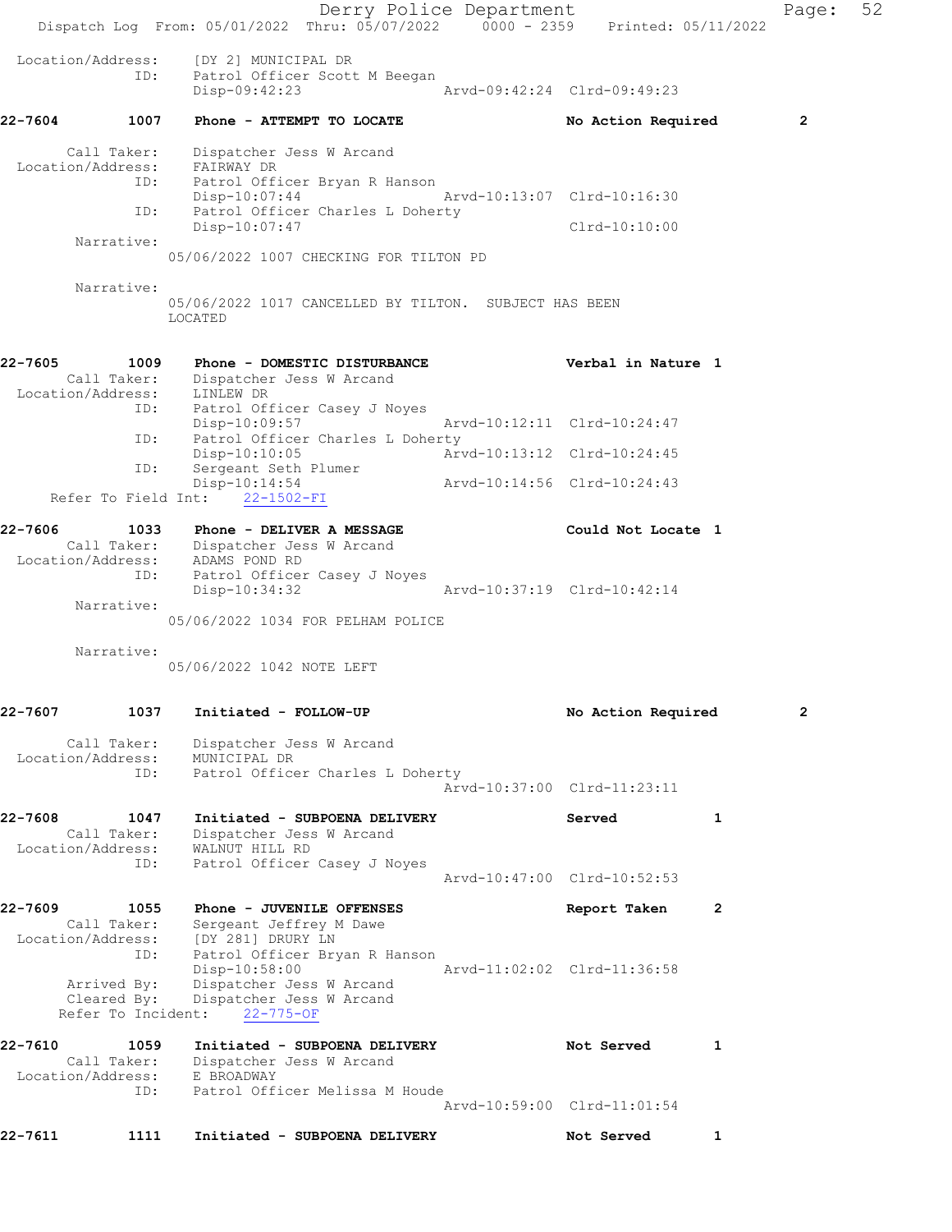Location/Address: [DY 2] MUNICIPAL DR
ID: Patrol Officer Scott M Beegan
Disp-09:42:23 Arvd-09:42:24 Clrd-09:49:23

**22-7604 1007 Phone - ATTEMPT TO LOCATE** No Action Required 2

Call Taker: Dispatcher Jess W Arcand
Location/Address: FAIRWAY DR
ID: Patrol Officer Bryan R Hanson
Disp-10:07:44 Arvd-10:13:07 Clrd-10:16:30
ID: Patrol Officer Charles L Doherty
Disp-10:07:47 Clrd-10:10:00
Narrative:
05/06/2022 1007 CHECKING FOR TILTON PD

Narrative:
05/06/2022 1017 CANCELLED BY TILTON. SUBJECT HAS BEEN LOCATED

**22-7605 1009 Phone - DOMESTIC DISTURBANCE** Verbal in Nature 1
Call Taker: Dispatcher Jess W Arcand
Location/Address: LINLEW DR
ID: Patrol Officer Casey J Noyes
Disp-10:09:57 Arvd-10:12:11 Clrd-10:24:47
ID: Patrol Officer Charles L Doherty
Disp-10:10:05 Arvd-10:13:12 Clrd-10:24:45
ID: Sergeant Seth Plumer
Disp-10:14:54 Arvd-10:14:56 Clrd-10:24:43
Refer To Field Int: 22-1502-FI

**22-7606 1033 Phone - DELIVER A MESSAGE** Could Not Locate 1
Call Taker: Dispatcher Jess W Arcand
Location/Address: ADAMS POND RD
ID: Patrol Officer Casey J Noyes
Disp-10:34:32 Arvd-10:37:19 Clrd-10:42:14
Narrative:
05/06/2022 1034 FOR PELHAM POLICE

Narrative:
05/06/2022 1042 NOTE LEFT

**22-7607 1037 Initiated - FOLLOW-UP** No Action Required 2

Call Taker: Dispatcher Jess W Arcand
Location/Address: MUNICIPAL DR
ID: Patrol Officer Charles L Doherty
Arvd-10:37:00 Clrd-11:23:11

**22-7608 1047 Initiated - SUBPOENA DELIVERY** Served 1
Call Taker: Dispatcher Jess W Arcand
Location/Address: WALNUT HILL RD
ID: Patrol Officer Casey J Noyes
Arvd-10:47:00 Clrd-10:52:53

**22-7609 1055 Phone - JUVENILE OFFENSES** Report Taken 2
Call Taker: Sergeant Jeffrey M Dawe
Location/Address: [DY 281] DRURY LN
ID: Patrol Officer Bryan R Hanson
Disp-10:58:00 Arvd-11:02:02 Clrd-11:36:58
Arrived By: Dispatcher Jess W Arcand
Cleared By: Dispatcher Jess W Arcand
Refer To Incident: 22-775-OF

**22-7610 1059 Initiated - SUBPOENA DELIVERY** Not Served 1
Call Taker: Dispatcher Jess W Arcand
Location/Address: E BROADWAY
ID: Patrol Officer Melissa M Houde
Arvd-10:59:00 Clrd-11:01:54

**22-7611 1111 Initiated - SUBPOENA DELIVERY** Not Served 1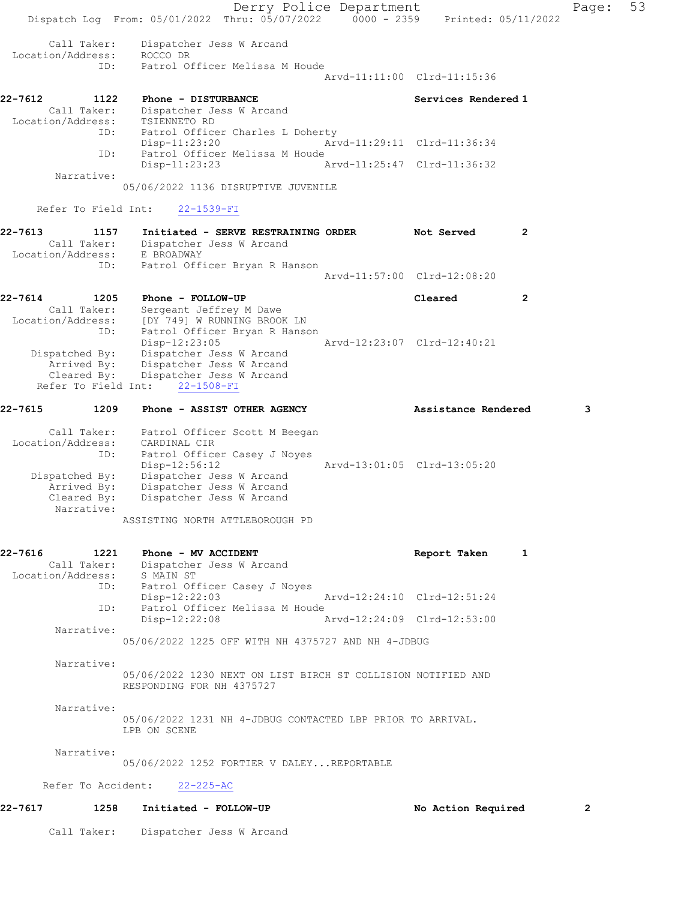Call Taker: Dispatcher Jess W Arcand
Location/Address: ROCCO DR
ID: Patrol Officer Melissa M Houde
Arvd-11:11:00 Clrd-11:15:36

**22-7612 1122 Phone - DISTURBANCE** Services Rendered 1
Call Taker: Dispatcher Jess W Arcand
Location/Address: TSIENNETO RD
ID: Patrol Officer Charles L Doherty
Disp-11:23:20 Arvd-11:29:11 Clrd-11:36:34
ID: Patrol Officer Melissa M Houde
Disp-11:23:23 Arvd-11:25:47 Clrd-11:36:32
Narrative:
05/06/2022 1136 DISRUPTIVE JUVENILE

Refer To Field Int: 22-1539-FI

**22-7613 1157 Initiated - SERVE RESTRAINING ORDER** Not Served 2
Call Taker: Dispatcher Jess W Arcand
Location/Address: E BROADWAY
ID: Patrol Officer Bryan R Hanson
Arvd-11:57:00 Clrd-12:08:20

**22-7614 1205 Phone - FOLLOW-UP** Cleared 2
Call Taker: Sergeant Jeffrey M Dawe
Location/Address: [DY 749] W RUNNING BROOK LN
ID: Patrol Officer Bryan R Hanson
Disp-12:23:05 Arvd-12:23:07 Clrd-12:40:21
Dispatched By: Dispatcher Jess W Arcand
Arrived By: Dispatcher Jess W Arcand
Cleared By: Dispatcher Jess W Arcand
Refer To Field Int: 22-1508-FI

**22-7615 1209 Phone - ASSIST OTHER AGENCY** Assistance Rendered 3
Call Taker: Patrol Officer Scott M Beegan
Location/Address: CARDINAL CIR
ID: Patrol Officer Casey J Noyes
Disp-12:56:12 Arvd-13:01:05 Clrd-13:05:20
Dispatched By: Dispatcher Jess W Arcand
Arrived By: Dispatcher Jess W Arcand
Cleared By: Dispatcher Jess W Arcand
Narrative:
ASSISTING NORTH ATTLEBOROUGH PD

**22-7616 1221 Phone - MV ACCIDENT** Report Taken 1
Call Taker: Dispatcher Jess W Arcand
Location/Address: S MAIN ST
ID: Patrol Officer Casey J Noyes
Disp-12:22:03 Arvd-12:24:10 Clrd-12:51:24
ID: Patrol Officer Melissa M Houde
Disp-12:22:08 Arvd-12:24:09 Clrd-12:53:00
Narrative:
05/06/2022 1225 OFF WITH NH 4375727 AND NH 4-JDBUG

Narrative:
05/06/2022 1230 NEXT ON LIST BIRCH ST COLLISION NOTIFIED AND RESPONDING FOR NH 4375727

Narrative:
05/06/2022 1231 NH 4-JDBUG CONTACTED LBP PRIOR TO ARRIVAL. LPB ON SCENE

Narrative:
05/06/2022 1252 FORTIER V DALEY...REPORTABLE

Refer To Accident: 22-225-AC

**22-7617 1258 Initiated - FOLLOW-UP** No Action Required 2
Call Taker: Dispatcher Jess W Arcand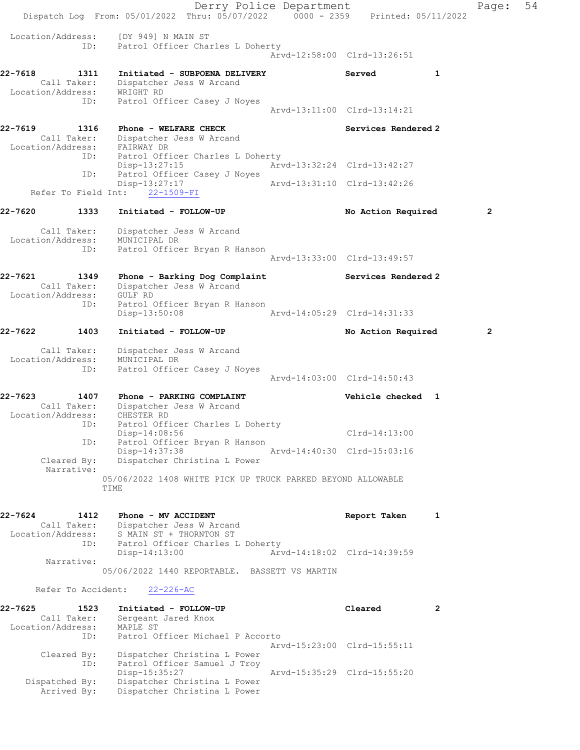Location/Address: [DY 949] N MAIN ST
ID: Patrol Officer Charles L Doherty
Arvd-12:58:00 Clrd-13:26:51

**22-7618 1311 Initiated - SUBPOENA DELIVERY** Served 1
Call Taker: Dispatcher Jess W Arcand
Location/Address: WRIGHT RD
ID: Patrol Officer Casey J Noyes
Arvd-13:11:00 Clrd-13:14:21

**22-7619 1316 Phone - WELFARE CHECK** Services Rendered 2
Call Taker: Dispatcher Jess W Arcand
Location/Address: FAIRWAY DR
ID: Patrol Officer Charles L Doherty
Disp-13:27:15 Arvd-13:32:24 Clrd-13:42:27
ID: Patrol Officer Casey J Noyes
Disp-13:27:17 Arvd-13:31:10 Clrd-13:42:26
Refer To Field Int: 22-1509-FI

**22-7620 1333 Initiated - FOLLOW-UP** No Action Required 2
Call Taker: Dispatcher Jess W Arcand
Location/Address: MUNICIPAL DR
ID: Patrol Officer Bryan R Hanson
Arvd-13:33:00 Clrd-13:49:57

**22-7621 1349 Phone - Barking Dog Complaint** Services Rendered 2
Call Taker: Dispatcher Jess W Arcand
Location/Address: GULF RD
ID: Patrol Officer Bryan R Hanson
Disp-13:50:08 Arvd-14:05:29 Clrd-14:31:33

**22-7622 1403 Initiated - FOLLOW-UP** No Action Required 2
Call Taker: Dispatcher Jess W Arcand
Location/Address: MUNICIPAL DR
ID: Patrol Officer Casey J Noyes
Arvd-14:03:00 Clrd-14:50:43

**22-7623 1407 Phone - PARKING COMPLAINT** Vehicle checked 1
Call Taker: Dispatcher Jess W Arcand
Location/Address: CHESTER RD
ID: Patrol Officer Charles L Doherty
Disp-14:08:56 Clrd-14:13:00
ID: Patrol Officer Bryan R Hanson
Disp-14:37:38 Arvd-14:40:30 Clrd-15:03:16
Cleared By: Dispatcher Christina L Power
Narrative:
05/06/2022 1408 WHITE PICK UP TRUCK PARKED BEYOND ALLOWABLE TIME

**22-7624 1412 Phone - MV ACCIDENT** Report Taken 1
Call Taker: Dispatcher Jess W Arcand
Location/Address: S MAIN ST + THORNTON ST
ID: Patrol Officer Charles L Doherty
Disp-14:13:00 Arvd-14:18:02 Clrd-14:39:59
Narrative:
05/06/2022 1440 REPORTABLE. BASSETT VS MARTIN

Refer To Accident: 22-226-AC

**22-7625 1523 Initiated - FOLLOW-UP** Cleared 2
Call Taker: Sergeant Jared Knox
Location/Address: MAPLE ST
ID: Patrol Officer Michael P Accorto
Arvd-15:23:00 Clrd-15:55:11
Cleared By: Dispatcher Christina L Power
ID: Patrol Officer Samuel J Troy
Disp-15:35:27 Arvd-15:35:29 Clrd-15:55:20
Dispatched By: Dispatcher Christina L Power
Arrived By: Dispatcher Christina L Power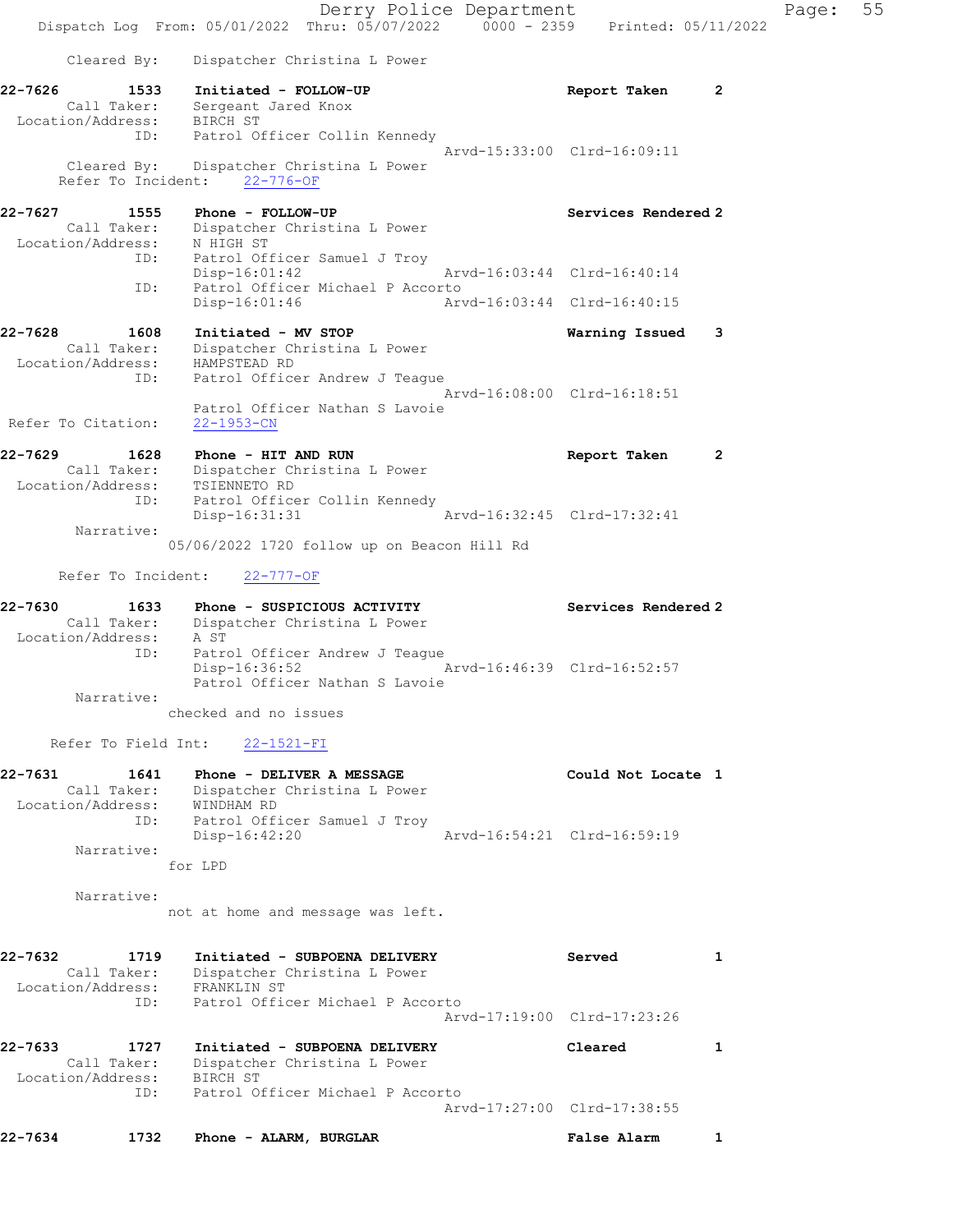Cleared By: Dispatcher Christina L Power

22-7626 1533 Initiated - FOLLOW-UP Report Taken 2
Call Taker: Sergeant Jared Knox
Location/Address: BIRCH ST
ID: Patrol Officer Collin Kennedy
Arvd-15:33:00 Clrd-16:09:11
Cleared By: Dispatcher Christina L Power
Refer To Incident: 22-776-OF

22-7627 1555 Phone - FOLLOW-UP Services Rendered 2
Call Taker: Dispatcher Christina L Power
Location/Address: N HIGH ST
ID: Patrol Officer Samuel J Troy
Disp-16:01:42 Arvd-16:03:44 Clrd-16:40:14
ID: Patrol Officer Michael P Accorto
Disp-16:01:46 Arvd-16:03:44 Clrd-16:40:15

22-7628 1608 Initiated - MV STOP Warning Issued 3
Call Taker: Dispatcher Christina L Power
Location/Address: HAMPSTEAD RD
ID: Patrol Officer Andrew J Teague
Arvd-16:08:00 Clrd-16:18:51
Patrol Officer Nathan S Lavoie
Refer To Citation: 22-1953-CN

22-7629 1628 Phone - HIT AND RUN Report Taken 2
Call Taker: Dispatcher Christina L Power
Location/Address: TSIENNETO RD
ID: Patrol Officer Collin Kennedy
Disp-16:31:31 Arvd-16:32:45 Clrd-17:32:41
Narrative:
05/06/2022 1720 follow up on Beacon Hill Rd

Refer To Incident: 22-777-OF

22-7630 1633 Phone - SUSPICIOUS ACTIVITY Services Rendered 2
Call Taker: Dispatcher Christina L Power
Location/Address: A ST
ID: Patrol Officer Andrew J Teague
Disp-16:36:52 Arvd-16:46:39 Clrd-16:52:57
Patrol Officer Nathan S Lavoie
Narrative:
checked and no issues

Refer To Field Int: 22-1521-FI

22-7631 1641 Phone - DELIVER A MESSAGE Could Not Locate 1
Call Taker: Dispatcher Christina L Power
Location/Address: WINDHAM RD
ID: Patrol Officer Samuel J Troy
Disp-16:42:20 Arvd-16:54:21 Clrd-16:59:19
Narrative:
for LPD

Narrative:
not at home and message was left.

22-7632 1719 Initiated - SUBPOENA DELIVERY Served 1
Call Taker: Dispatcher Christina L Power
Location/Address: FRANKLIN ST
ID: Patrol Officer Michael P Accorto
Arvd-17:19:00 Clrd-17:23:26

22-7633 1727 Initiated - SUBPOENA DELIVERY Cleared 1
Call Taker: Dispatcher Christina L Power
Location/Address: BIRCH ST
ID: Patrol Officer Michael P Accorto
Arvd-17:27:00 Clrd-17:38:55

22-7634 1732 Phone - ALARM, BURGLAR False Alarm 1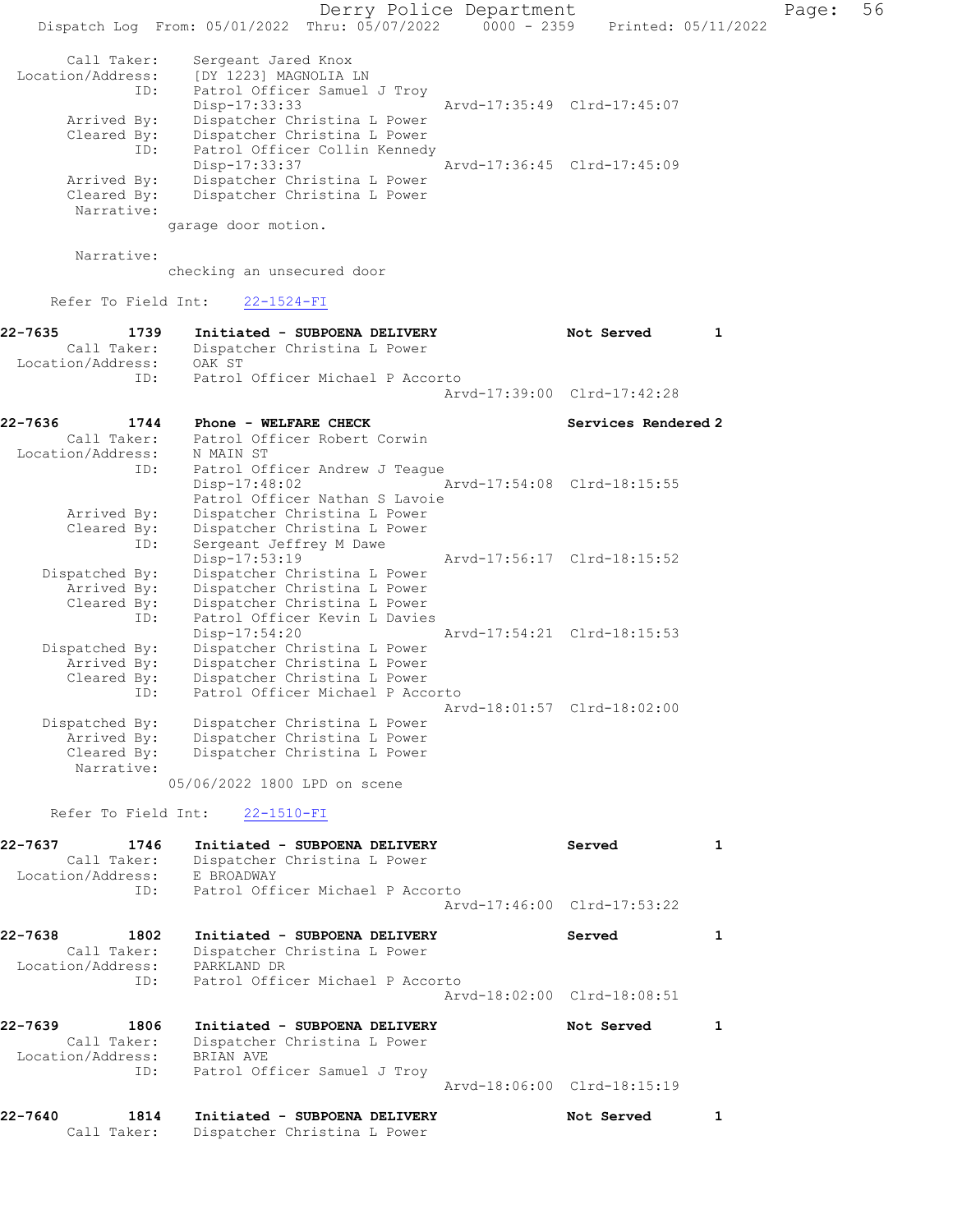```
    Call Taker:     Sergeant Jared Knox
  Location/Address: [DY 1223] MAGNOLIA LN
               ID:  Patrol Officer Samuel J Troy
                    Disp-17:33:33                Arvd-17:35:49  Clrd-17:45:07
      Arrived By:   Dispatcher Christina L Power
      Cleared By:   Dispatcher Christina L Power
               ID:  Patrol Officer Collin Kennedy
                    Disp-17:33:37                Arvd-17:36:45  Clrd-17:45:09
      Arrived By:   Dispatcher Christina L Power
      Cleared By:   Dispatcher Christina L Power
       Narrative:
                   garage door motion.

       Narrative:
                   checking an unsecured door

     Refer To Field Int:    22-1524-FI

22-7635        1739    Initiated - SUBPOENA DELIVERY              Not Served        1
      Call Taker:   Dispatcher Christina L Power
  Location/Address: OAK ST
               ID:  Patrol Officer Michael P Accorto
                                                 Arvd-17:39:00  Clrd-17:42:28

22-7636        1744    Phone - WELFARE CHECK                      Services Rendered 2
      Call Taker:   Patrol Officer Robert Corwin
  Location/Address: N MAIN ST
               ID:  Patrol Officer Andrew J Teague
                    Disp-17:48:02                Arvd-17:54:08  Clrd-18:15:55
                    Patrol Officer Nathan S Lavoie
      Arrived By:   Dispatcher Christina L Power
      Cleared By:   Dispatcher Christina L Power
               ID:  Sergeant Jeffrey M Dawe
                    Disp-17:53:19                Arvd-17:56:17  Clrd-18:15:52
   Dispatched By:   Dispatcher Christina L Power
      Arrived By:   Dispatcher Christina L Power
      Cleared By:   Dispatcher Christina L Power
               ID:  Patrol Officer Kevin L Davies
                    Disp-17:54:20                Arvd-17:54:21  Clrd-18:15:53
   Dispatched By:   Dispatcher Christina L Power
      Arrived By:   Dispatcher Christina L Power
      Cleared By:   Dispatcher Christina L Power
               ID:  Patrol Officer Michael P Accorto
                                                 Arvd-18:01:57  Clrd-18:02:00
   Dispatched By:   Dispatcher Christina L Power
      Arrived By:   Dispatcher Christina L Power
      Cleared By:   Dispatcher Christina L Power
       Narrative:
                   05/06/2022 1800 LPD on scene

     Refer To Field Int:    22-1510-FI

22-7637        1746    Initiated - SUBPOENA DELIVERY              Served            1
      Call Taker:   Dispatcher Christina L Power
  Location/Address: E BROADWAY
               ID:  Patrol Officer Michael P Accorto
                                                 Arvd-17:46:00  Clrd-17:53:22

22-7638        1802    Initiated - SUBPOENA DELIVERY              Served            1
      Call Taker:   Dispatcher Christina L Power
  Location/Address: PARKLAND DR
               ID:  Patrol Officer Michael P Accorto
                                                 Arvd-18:02:00  Clrd-18:08:51

22-7639        1806    Initiated - SUBPOENA DELIVERY              Not Served        1
      Call Taker:   Dispatcher Christina L Power
  Location/Address: BRIAN AVE
               ID:  Patrol Officer Samuel J Troy
                                                 Arvd-18:06:00  Clrd-18:15:19

22-7640        1814    Initiated - SUBPOENA DELIVERY              Not Served        1
      Call Taker:   Dispatcher Christina L Power
```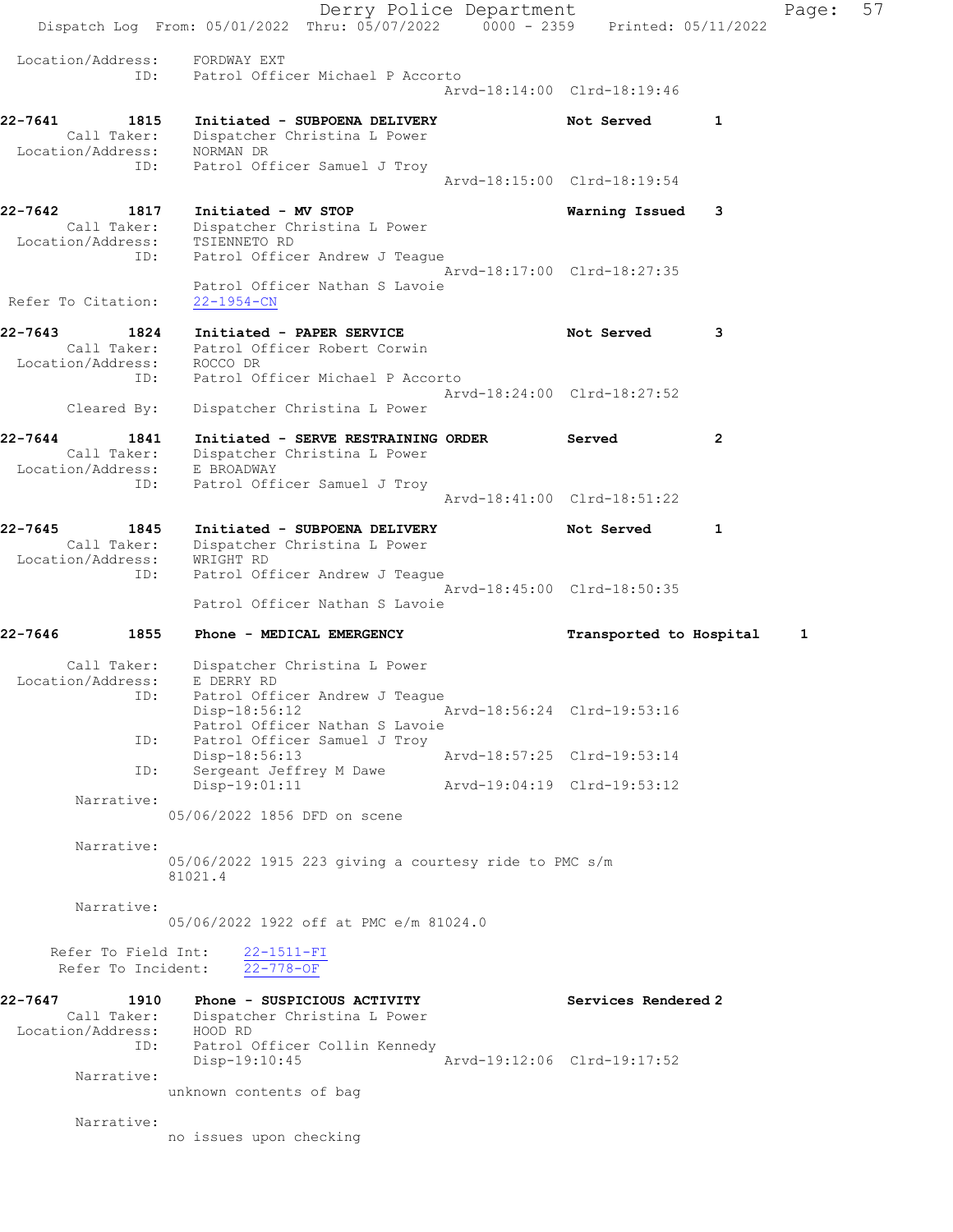Location/Address: FORDWAY EXT
ID: Patrol Officer Michael P Accorto
Arvd-18:14:00 Clrd-18:19:46

**22-7641 1815 Initiated - SUBPOENA DELIVERY Not Served 1**
Call Taker: Dispatcher Christina L Power
Location/Address: NORMAN DR
ID: Patrol Officer Samuel J Troy
Arvd-18:15:00 Clrd-18:19:54

**22-7642 1817 Initiated - MV STOP Warning Issued 3**
Call Taker: Dispatcher Christina L Power
Location/Address: TSIENNETO RD
ID: Patrol Officer Andrew J Teague
Arvd-18:17:00 Clrd-18:27:35
Patrol Officer Nathan S Lavoie
Refer To Citation: 22-1954-CN

**22-7643 1824 Initiated - PAPER SERVICE Not Served 3**
Call Taker: Patrol Officer Robert Corwin
Location/Address: ROCCO DR
ID: Patrol Officer Michael P Accorto
Arvd-18:24:00 Clrd-18:27:52
Cleared By: Dispatcher Christina L Power

**22-7644 1841 Initiated - SERVE RESTRAINING ORDER Served 2**
Call Taker: Dispatcher Christina L Power
Location/Address: E BROADWAY
ID: Patrol Officer Samuel J Troy
Arvd-18:41:00 Clrd-18:51:22

**22-7645 1845 Initiated - SUBPOENA DELIVERY Not Served 1**
Call Taker: Dispatcher Christina L Power
Location/Address: WRIGHT RD
ID: Patrol Officer Andrew J Teague
Arvd-18:45:00 Clrd-18:50:35
Patrol Officer Nathan S Lavoie

**22-7646 1855 Phone - MEDICAL EMERGENCY Transported to Hospital 1**
Call Taker: Dispatcher Christina L Power
Location/Address: E DERRY RD
ID: Patrol Officer Andrew J Teague
Disp-18:56:12 Arvd-18:56:24 Clrd-19:53:16
Patrol Officer Nathan S Lavoie
ID: Patrol Officer Samuel J Troy
Disp-18:56:13 Arvd-18:57:25 Clrd-19:53:14
ID: Sergeant Jeffrey M Dawe
Disp-19:01:11 Arvd-19:04:19 Clrd-19:53:12
Narrative:
05/06/2022 1856 DFD on scene

Narrative:
05/06/2022 1915 223 giving a courtesy ride to PMC s/m 81021.4

Narrative:
05/06/2022 1922 off at PMC e/m 81024.0

Refer To Field Int: 22-1511-FI
Refer To Incident: 22-778-OF

**22-7647 1910 Phone - SUSPICIOUS ACTIVITY Services Rendered 2**
Call Taker: Dispatcher Christina L Power
Location/Address: HOOD RD
ID: Patrol Officer Collin Kennedy
Disp-19:10:45 Arvd-19:12:06 Clrd-19:17:52
Narrative:
unknown contents of bag

Narrative:
no issues upon checking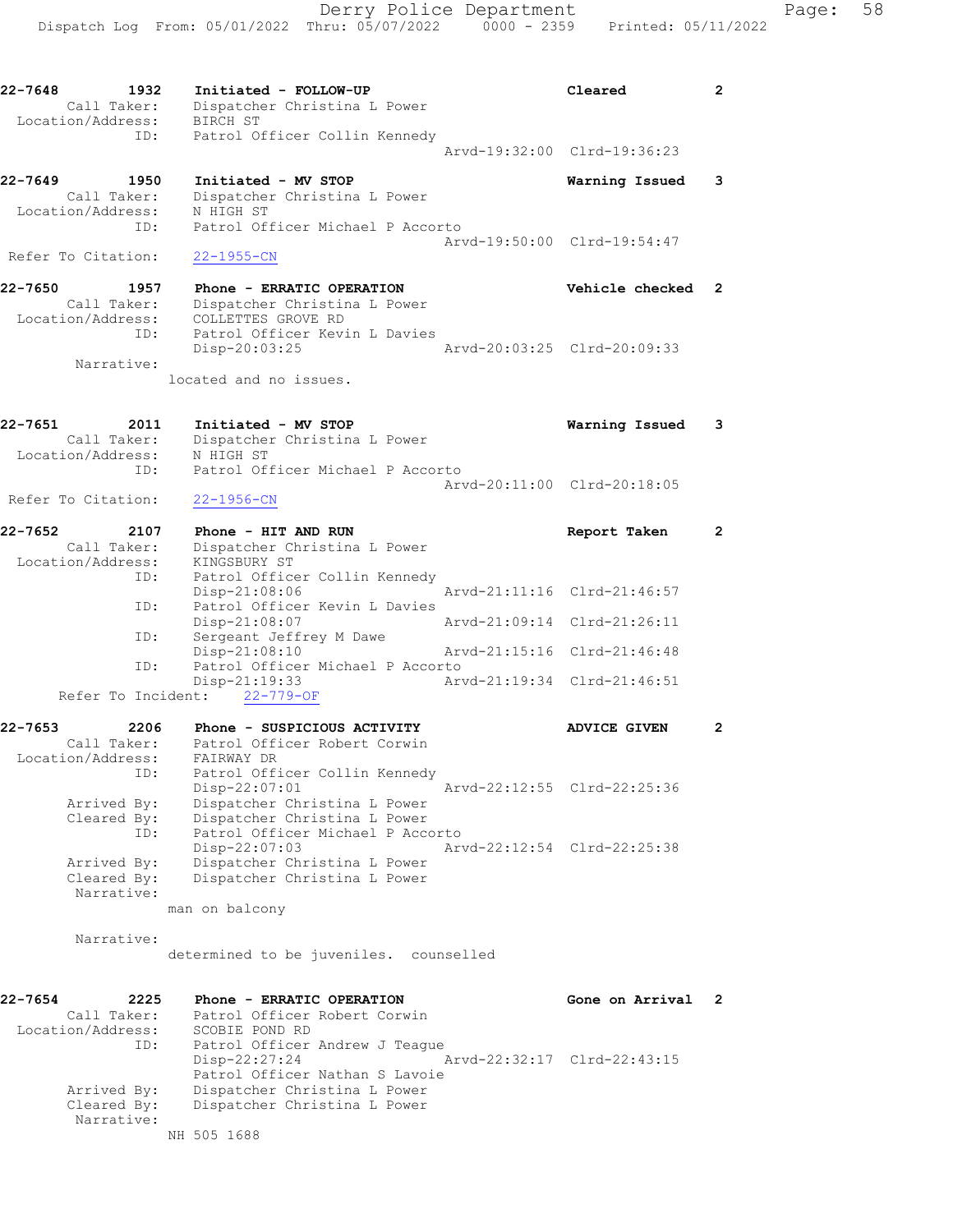22-7648 1932 Initiated - FOLLOW-UP Cleared 2
Call Taker: Dispatcher Christina L Power
Location/Address: BIRCH ST
ID: Patrol Officer Collin Kennedy
Arvd-19:32:00 Clrd-19:36:23

22-7649 1950 Initiated - MV STOP Warning Issued 3
Call Taker: Dispatcher Christina L Power
Location/Address: N HIGH ST
ID: Patrol Officer Michael P Accorto
Arvd-19:50:00 Clrd-19:54:47
Refer To Citation: 22-1955-CN

22-7650 1957 Phone - ERRATIC OPERATION Vehicle checked 2
Call Taker: Dispatcher Christina L Power
Location/Address: COLLETTES GROVE RD
ID: Patrol Officer Kevin L Davies
Disp-20:03:25 Arvd-20:03:25 Clrd-20:09:33
Narrative:
located and no issues.

22-7651 2011 Initiated - MV STOP Warning Issued 3
Call Taker: Dispatcher Christina L Power
Location/Address: N HIGH ST
ID: Patrol Officer Michael P Accorto
Arvd-20:11:00 Clrd-20:18:05
Refer To Citation: 22-1956-CN

22-7652 2107 Phone - HIT AND RUN Report Taken 2
Call Taker: Dispatcher Christina L Power
Location/Address: KINGSBURY ST
ID: Patrol Officer Collin Kennedy
Disp-21:08:06 Arvd-21:11:16 Clrd-21:46:57
ID: Patrol Officer Kevin L Davies
Disp-21:08:07 Arvd-21:09:14 Clrd-21:26:11
ID: Sergeant Jeffrey M Dawe
Disp-21:08:10 Arvd-21:15:16 Clrd-21:46:48
ID: Patrol Officer Michael P Accorto
Disp-21:19:33 Arvd-21:19:34 Clrd-21:46:51
Refer To Incident: 22-779-OF

22-7653 2206 Phone - SUSPICIOUS ACTIVITY ADVICE GIVEN 2
Call Taker: Patrol Officer Robert Corwin
Location/Address: FAIRWAY DR
ID: Patrol Officer Collin Kennedy
Disp-22:07:01 Arvd-22:12:55 Clrd-22:25:36
Arrived By: Dispatcher Christina L Power
Cleared By: Dispatcher Christina L Power
ID: Patrol Officer Michael P Accorto
Disp-22:07:03 Arvd-22:12:54 Clrd-22:25:38
Arrived By: Dispatcher Christina L Power
Cleared By: Dispatcher Christina L Power
Narrative:
man on balcony

Narrative:
determined to be juveniles. counselled

22-7654 2225 Phone - ERRATIC OPERATION Gone on Arrival 2
Call Taker: Patrol Officer Robert Corwin
Location/Address: SCOBIE POND RD
ID: Patrol Officer Andrew J Teague
Disp-22:27:24 Arvd-22:32:17 Clrd-22:43:15
Patrol Officer Nathan S Lavoie
Arrived By: Dispatcher Christina L Power
Cleared By: Dispatcher Christina L Power
Narrative:
NH 505 1688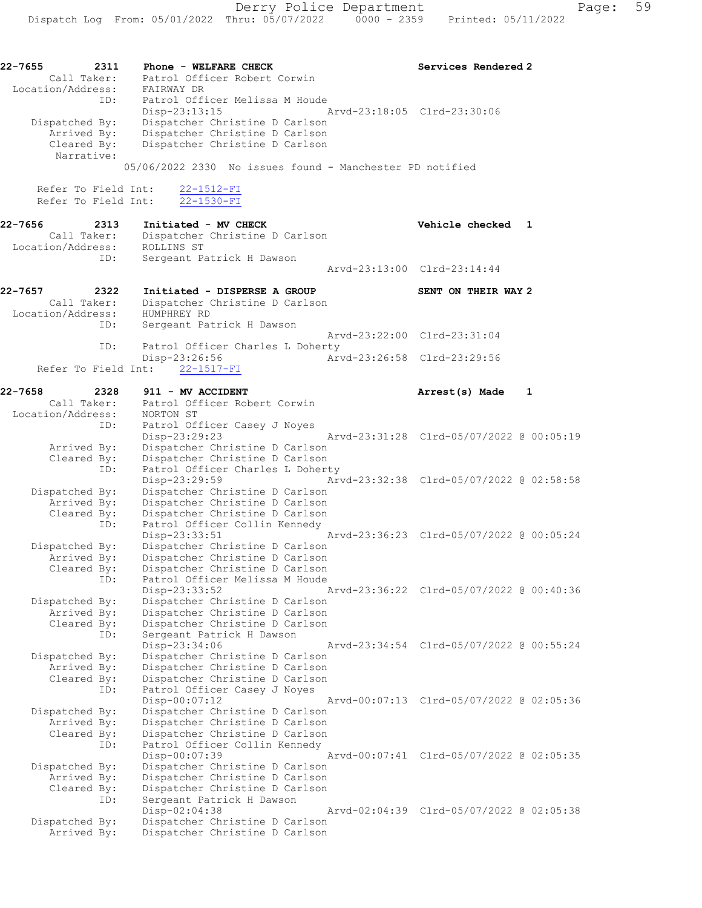22-7655 2311 Phone - WELFARE CHECK Services Rendered 2
Call Taker: Patrol Officer Robert Corwin
Location/Address: FAIRWAY DR
ID: Patrol Officer Melissa M Houde
Disp-23:13:15 Arvd-23:18:05 Clrd-23:30:06
Dispatched By: Dispatcher Christine D Carlson
Arrived By: Dispatcher Christine D Carlson
Cleared By: Dispatcher Christine D Carlson
Narrative:
05/06/2022 2330 No issues found - Manchester PD notified

Refer To Field Int: 22-1512-FI
Refer To Field Int: 22-1530-FI

22-7656 2313 Initiated - MV CHECK Vehicle checked 1
Call Taker: Dispatcher Christine D Carlson
Location/Address: ROLLINS ST
ID: Sergeant Patrick H Dawson
Arvd-23:13:00 Clrd-23:14:44

22-7657 2322 Initiated - DISPERSE A GROUP SENT ON THEIR WAY 2
Call Taker: Dispatcher Christine D Carlson
Location/Address: HUMPHREY RD
ID: Sergeant Patrick H Dawson
Arvd-23:22:00 Clrd-23:31:04
ID: Patrol Officer Charles L Doherty
Disp-23:26:56 Arvd-23:26:58 Clrd-23:29:56
Refer To Field Int: 22-1517-FI

22-7658 2328 911 - MV ACCIDENT Arrest(s) Made 1
Call Taker: Patrol Officer Robert Corwin
Location/Address: NORTON ST
ID: Patrol Officer Casey J Noyes
Disp-23:29:23 Arvd-23:31:28 Clrd-05/07/2022 @ 00:05:19
Arrived By: Dispatcher Christine D Carlson
Cleared By: Dispatcher Christine D Carlson
ID: Patrol Officer Charles L Doherty
Disp-23:29:59 Arvd-23:32:38 Clrd-05/07/2022 @ 02:58:58
Dispatched By: Dispatcher Christine D Carlson
Arrived By: Dispatcher Christine D Carlson
Cleared By: Dispatcher Christine D Carlson
ID: Patrol Officer Collin Kennedy
Disp-23:33:51 Arvd-23:36:23 Clrd-05/07/2022 @ 00:05:24
Dispatched By: Dispatcher Christine D Carlson
Arrived By: Dispatcher Christine D Carlson
Cleared By: Dispatcher Christine D Carlson
ID: Patrol Officer Melissa M Houde
Disp-23:33:52 Arvd-23:36:22 Clrd-05/07/2022 @ 00:40:36
Dispatched By: Dispatcher Christine D Carlson
Arrived By: Dispatcher Christine D Carlson
Cleared By: Dispatcher Christine D Carlson
ID: Sergeant Patrick H Dawson
Disp-23:34:06 Arvd-23:34:54 Clrd-05/07/2022 @ 00:55:24
Dispatched By: Dispatcher Christine D Carlson
Arrived By: Dispatcher Christine D Carlson
Cleared By: Dispatcher Christine D Carlson
ID: Patrol Officer Casey J Noyes
Disp-00:07:12 Arvd-00:07:13 Clrd-05/07/2022 @ 02:05:36
Dispatched By: Dispatcher Christine D Carlson
Arrived By: Dispatcher Christine D Carlson
Cleared By: Dispatcher Christine D Carlson
ID: Patrol Officer Collin Kennedy
Disp-00:07:39 Arvd-00:07:41 Clrd-05/07/2022 @ 02:05:35
Dispatched By: Dispatcher Christine D Carlson
Arrived By: Dispatcher Christine D Carlson
Cleared By: Dispatcher Christine D Carlson
ID: Sergeant Patrick H Dawson
Disp-02:04:38 Arvd-02:04:39 Clrd-05/07/2022 @ 02:05:38
Dispatched By: Dispatcher Christine D Carlson
Arrived By: Dispatcher Christine D Carlson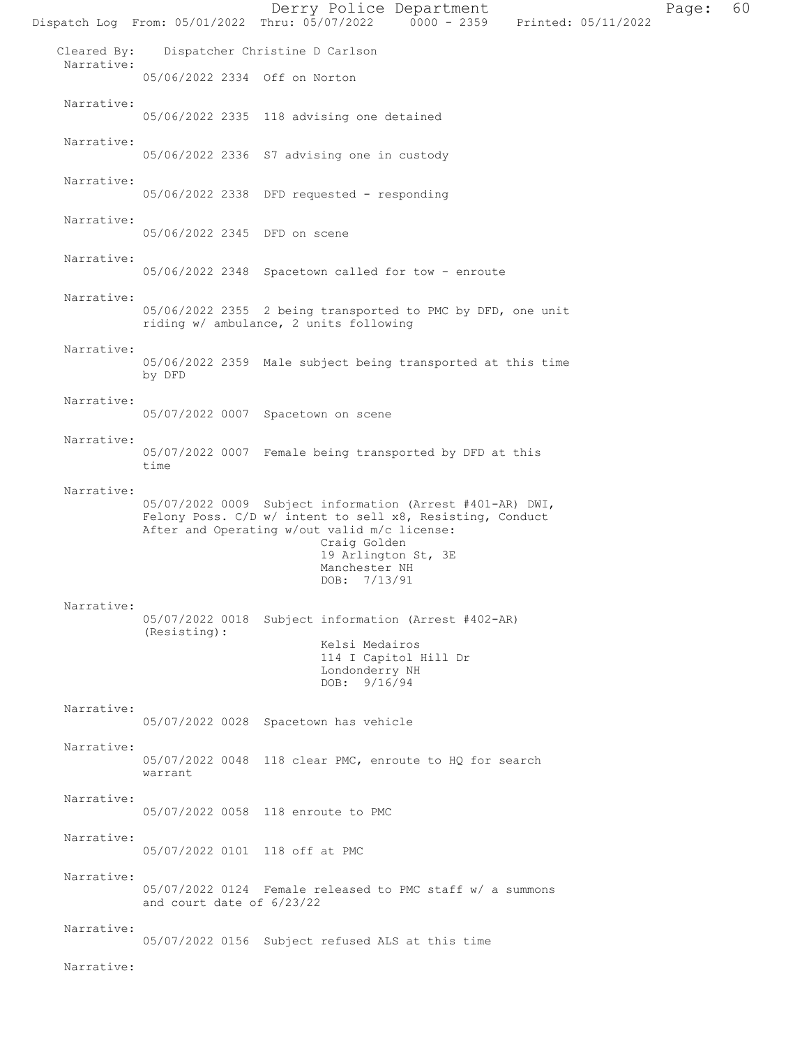Cleared By: Dispatcher Christine D Carlson

Narrative:
05/06/2022 2334 Off on Norton

Narrative:
05/06/2022 2335 118 advising one detained

Narrative:
05/06/2022 2336 S7 advising one in custody

Narrative:
05/06/2022 2338 DFD requested - responding

Narrative:
05/06/2022 2345 DFD on scene

Narrative:
05/06/2022 2348 Spacetown called for tow - enroute

Narrative:
05/06/2022 2355 2 being transported to PMC by DFD, one unit riding w/ ambulance, 2 units following

Narrative:
05/06/2022 2359 Male subject being transported at this time by DFD

Narrative:
05/07/2022 0007 Spacetown on scene

Narrative:
05/07/2022 0007 Female being transported by DFD at this time

Narrative:
05/07/2022 0009 Subject information (Arrest #401-AR) DWI, Felony Poss. C/D w/ intent to sell x8, Resisting, Conduct After and Operating w/out valid m/c license:

Craig Golden
19 Arlington St, 3E
Manchester NH
DOB: 7/13/91

Narrative:
05/07/2022 0018 Subject information (Arrest #402-AR) (Resisting):

Kelsi Medairos
114 I Capitol Hill Dr
Londonderry NH
DOB: 9/16/94

Narrative:
05/07/2022 0028 Spacetown has vehicle

Narrative:
05/07/2022 0048 118 clear PMC, enroute to HQ for search warrant

Narrative:
05/07/2022 0058 118 enroute to PMC

Narrative:
05/07/2022 0101 118 off at PMC

Narrative:
05/07/2022 0124 Female released to PMC staff w/ a summons and court date of 6/23/22

Narrative:
05/07/2022 0156 Subject refused ALS at this time

Narrative: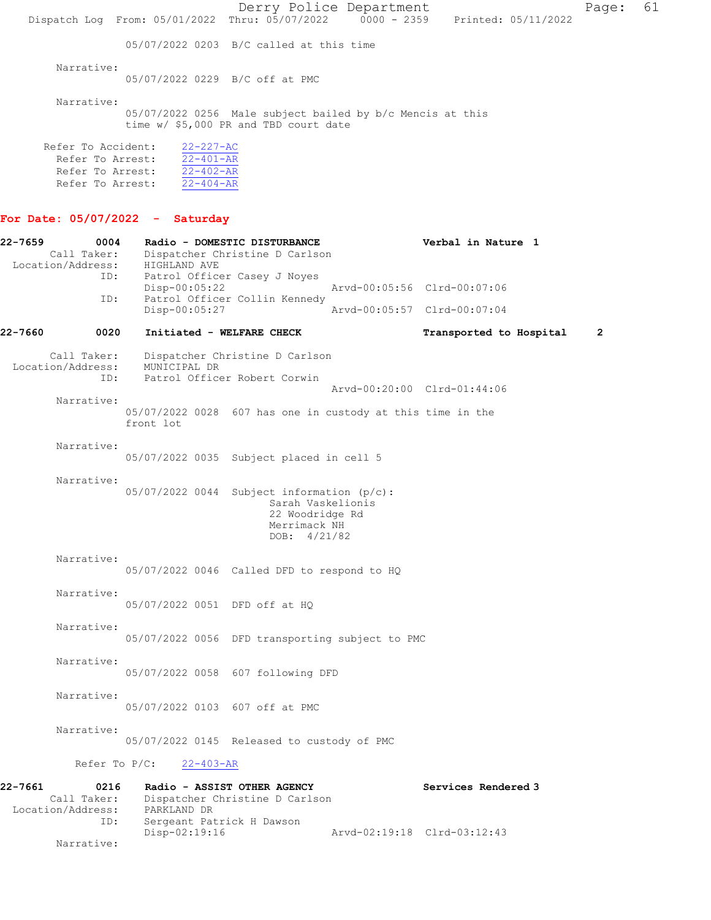05/07/2022 0203 B/C called at this time

Narrative:
05/07/2022 0229 B/C off at PMC

Narrative:
05/07/2022 0256 Male subject bailed by b/c Mencis at this time w/ $5,000 PR and TBD court date

Refer To Accident: 22-227-AC
Refer To Arrest: 22-401-AR
Refer To Arrest: 22-402-AR
Refer To Arrest: 22-404-AR

**For Date: 05/07/2022 - Saturday**

**22-7659 0004 Radio - DOMESTIC DISTURBANCE** **Verbal in Nature 1**
Call Taker: Dispatcher Christine D Carlson
Location/Address: HIGHLAND AVE
ID: Patrol Officer Casey J Noyes
Disp-00:05:22 Arvd-00:05:56 Clrd-00:07:06
ID: Patrol Officer Collin Kennedy
Disp-00:05:27 Arvd-00:05:57 Clrd-00:07:04

**22-7660 0020 Initiated - WELFARE CHECK** **Transported to Hospital 2**
Call Taker: Dispatcher Christine D Carlson
Location/Address: MUNICIPAL DR
ID: Patrol Officer Robert Corwin
Arvd-00:20:00 Clrd-01:44:06

Narrative:
05/07/2022 0028 607 has one in custody at this time in the front lot

Narrative:
05/07/2022 0035 Subject placed in cell 5

Narrative:
05/07/2022 0044 Subject information (p/c):
Sarah Vaskelionis
22 Woodridge Rd
Merrimack NH
DOB: 4/21/82

Narrative:
05/07/2022 0046 Called DFD to respond to HQ

Narrative:
05/07/2022 0051 DFD off at HQ

Narrative:
05/07/2022 0056 DFD transporting subject to PMC

Narrative:
05/07/2022 0058 607 following DFD

Narrative:
05/07/2022 0103 607 off at PMC

Narrative:
05/07/2022 0145 Released to custody of PMC

Refer To P/C: 22-403-AR

**22-7661 0216 Radio - ASSIST OTHER AGENCY** **Services Rendered 3**
Call Taker: Dispatcher Christine D Carlson
Location/Address: PARKLAND DR
ID: Sergeant Patrick H Dawson
Disp-02:19:16 Arvd-02:19:18 Clrd-03:12:43

Narrative: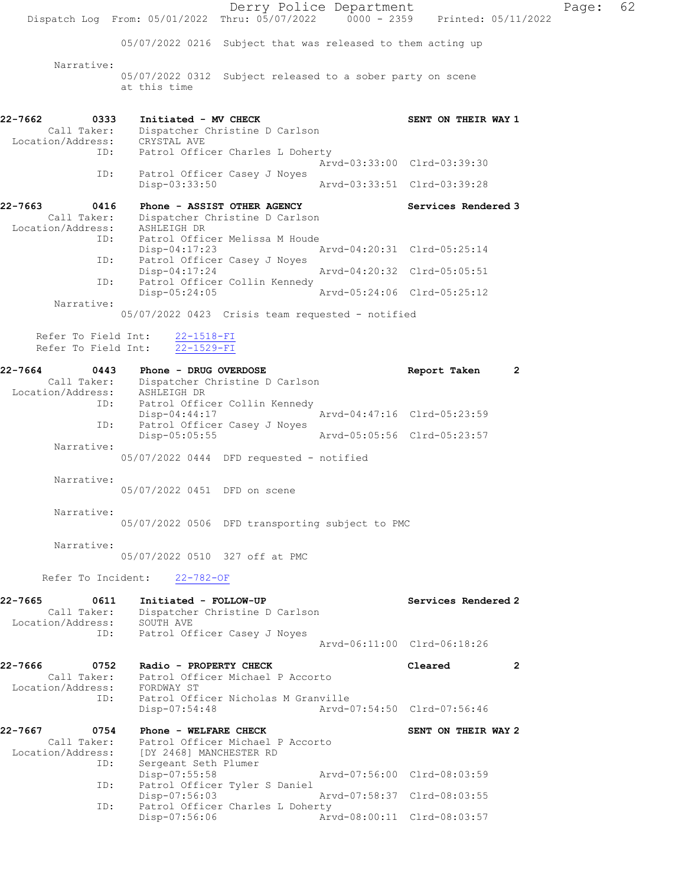05/07/2022 0216 Subject that was released to them acting up

Narrative:
05/07/2022 0312 Subject released to a sober party on scene at this time

**22-7662 0333 Initiated - MV CHECK** SENT ON THEIR WAY 1
Call Taker: Dispatcher Christine D Carlson
Location/Address: CRYSTAL AVE
ID: Patrol Officer Charles L Doherty
Arvd-03:33:00 Clrd-03:39:30
ID: Patrol Officer Casey J Noyes
Disp-03:33:50 Arvd-03:33:51 Clrd-03:39:28

**22-7663 0416 Phone - ASSIST OTHER AGENCY** Services Rendered 3
Call Taker: Dispatcher Christine D Carlson
Location/Address: ASHLEIGH DR
ID: Patrol Officer Melissa M Houde
Disp-04:17:23 Arvd-04:20:31 Clrd-05:25:14
ID: Patrol Officer Casey J Noyes
Disp-04:17:24 Arvd-04:20:32 Clrd-05:05:51
ID: Patrol Officer Collin Kennedy
Disp-05:24:05 Arvd-05:24:06 Clrd-05:25:12
Narrative:
05/07/2022 0423 Crisis team requested - notified

Refer To Field Int: 22-1518-FI
Refer To Field Int: 22-1529-FI

**22-7664 0443 Phone - DRUG OVERDOSE** Report Taken 2
Call Taker: Dispatcher Christine D Carlson
Location/Address: ASHLEIGH DR
ID: Patrol Officer Collin Kennedy
Disp-04:44:17 Arvd-04:47:16 Clrd-05:23:59
ID: Patrol Officer Casey J Noyes
Disp-05:05:55 Arvd-05:05:56 Clrd-05:23:57
Narrative:
05/07/2022 0444 DFD requested - notified

Narrative:
05/07/2022 0451 DFD on scene

Narrative:
05/07/2022 0506 DFD transporting subject to PMC

Narrative:
05/07/2022 0510 327 off at PMC

Refer To Incident: 22-782-OF

**22-7665 0611 Initiated - FOLLOW-UP** Services Rendered 2
Call Taker: Dispatcher Christine D Carlson
Location/Address: SOUTH AVE
ID: Patrol Officer Casey J Noyes
Arvd-06:11:00 Clrd-06:18:26

**22-7666 0752 Radio - PROPERTY CHECK** Cleared 2
Call Taker: Patrol Officer Michael P Accorto
Location/Address: FORDWAY ST
ID: Patrol Officer Nicholas M Granville
Disp-07:54:48 Arvd-07:54:50 Clrd-07:56:46

**22-7667 0754 Phone - WELFARE CHECK** SENT ON THEIR WAY 2
Call Taker: Patrol Officer Michael P Accorto
Location/Address: [DY 2468] MANCHESTER RD
ID: Sergeant Seth Plumer
Disp-07:55:58 Arvd-07:56:00 Clrd-08:03:59
ID: Patrol Officer Tyler S Daniel
Disp-07:56:03 Arvd-07:58:37 Clrd-08:03:55
ID: Patrol Officer Charles L Doherty
Disp-07:56:06 Arvd-08:00:11 Clrd-08:03:57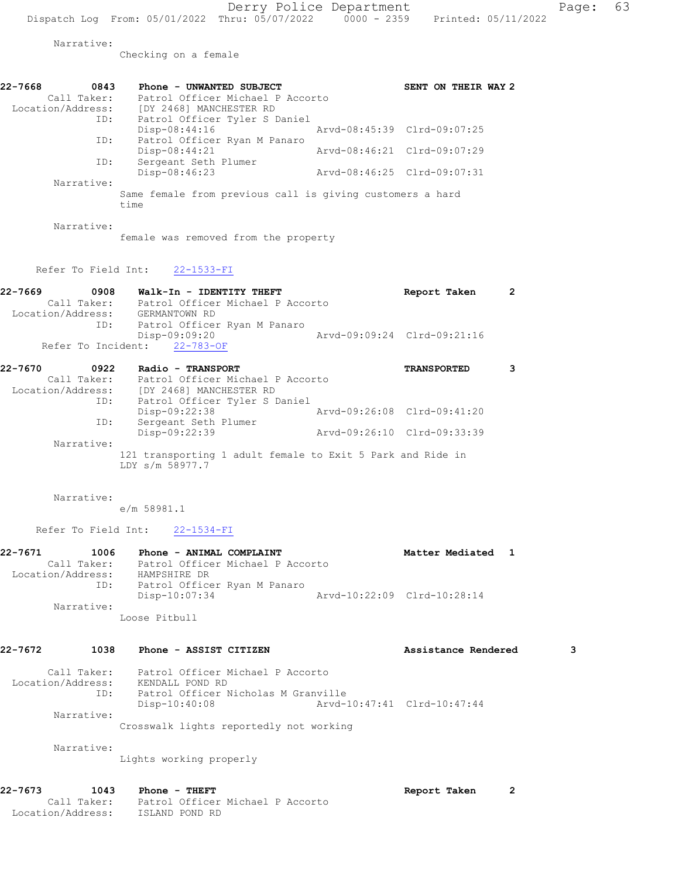Narrative:
Checking on a female

**22-7668 0843 Phone - UNWANTED SUBJECT SENT ON THEIR WAY 2**
Call Taker: Patrol Officer Michael P Accorto
Location/Address: [DY 2468] MANCHESTER RD
ID: Patrol Officer Tyler S Daniel
Disp-08:44:16 Arvd-08:45:39 Clrd-09:07:25
ID: Patrol Officer Ryan M Panaro
Disp-08:44:21 Arvd-08:46:21 Clrd-09:07:29
ID: Sergeant Seth Plumer
Disp-08:46:23 Arvd-08:46:25 Clrd-09:07:31
Narrative:
Same female from previous call is giving customers a hard time

Narrative:
female was removed from the property

Refer To Field Int: 22-1533-FI

**22-7669 0908 Walk-In - IDENTITY THEFT Report Taken 2**
Call Taker: Patrol Officer Michael P Accorto
Location/Address: GERMANTOWN RD
ID: Patrol Officer Ryan M Panaro
Disp-09:09:20 Arvd-09:09:24 Clrd-09:21:16
Refer To Incident: 22-783-OF

**22-7670 0922 Radio - TRANSPORT TRANSPORTED 3**
Call Taker: Patrol Officer Michael P Accorto
Location/Address: [DY 2468] MANCHESTER RD
ID: Patrol Officer Tyler S Daniel
Disp-09:22:38 Arvd-09:26:08 Clrd-09:41:20
ID: Sergeant Seth Plumer
Disp-09:22:39 Arvd-09:26:10 Clrd-09:33:39
Narrative:
121 transporting 1 adult female to Exit 5 Park and Ride in LDY s/m 58977.7

Narrative:
e/m 58981.1

Refer To Field Int: 22-1534-FI

**22-7671 1006 Phone - ANIMAL COMPLAINT Matter Mediated 1**
Call Taker: Patrol Officer Michael P Accorto
Location/Address: HAMPSHIRE DR
ID: Patrol Officer Ryan M Panaro
Disp-10:07:34 Arvd-10:22:09 Clrd-10:28:14
Narrative:
Loose Pitbull

**22-7672 1038 Phone - ASSIST CITIZEN Assistance Rendered 3**
Call Taker: Patrol Officer Michael P Accorto
Location/Address: KENDALL POND RD
ID: Patrol Officer Nicholas M Granville
Disp-10:40:08 Arvd-10:47:41 Clrd-10:47:44
Narrative:
Crosswalk lights reportedly not working

Narrative:
Lights working properly

**22-7673 1043 Phone - THEFT Report Taken 2**
Call Taker: Patrol Officer Michael P Accorto
Location/Address: ISLAND POND RD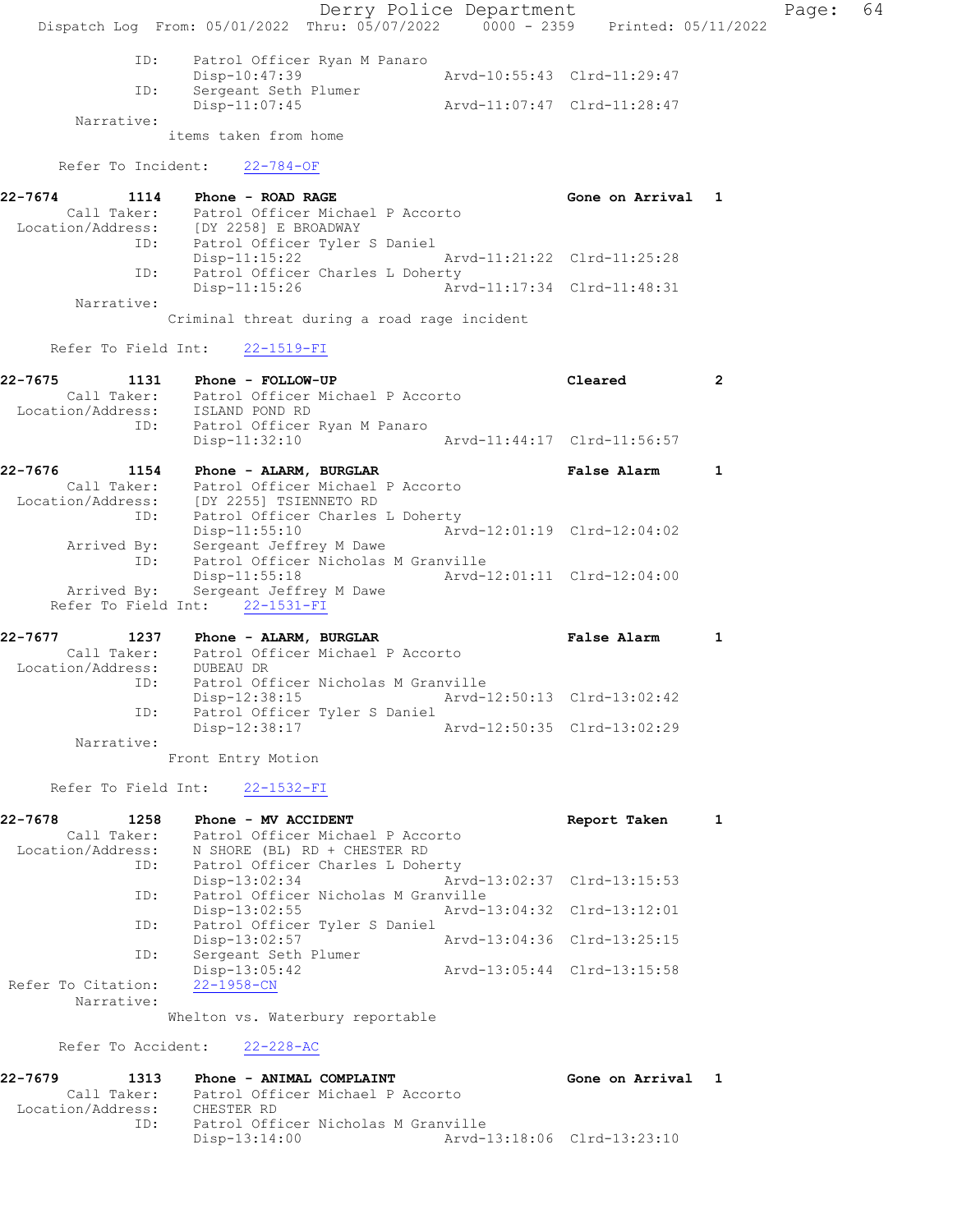ID: Patrol Officer Ryan M Panaro
Disp-10:47:39 Arvd-10:55:43 Clrd-11:29:47
ID: Sergeant Seth Plumer
Disp-11:07:45 Arvd-11:07:47 Clrd-11:28:47
Narrative:
items taken from home

Refer To Incident: 22-784-OF

**22-7674** 1114 **Phone - ROAD RAGE** **Gone on Arrival** 1
Call Taker: Patrol Officer Michael P Accorto
Location/Address: [DY 2258] E BROADWAY
ID: Patrol Officer Tyler S Daniel
Disp-11:15:22 Arvd-11:21:22 Clrd-11:25:28
ID: Patrol Officer Charles L Doherty
Disp-11:15:26 Arvd-11:17:34 Clrd-11:48:31
Narrative:
Criminal threat during a road rage incident

Refer To Field Int: 22-1519-FI

**22-7675** 1131 **Phone - FOLLOW-UP** **Cleared** 2
Call Taker: Patrol Officer Michael P Accorto
Location/Address: ISLAND POND RD
ID: Patrol Officer Ryan M Panaro
Disp-11:32:10 Arvd-11:44:17 Clrd-11:56:57

**22-7676** 1154 **Phone - ALARM, BURGLAR** **False Alarm** 1
Call Taker: Patrol Officer Michael P Accorto
Location/Address: [DY 2255] TSIENNETO RD
ID: Patrol Officer Charles L Doherty
Disp-11:55:10 Arvd-12:01:19 Clrd-12:04:02
Arrived By: Sergeant Jeffrey M Dawe
ID: Patrol Officer Nicholas M Granville
Disp-11:55:18 Arvd-12:01:11 Clrd-12:04:00
Arrived By: Sergeant Jeffrey M Dawe
Refer To Field Int: 22-1531-FI

**22-7677** 1237 **Phone - ALARM, BURGLAR** **False Alarm** 1
Call Taker: Patrol Officer Michael P Accorto
Location/Address: DUBEAU DR
ID: Patrol Officer Nicholas M Granville
Disp-12:38:15 Arvd-12:50:13 Clrd-13:02:42
ID: Patrol Officer Tyler S Daniel
Disp-12:38:17 Arvd-12:50:35 Clrd-13:02:29
Narrative:
Front Entry Motion

Refer To Field Int: 22-1532-FI

**22-7678** 1258 **Phone - MV ACCIDENT** **Report Taken** 1
Call Taker: Patrol Officer Michael P Accorto
Location/Address: N SHORE (BL) RD + CHESTER RD
ID: Patrol Officer Charles L Doherty
Disp-13:02:34 Arvd-13:02:37 Clrd-13:15:53
ID: Patrol Officer Nicholas M Granville
Disp-13:02:55 Arvd-13:04:32 Clrd-13:12:01
ID: Patrol Officer Tyler S Daniel
Disp-13:02:57 Arvd-13:04:36 Clrd-13:25:15
ID: Sergeant Seth Plumer
Disp-13:05:42 Arvd-13:05:44 Clrd-13:15:58
Refer To Citation: 22-1958-CN
Narrative:
Whelton vs. Waterbury reportable

Refer To Accident: 22-228-AC

**22-7679** 1313 **Phone - ANIMAL COMPLAINT** **Gone on Arrival** 1
Call Taker: Patrol Officer Michael P Accorto
Location/Address: CHESTER RD
ID: Patrol Officer Nicholas M Granville
Disp-13:14:00 Arvd-13:18:06 Clrd-13:23:10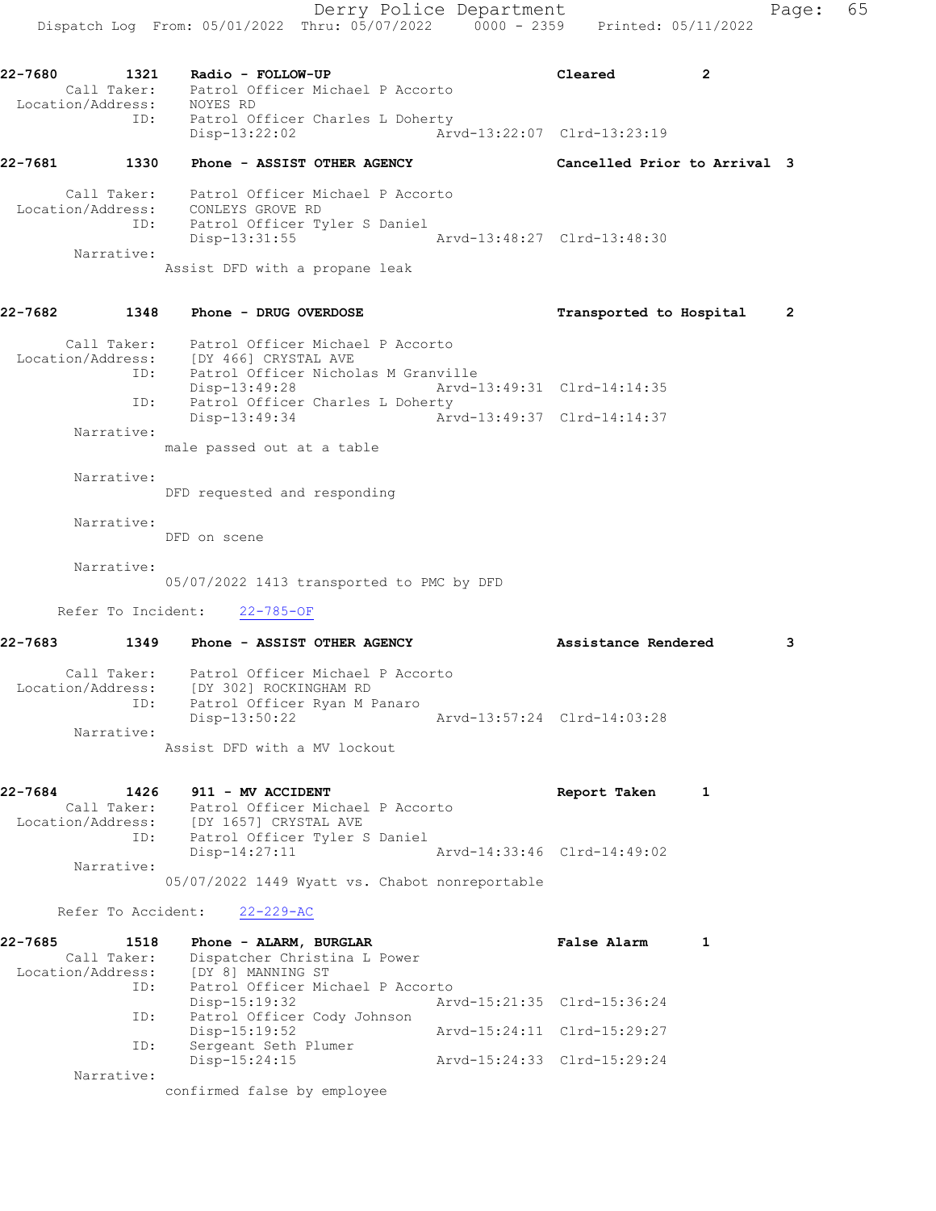22-7680 1321 Radio - FOLLOW-UP Cleared 2
Call Taker: Patrol Officer Michael P Accorto
Location/Address: NOYES RD
ID: Patrol Officer Charles L Doherty
Disp-13:22:02 Arvd-13:22:07 Clrd-13:23:19

22-7681 1330 Phone - ASSIST OTHER AGENCY Cancelled Prior to Arrival 3
Call Taker: Patrol Officer Michael P Accorto
Location/Address: CONLEYS GROVE RD
ID: Patrol Officer Tyler S Daniel
Disp-13:31:55 Arvd-13:48:27 Clrd-13:48:30
Narrative:
Assist DFD with a propane leak

22-7682 1348 Phone - DRUG OVERDOSE Transported to Hospital 2
Call Taker: Patrol Officer Michael P Accorto
Location/Address: [DY 466] CRYSTAL AVE
ID: Patrol Officer Nicholas M Granville
Disp-13:49:28 Arvd-13:49:31 Clrd-14:14:35
ID: Patrol Officer Charles L Doherty
Disp-13:49:34 Arvd-13:49:37 Clrd-14:14:37
Narrative:
male passed out at a table
Narrative:
DFD requested and responding
Narrative:
DFD on scene
Narrative:
05/07/2022 1413 transported to PMC by DFD
Refer To Incident: 22-785-OF

22-7683 1349 Phone - ASSIST OTHER AGENCY Assistance Rendered 3
Call Taker: Patrol Officer Michael P Accorto
Location/Address: [DY 302] ROCKINGHAM RD
ID: Patrol Officer Ryan M Panaro
Disp-13:50:22 Arvd-13:57:24 Clrd-14:03:28
Narrative:
Assist DFD with a MV lockout

22-7684 1426 911 - MV ACCIDENT Report Taken 1
Call Taker: Patrol Officer Michael P Accorto
Location/Address: [DY 1657] CRYSTAL AVE
ID: Patrol Officer Tyler S Daniel
Disp-14:27:11 Arvd-14:33:46 Clrd-14:49:02
Narrative:
05/07/2022 1449 Wyatt vs. Chabot nonreportable
Refer To Accident: 22-229-AC

22-7685 1518 Phone - ALARM, BURGLAR False Alarm 1
Call Taker: Dispatcher Christina L Power
Location/Address: [DY 8] MANNING ST
ID: Patrol Officer Michael P Accorto
Disp-15:19:32 Arvd-15:21:35 Clrd-15:36:24
ID: Patrol Officer Cody Johnson
Disp-15:19:52 Arvd-15:24:11 Clrd-15:29:27
ID: Sergeant Seth Plumer
Disp-15:24:15 Arvd-15:24:33 Clrd-15:29:24
Narrative:
confirmed false by employee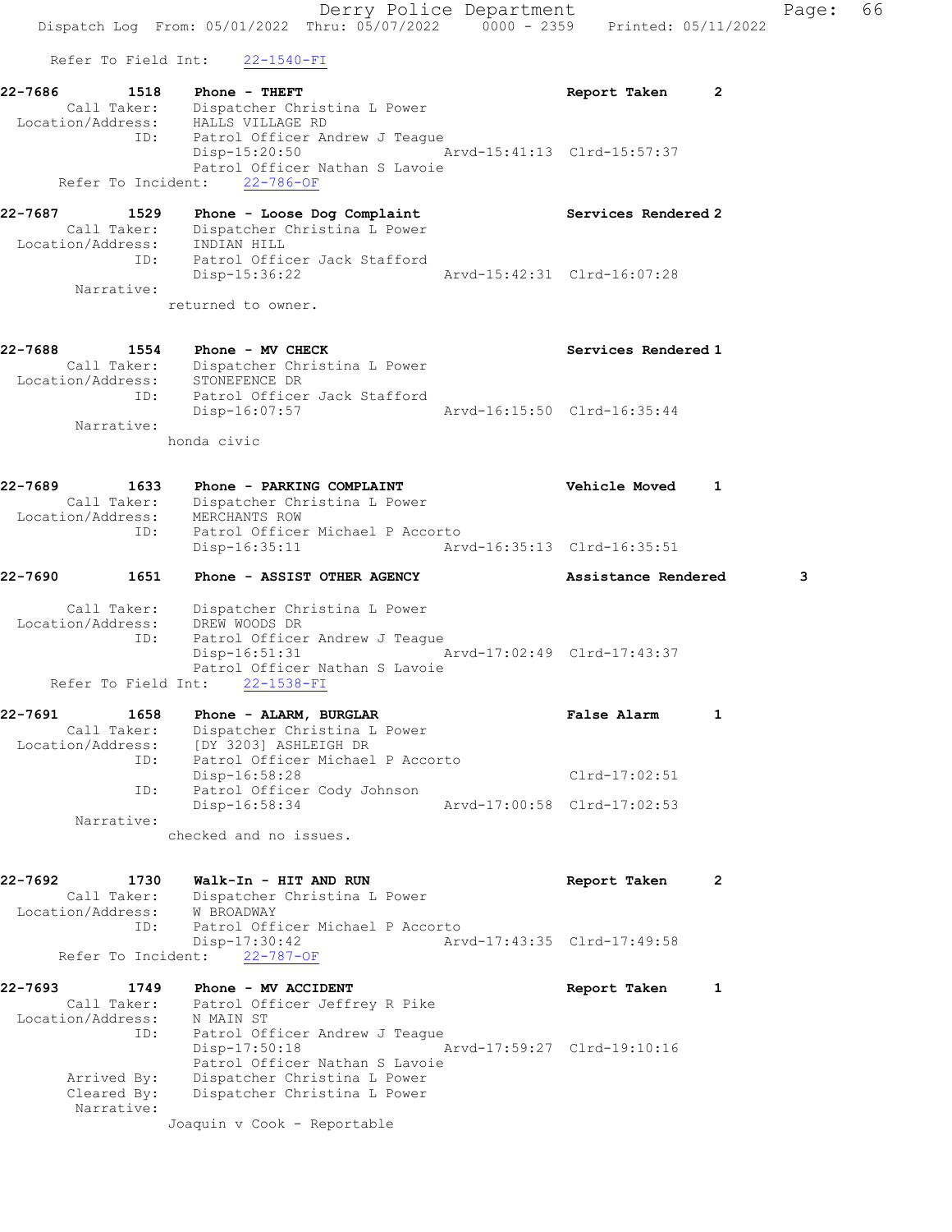Refer To Field Int: 22-1540-FI

22-7686 1518 Phone - THEFT Report Taken 2
Call Taker: Dispatcher Christina L Power
Location/Address: HALLS VILLAGE RD
ID: Patrol Officer Andrew J Teague
Disp-15:20:50 Arvd-15:41:13 Clrd-15:57:37
Patrol Officer Nathan S Lavoie
Refer To Incident: 22-786-OF

22-7687 1529 Phone - Loose Dog Complaint Services Rendered 2
Call Taker: Dispatcher Christina L Power
Location/Address: INDIAN HILL
ID: Patrol Officer Jack Stafford
Disp-15:36:22 Arvd-15:42:31 Clrd-16:07:28
Narrative:
returned to owner.

22-7688 1554 Phone - MV CHECK Services Rendered 1
Call Taker: Dispatcher Christina L Power
Location/Address: STONEFENCE DR
ID: Patrol Officer Jack Stafford
Disp-16:07:57 Arvd-16:15:50 Clrd-16:35:44
Narrative:
honda civic

22-7689 1633 Phone - PARKING COMPLAINT Vehicle Moved 1
Call Taker: Dispatcher Christina L Power
Location/Address: MERCHANTS ROW
ID: Patrol Officer Michael P Accorto
Disp-16:35:11 Arvd-16:35:13 Clrd-16:35:51

22-7690 1651 Phone - ASSIST OTHER AGENCY Assistance Rendered 3
Call Taker: Dispatcher Christina L Power
Location/Address: DREW WOODS DR
ID: Patrol Officer Andrew J Teague
Disp-16:51:31 Arvd-17:02:49 Clrd-17:43:37
Patrol Officer Nathan S Lavoie
Refer To Field Int: 22-1538-FI

22-7691 1658 Phone - ALARM, BURGLAR False Alarm 1
Call Taker: Dispatcher Christina L Power
Location/Address: [DY 3203] ASHLEIGH DR
ID: Patrol Officer Michael P Accorto
Disp-16:58:28 Clrd-17:02:51
ID: Patrol Officer Cody Johnson
Disp-16:58:34 Arvd-17:00:58 Clrd-17:02:53
Narrative:
checked and no issues.

22-7692 1730 Walk-In - HIT AND RUN Report Taken 2
Call Taker: Dispatcher Christina L Power
Location/Address: W BROADWAY
ID: Patrol Officer Michael P Accorto
Disp-17:30:42 Arvd-17:43:35 Clrd-17:49:58
Refer To Incident: 22-787-OF

22-7693 1749 Phone - MV ACCIDENT Report Taken 1
Call Taker: Patrol Officer Jeffrey R Pike
Location/Address: N MAIN ST
ID: Patrol Officer Andrew J Teague
Disp-17:50:18 Arvd-17:59:27 Clrd-19:10:16
Patrol Officer Nathan S Lavoie
Arrived By: Dispatcher Christina L Power
Cleared By: Dispatcher Christina L Power
Narrative:
Joaquin v Cook - Reportable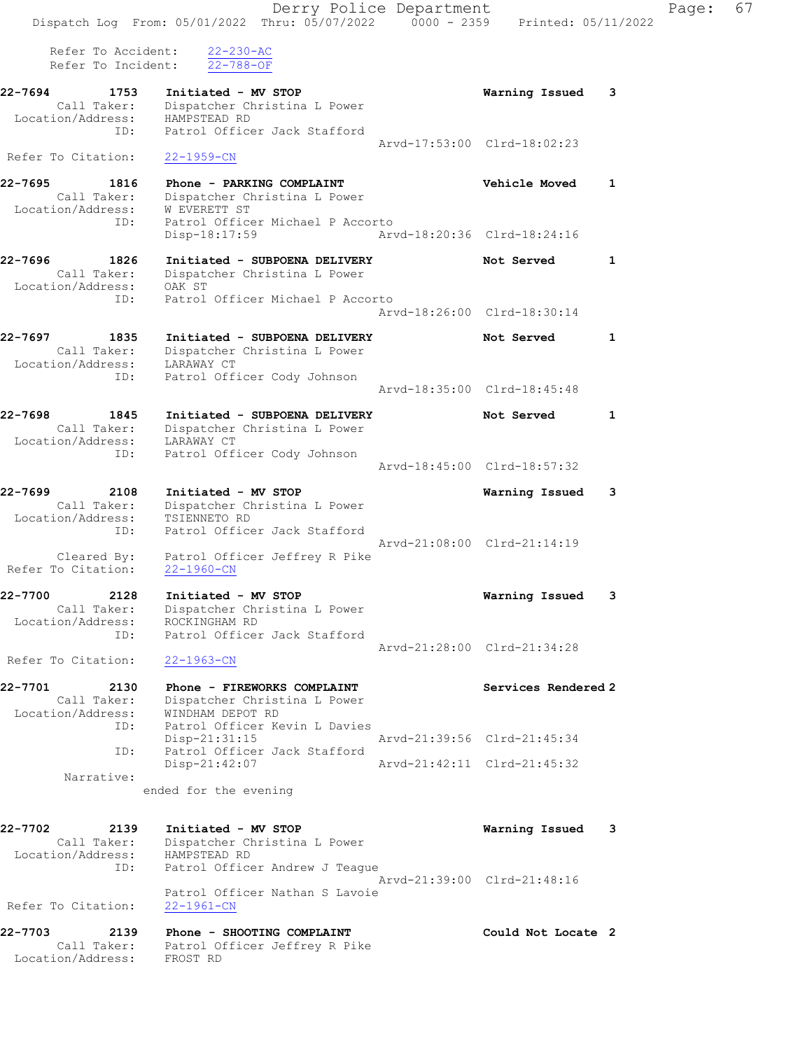Refer To Accident: 22-230-AC
Refer To Incident: 22-788-OF

**22-7694** 1753 **Initiated - MV STOP** **Warning Issued** 3
Call Taker: Dispatcher Christina L Power
Location/Address: HAMPSTEAD RD
ID: Patrol Officer Jack Stafford
Arvd-17:53:00 Clrd-18:02:23
Refer To Citation: 22-1959-CN

**22-7695** 1816 **Phone - PARKING COMPLAINT** **Vehicle Moved** 1
Call Taker: Dispatcher Christina L Power
Location/Address: W EVERETT ST
ID: Patrol Officer Michael P Accorto
Disp-18:17:59 Arvd-18:20:36 Clrd-18:24:16

**22-7696** 1826 **Initiated - SUBPOENA DELIVERY** **Not Served** 1
Call Taker: Dispatcher Christina L Power
Location/Address: OAK ST
ID: Patrol Officer Michael P Accorto
Arvd-18:26:00 Clrd-18:30:14

**22-7697** 1835 **Initiated - SUBPOENA DELIVERY** **Not Served** 1
Call Taker: Dispatcher Christina L Power
Location/Address: LARAWAY CT
ID: Patrol Officer Cody Johnson
Arvd-18:35:00 Clrd-18:45:48

**22-7698** 1845 **Initiated - SUBPOENA DELIVERY** **Not Served** 1
Call Taker: Dispatcher Christina L Power
Location/Address: LARAWAY CT
ID: Patrol Officer Cody Johnson
Arvd-18:45:00 Clrd-18:57:32

**22-7699** 2108 **Initiated - MV STOP** **Warning Issued** 3
Call Taker: Dispatcher Christina L Power
Location/Address: TSIENNETO RD
ID: Patrol Officer Jack Stafford
Arvd-21:08:00 Clrd-21:14:19
Cleared By: Patrol Officer Jeffrey R Pike
Refer To Citation: 22-1960-CN

**22-7700** 2128 **Initiated - MV STOP** **Warning Issued** 3
Call Taker: Dispatcher Christina L Power
Location/Address: ROCKINGHAM RD
ID: Patrol Officer Jack Stafford
Arvd-21:28:00 Clrd-21:34:28
Refer To Citation: 22-1963-CN

**22-7701** 2130 **Phone - FIREWORKS COMPLAINT** **Services Rendered** 2
Call Taker: Dispatcher Christina L Power
Location/Address: WINDHAM DEPOT RD
ID: Patrol Officer Kevin L Davies
Disp-21:31:15 Arvd-21:39:56 Clrd-21:45:34
ID: Patrol Officer Jack Stafford
Disp-21:42:07 Arvd-21:42:11 Clrd-21:45:32
Narrative:
ended for the evening

**22-7702** 2139 **Initiated - MV STOP** **Warning Issued** 3
Call Taker: Dispatcher Christina L Power
Location/Address: HAMPSTEAD RD
ID: Patrol Officer Andrew J Teague
Arvd-21:39:00 Clrd-21:48:16
Patrol Officer Nathan S Lavoie
Refer To Citation: 22-1961-CN

**22-7703** 2139 **Phone - SHOOTING COMPLAINT** **Could Not Locate** 2
Call Taker: Patrol Officer Jeffrey R Pike
Location/Address: FROST RD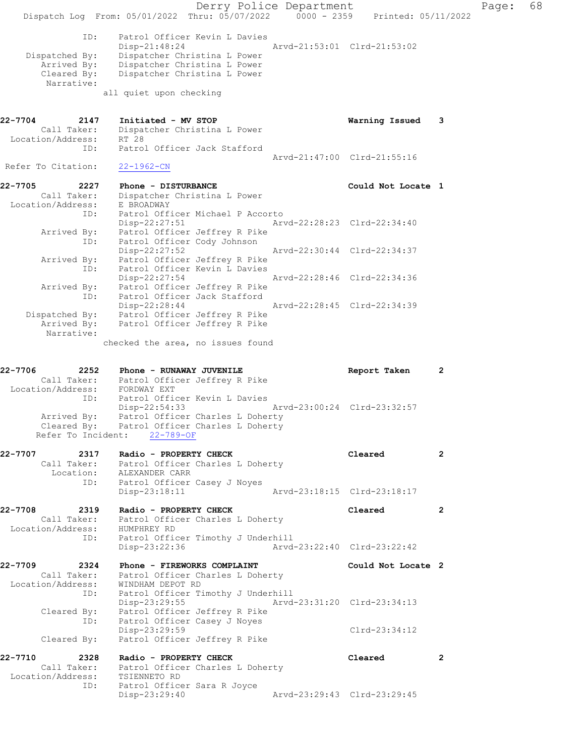```
            ID:      Patrol Officer Kevin L Davies
                     Disp-21:48:24                  Arvd-21:53:01  Clrd-21:53:02
 Dispatched By:      Dispatcher Christina L Power
    Arrived By:      Dispatcher Christina L Power
    Cleared By:      Dispatcher Christina L Power
     Narrative:
                   all quiet upon checking


22-7704         2147   Initiated - MV STOP                         Warning Issued    3
     Call Taker:       Dispatcher Christina L Power
Location/Address:      RT 28
             ID:       Patrol Officer Jack Stafford
                                                    Arvd-21:47:00  Clrd-21:55:16
Refer To Citation:     22-1962-CN

22-7705         2227   Phone - DISTURBANCE                         Could Not Locate 1
     Call Taker:       Dispatcher Christina L Power
Location/Address:      E BROADWAY
             ID:       Patrol Officer Michael P Accorto
                       Disp-22:27:51                Arvd-22:28:23  Clrd-22:34:40
     Arrived By:       Patrol Officer Jeffrey R Pike
             ID:       Patrol Officer Cody Johnson
                       Disp-22:27:52                Arvd-22:30:44  Clrd-22:34:37
     Arrived By:       Patrol Officer Jeffrey R Pike
             ID:       Patrol Officer Kevin L Davies
                       Disp-22:27:54                Arvd-22:28:46  Clrd-22:34:36
     Arrived By:       Patrol Officer Jeffrey R Pike
             ID:       Patrol Officer Jack Stafford
                       Disp-22:28:44                Arvd-22:28:45  Clrd-22:34:39
  Dispatched By:       Patrol Officer Jeffrey R Pike
     Arrived By:       Patrol Officer Jeffrey R Pike
      Narrative:
                   checked the area, no issues found


22-7706         2252   Phone - RUNAWAY JUVENILE                    Report Taken      2
     Call Taker:       Patrol Officer Jeffrey R Pike
Location/Address:      FORDWAY EXT
             ID:       Patrol Officer Kevin L Davies
                       Disp-22:54:33                Arvd-23:00:24  Clrd-23:32:57
     Arrived By:       Patrol Officer Charles L Doherty
     Cleared By:       Patrol Officer Charles L Doherty
  Refer To Incident:     22-789-OF

22-7707         2317   Radio - PROPERTY CHECK                      Cleared           2
     Call Taker:       Patrol Officer Charles L Doherty
       Location:       ALEXANDER CARR
             ID:       Patrol Officer Casey J Noyes
                       Disp-23:18:11                Arvd-23:18:15  Clrd-23:18:17

22-7708         2319   Radio - PROPERTY CHECK                      Cleared           2
     Call Taker:       Patrol Officer Charles L Doherty
Location/Address:      HUMPHREY RD
             ID:       Patrol Officer Timothy J Underhill
                       Disp-23:22:36                Arvd-23:22:40  Clrd-23:22:42

22-7709         2324   Phone - FIREWORKS COMPLAINT                 Could Not Locate 2
     Call Taker:       Patrol Officer Charles L Doherty
Location/Address:      WINDHAM DEPOT RD
             ID:       Patrol Officer Timothy J Underhill
                       Disp-23:29:55                Arvd-23:31:20  Clrd-23:34:13
     Cleared By:       Patrol Officer Jeffrey R Pike
             ID:       Patrol Officer Casey J Noyes
                       Disp-23:29:59                               Clrd-23:34:12
     Cleared By:       Patrol Officer Jeffrey R Pike

22-7710         2328   Radio - PROPERTY CHECK                      Cleared           2
     Call Taker:       Patrol Officer Charles L Doherty
Location/Address:      TSIENNETO RD
             ID:       Patrol Officer Sara R Joyce
                       Disp-23:29:40                Arvd-23:29:43  Clrd-23:29:45
```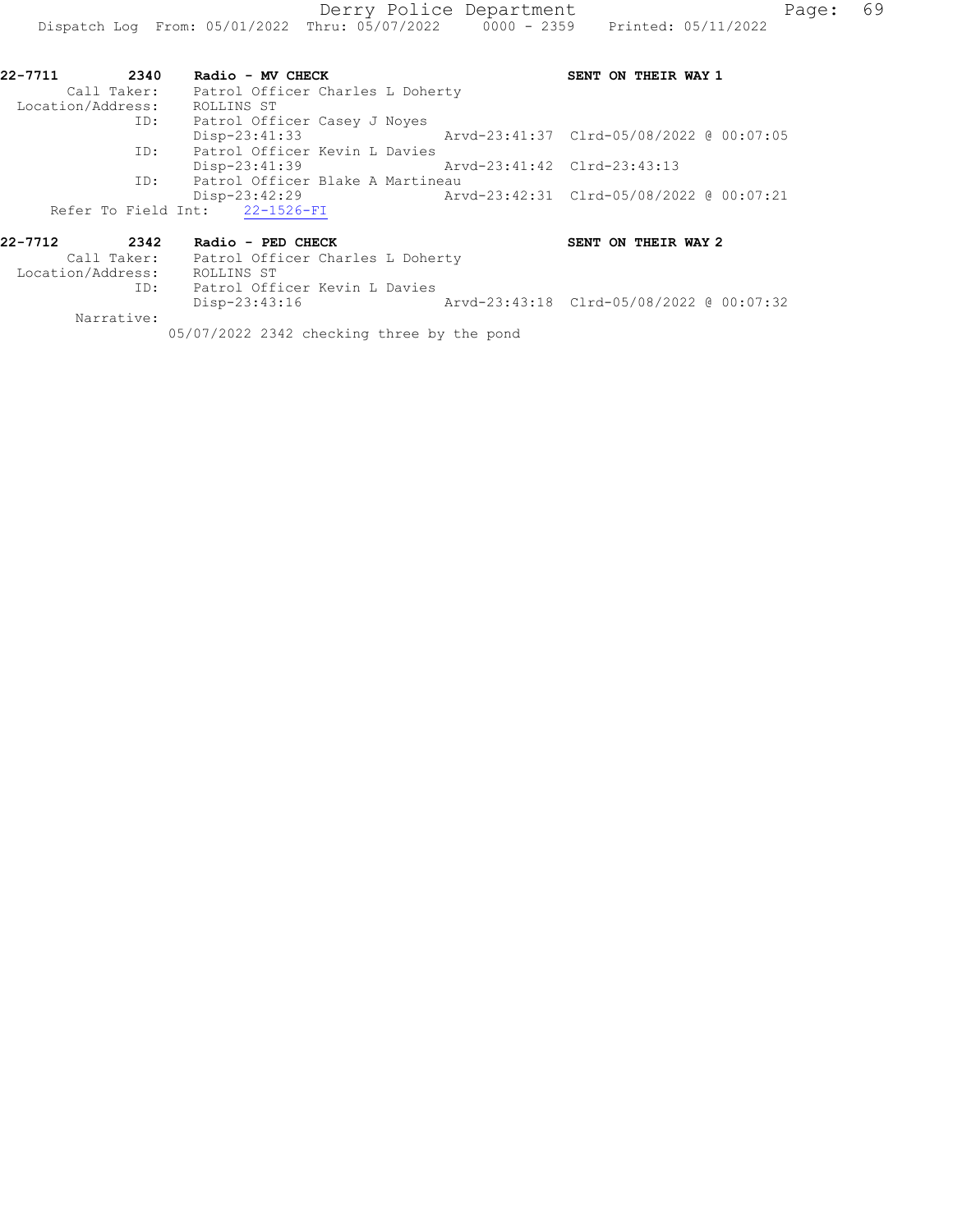**22-7711 2340 Radio - MV CHECK** **SENT ON THEIR WAY 1**

Call Taker: Patrol Officer Charles L Doherty
Location/Address: ROLLINS ST
ID: Patrol Officer Casey J Noyes
Disp-23:41:33 Arvd-23:41:37 Clrd-05/08/2022 @ 00:07:05
ID: Patrol Officer Kevin L Davies
Disp-23:41:39 Arvd-23:41:42 Clrd-23:43:13
ID: Patrol Officer Blake A Martineau
Disp-23:42:29 Arvd-23:42:31 Clrd-05/08/2022 @ 00:07:21
Refer To Field Int: 22-1526-FI

**22-7712 2342 Radio - PED CHECK** **SENT ON THEIR WAY 2**

Call Taker: Patrol Officer Charles L Doherty
Location/Address: ROLLINS ST
ID: Patrol Officer Kevin L Davies
Disp-23:43:16 Arvd-23:43:18 Clrd-05/08/2022 @ 00:07:32
Narrative:
05/07/2022 2342 checking three by the pond